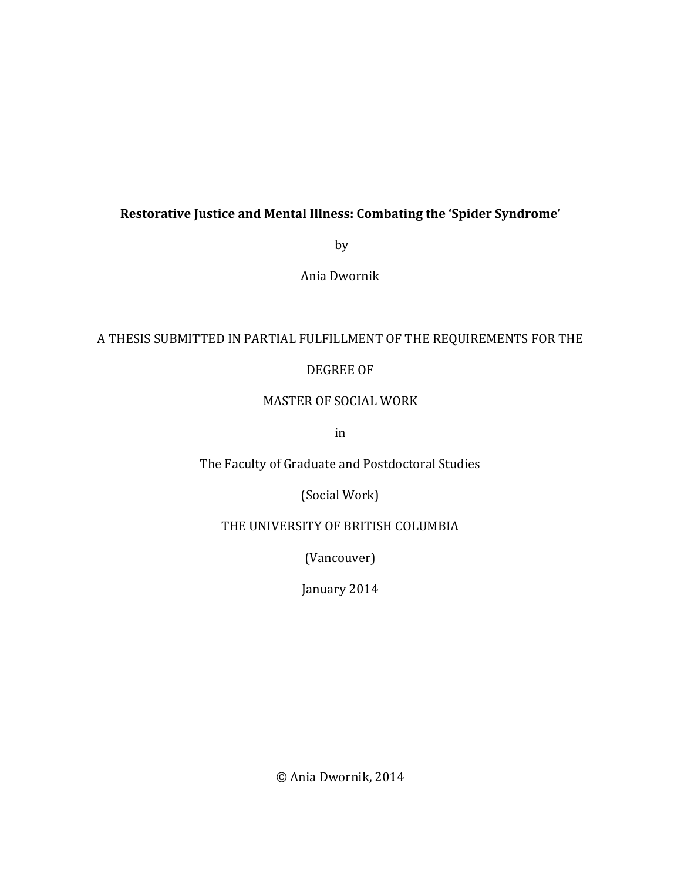**Restorative Justice and Mental Illness: Combating the 'Spider Syndrome'**

by

Ania Dwornik

A THESIS SUBMITTED IN PARTIAL FULFILLMENT OF THE REQUIREMENTS FOR THE

DEGREE OF

MASTER OF SOCIAL WORK

in

The Faculty of Graduate and Postdoctoral Studies

(Social Work)

THE UNIVERSITY OF BRITISH COLUMBIA

(Vancouver)

January 2014

© Ania Dwornik, 2014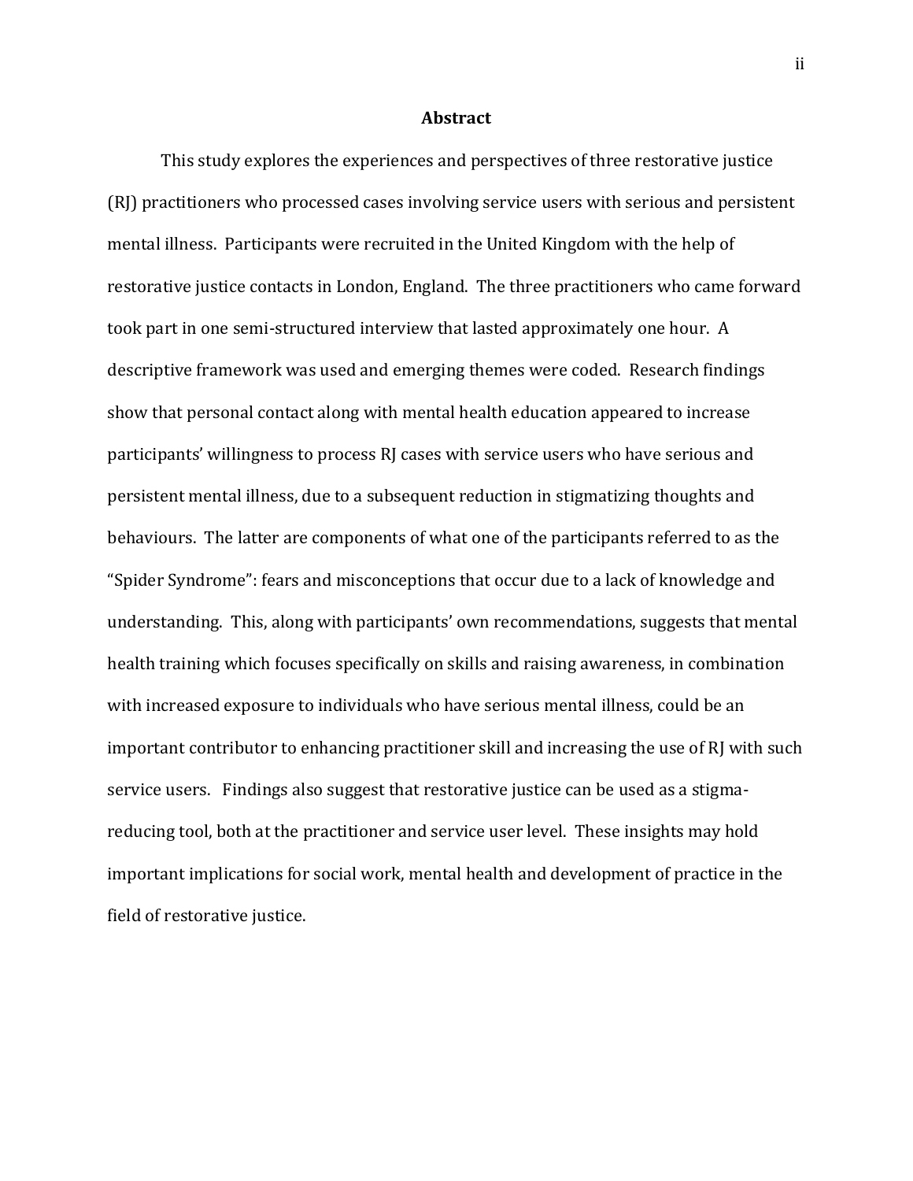# Abstract

This study explores the experiences and perspectives of three restorative justice (RJ) practitioners who processed cases involving service users with serious and persistent mental illness. Participants were recruited in the United Kingdom with the help of restorative justice contacts in London, England. The three practitioners who came forward took part in one semi-structured interview that lasted approximately one hour. A descriptive framework was used and emerging themes were coded. Research findings show that personal contact along with mental health education appeared to increase participants' willingness to process RJ cases with service users who have serious and persistent mental illness, due to a subsequent reduction in stigmatizing thoughts and behaviours. The latter are components of what one of the participants referred to as the "Spider Syndrome": fears and misconceptions that occur due to a lack of knowledge and understanding. This, along with participants' own recommendations, suggests that mental health training which focuses specifically on skills and raising awareness, in combination with increased exposure to individuals who have serious mental illness, could be an important contributor to enhancing practitioner skill and increasing the use of RJ with such service users. Findings also suggest that restorative justice can be used as a stigma-reducing tool, both at the practitioner and service user level. These insights may hold important implications for social work, mental health and development of practice in the field of restorative justice.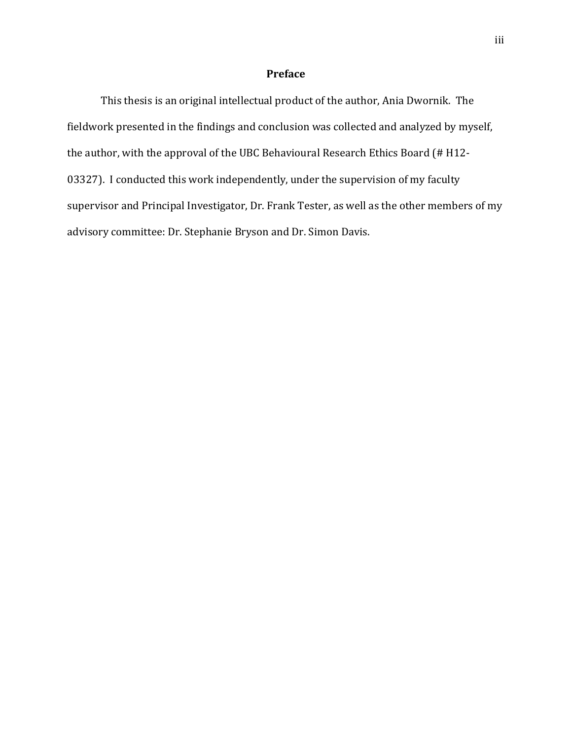# Preface

This thesis is an original intellectual product of the author, Ania Dwornik. The fieldwork presented in the findings and conclusion was collected and analyzed by myself, the author, with the approval of the UBC Behavioural Research Ethics Board (# H12-03327). I conducted this work independently, under the supervision of my faculty supervisor and Principal Investigator, Dr. Frank Tester, as well as the other members of my advisory committee: Dr. Stephanie Bryson and Dr. Simon Davis.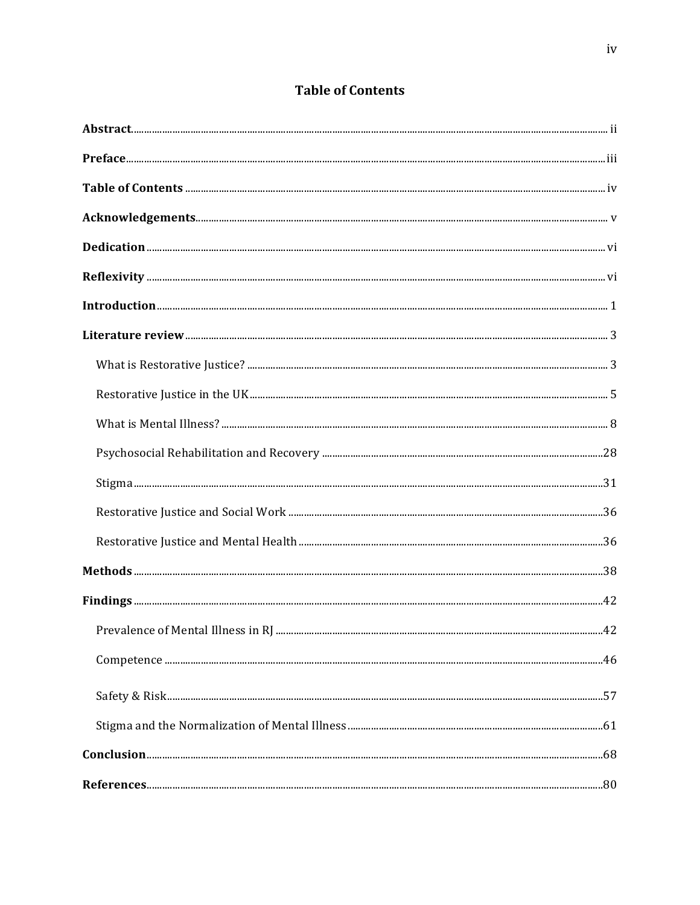# Table of Contents

**Abstract** ........ ii

**Preface** ........ iii

**Table of Contents** ........ iv

**Acknowledgements** ........ v

**Dedication** ........ vi

**Reflexivity** ........ vi

**Introduction** ........ 1

**Literature review** ........ 3

- What is Restorative Justice? ........ 3
- Restorative Justice in the UK ........ 5
- What is Mental Illness? ........ 8
- Psychosocial Rehabilitation and Recovery ........ 28
- Stigma ........ 31
- Restorative Justice and Social Work ........ 36
- Restorative Justice and Mental Health ........ 36

**Methods** ........ 38

**Findings** ........ 42

- Prevalence of Mental Illness in RJ ........ 42
- Competence ........ 46
- Safety & Risk ........ 57
- Stigma and the Normalization of Mental Illness ........ 61

**Conclusion** ........ 68

**References** ........ 80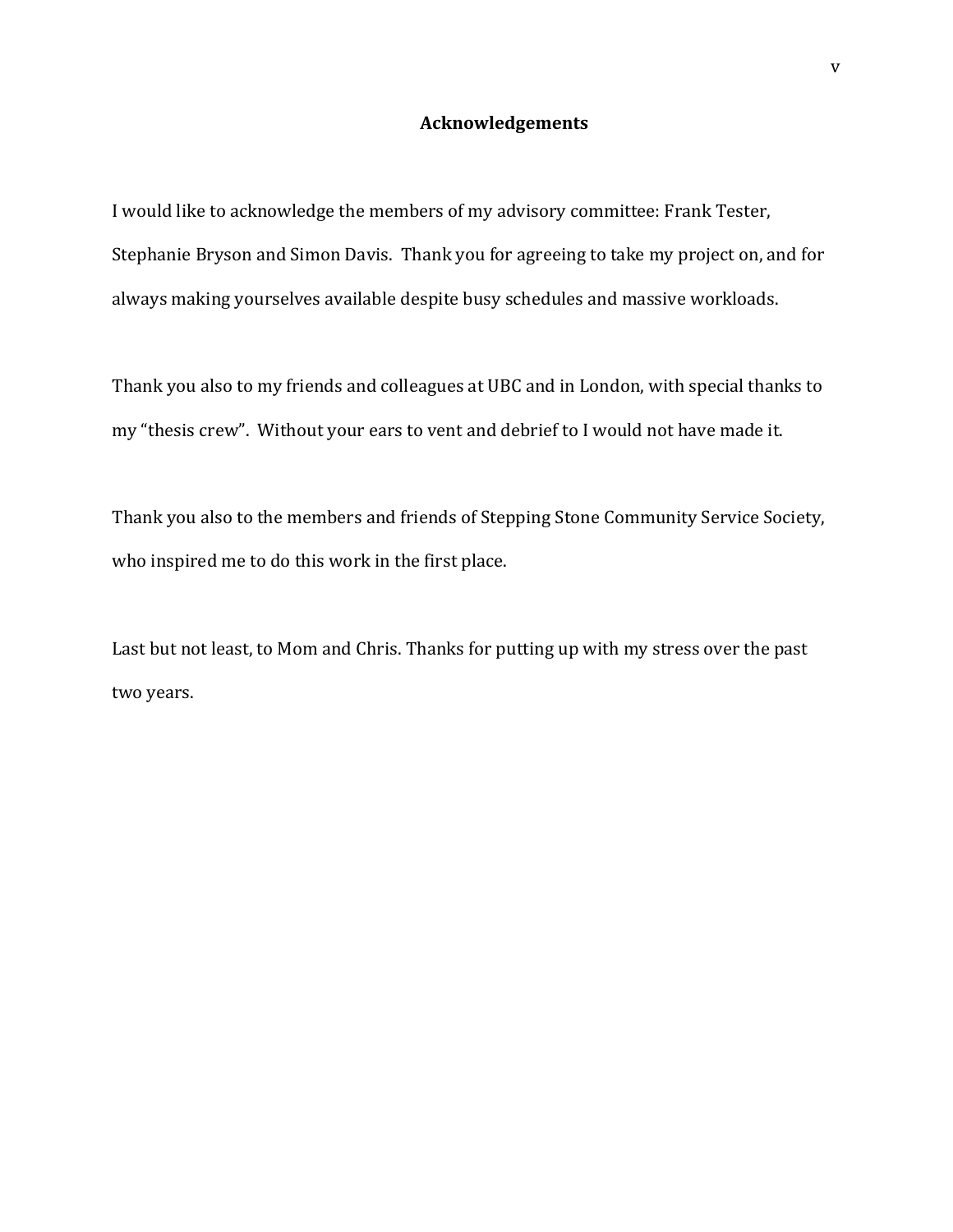# Acknowledgements

I would like to acknowledge the members of my advisory committee: Frank Tester, Stephanie Bryson and Simon Davis. Thank you for agreeing to take my project on, and for always making yourselves available despite busy schedules and massive workloads.

Thank you also to my friends and colleagues at UBC and in London, with special thanks to my "thesis crew". Without your ears to vent and debrief to I would not have made it.

Thank you also to the members and friends of Stepping Stone Community Service Society, who inspired me to do this work in the first place.

Last but not least, to Mom and Chris. Thanks for putting up with my stress over the past two years.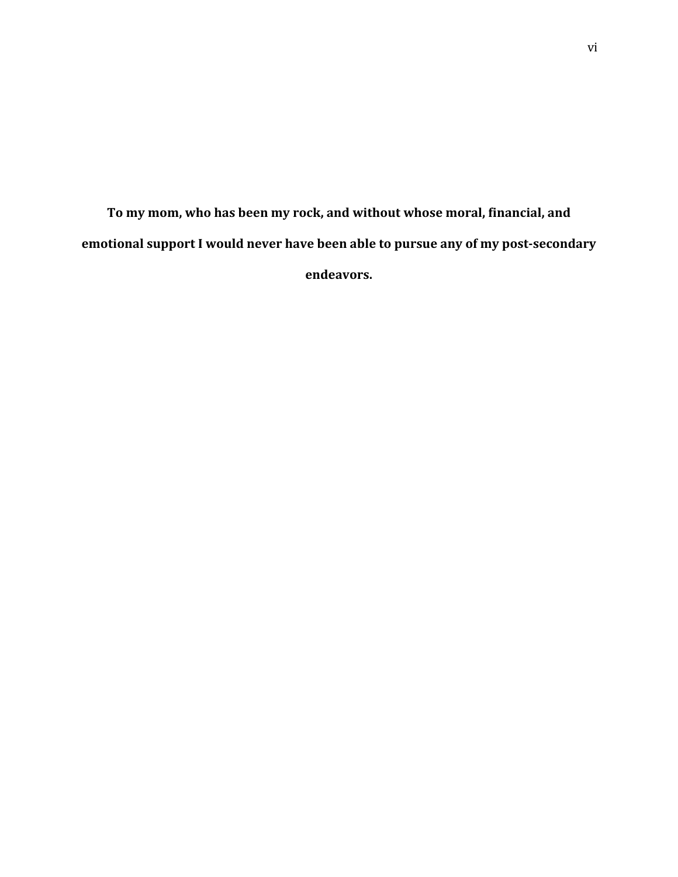**To my mom, who has been my rock, and without whose moral, financial, and emotional support I would never have been able to pursue any of my post-secondary endeavors.**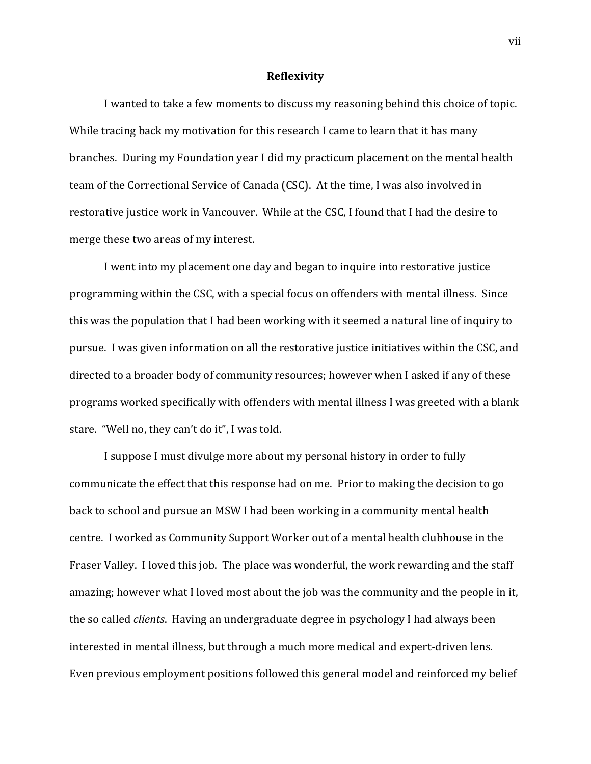# Reflexivity

I wanted to take a few moments to discuss my reasoning behind this choice of topic. While tracing back my motivation for this research I came to learn that it has many branches. During my Foundation year I did my practicum placement on the mental health team of the Correctional Service of Canada (CSC). At the time, I was also involved in restorative justice work in Vancouver. While at the CSC, I found that I had the desire to merge these two areas of my interest.

I went into my placement one day and began to inquire into restorative justice programming within the CSC, with a special focus on offenders with mental illness. Since this was the population that I had been working with it seemed a natural line of inquiry to pursue. I was given information on all the restorative justice initiatives within the CSC, and directed to a broader body of community resources; however when I asked if any of these programs worked specifically with offenders with mental illness I was greeted with a blank stare. "Well no, they can't do it", I was told.

I suppose I must divulge more about my personal history in order to fully communicate the effect that this response had on me. Prior to making the decision to go back to school and pursue an MSW I had been working in a community mental health centre. I worked as Community Support Worker out of a mental health clubhouse in the Fraser Valley. I loved this job. The place was wonderful, the work rewarding and the staff amazing; however what I loved most about the job was the community and the people in it, the so called *clients*. Having an undergraduate degree in psychology I had always been interested in mental illness, but through a much more medical and expert-driven lens. Even previous employment positions followed this general model and reinforced my belief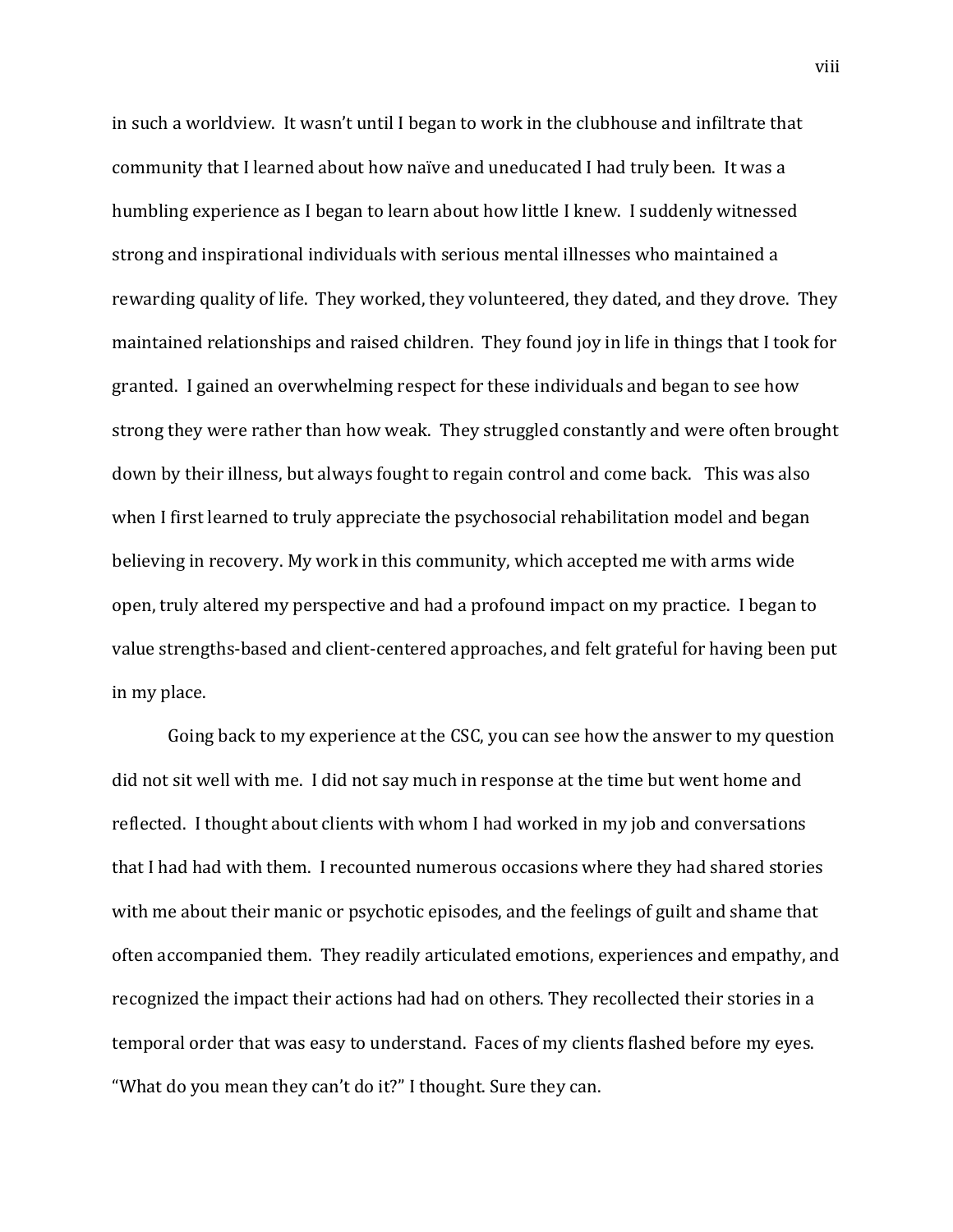in such a worldview. It wasn't until I began to work in the clubhouse and infiltrate that community that I learned about how naïve and uneducated I had truly been. It was a humbling experience as I began to learn about how little I knew. I suddenly witnessed strong and inspirational individuals with serious mental illnesses who maintained a rewarding quality of life. They worked, they volunteered, they dated, and they drove. They maintained relationships and raised children. They found joy in life in things that I took for granted. I gained an overwhelming respect for these individuals and began to see how strong they were rather than how weak. They struggled constantly and were often brought down by their illness, but always fought to regain control and come back. This was also when I first learned to truly appreciate the psychosocial rehabilitation model and began believing in recovery. My work in this community, which accepted me with arms wide open, truly altered my perspective and had a profound impact on my practice. I began to value strengths-based and client-centered approaches, and felt grateful for having been put in my place.

Going back to my experience at the CSC, you can see how the answer to my question did not sit well with me. I did not say much in response at the time but went home and reflected. I thought about clients with whom I had worked in my job and conversations that I had had with them. I recounted numerous occasions where they had shared stories with me about their manic or psychotic episodes, and the feelings of guilt and shame that often accompanied them. They readily articulated emotions, experiences and empathy, and recognized the impact their actions had had on others. They recollected their stories in a temporal order that was easy to understand. Faces of my clients flashed before my eyes. "What do you mean they can't do it?" I thought. Sure they can.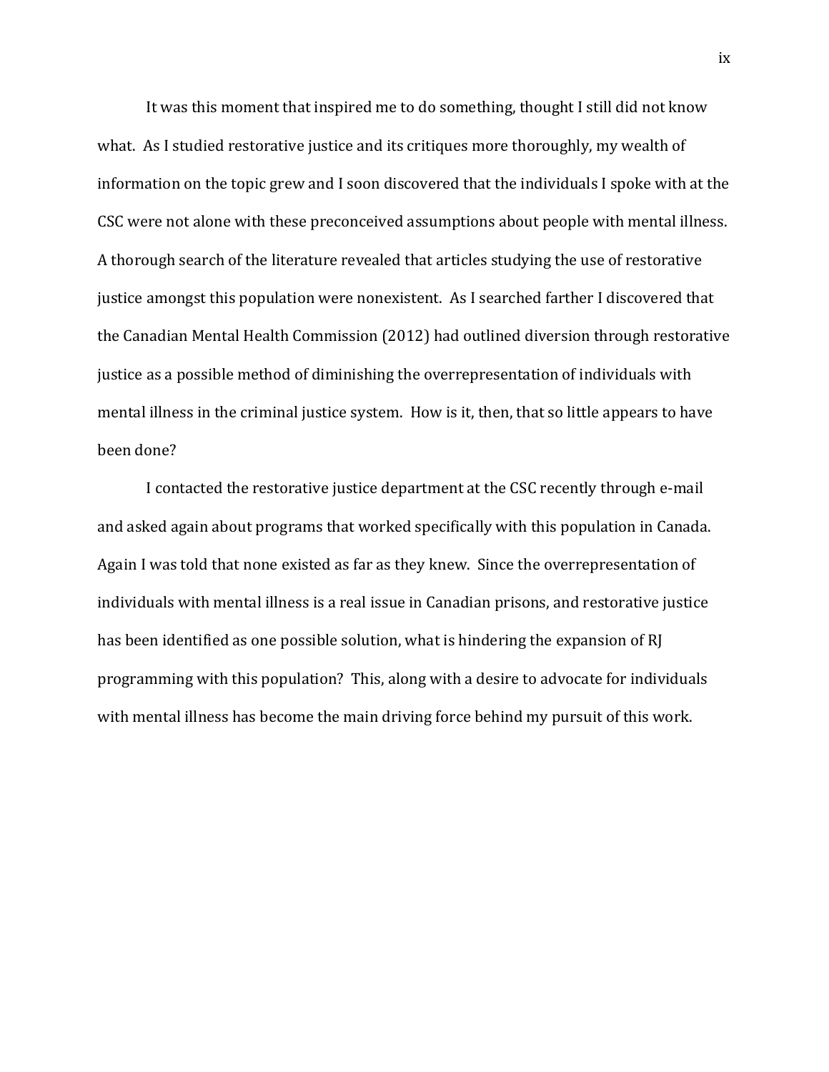It was this moment that inspired me to do something, thought I still did not know what. As I studied restorative justice and its critiques more thoroughly, my wealth of information on the topic grew and I soon discovered that the individuals I spoke with at the CSC were not alone with these preconceived assumptions about people with mental illness. A thorough search of the literature revealed that articles studying the use of restorative justice amongst this population were nonexistent. As I searched farther I discovered that the Canadian Mental Health Commission (2012) had outlined diversion through restorative justice as a possible method of diminishing the overrepresentation of individuals with mental illness in the criminal justice system. How is it, then, that so little appears to have been done?

I contacted the restorative justice department at the CSC recently through e-mail and asked again about programs that worked specifically with this population in Canada. Again I was told that none existed as far as they knew. Since the overrepresentation of individuals with mental illness is a real issue in Canadian prisons, and restorative justice has been identified as one possible solution, what is hindering the expansion of RJ programming with this population? This, along with a desire to advocate for individuals with mental illness has become the main driving force behind my pursuit of this work.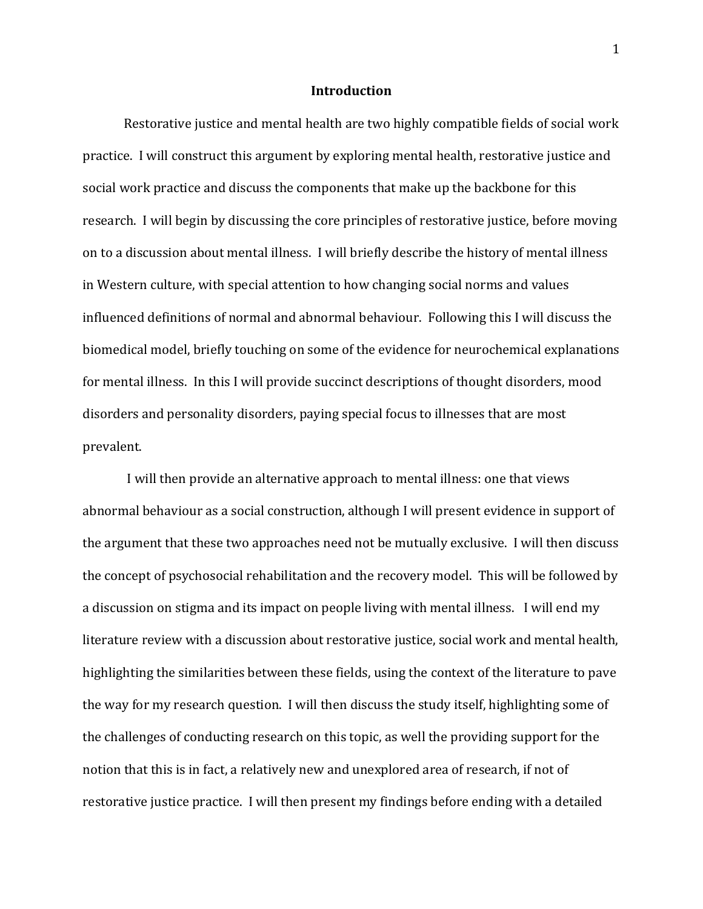## Introduction

Restorative justice and mental health are two highly compatible fields of social work practice. I will construct this argument by exploring mental health, restorative justice and social work practice and discuss the components that make up the backbone for this research. I will begin by discussing the core principles of restorative justice, before moving on to a discussion about mental illness. I will briefly describe the history of mental illness in Western culture, with special attention to how changing social norms and values influenced definitions of normal and abnormal behaviour. Following this I will discuss the biomedical model, briefly touching on some of the evidence for neurochemical explanations for mental illness. In this I will provide succinct descriptions of thought disorders, mood disorders and personality disorders, paying special focus to illnesses that are most prevalent.

I will then provide an alternative approach to mental illness: one that views abnormal behaviour as a social construction, although I will present evidence in support of the argument that these two approaches need not be mutually exclusive. I will then discuss the concept of psychosocial rehabilitation and the recovery model. This will be followed by a discussion on stigma and its impact on people living with mental illness. I will end my literature review with a discussion about restorative justice, social work and mental health, highlighting the similarities between these fields, using the context of the literature to pave the way for my research question. I will then discuss the study itself, highlighting some of the challenges of conducting research on this topic, as well the providing support for the notion that this is in fact, a relatively new and unexplored area of research, if not of restorative justice practice. I will then present my findings before ending with a detailed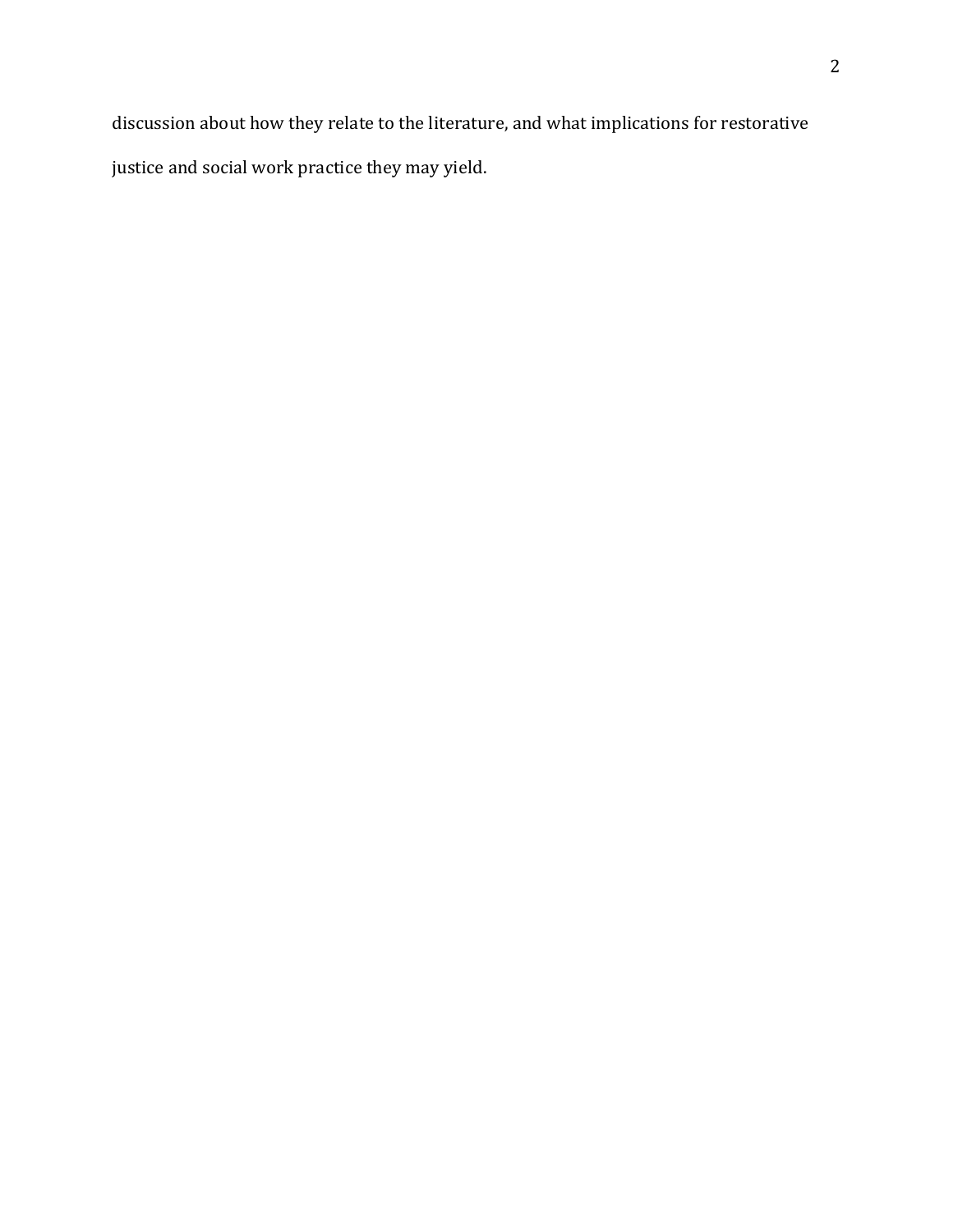discussion about how they relate to the literature, and what implications for restorative justice and social work practice they may yield.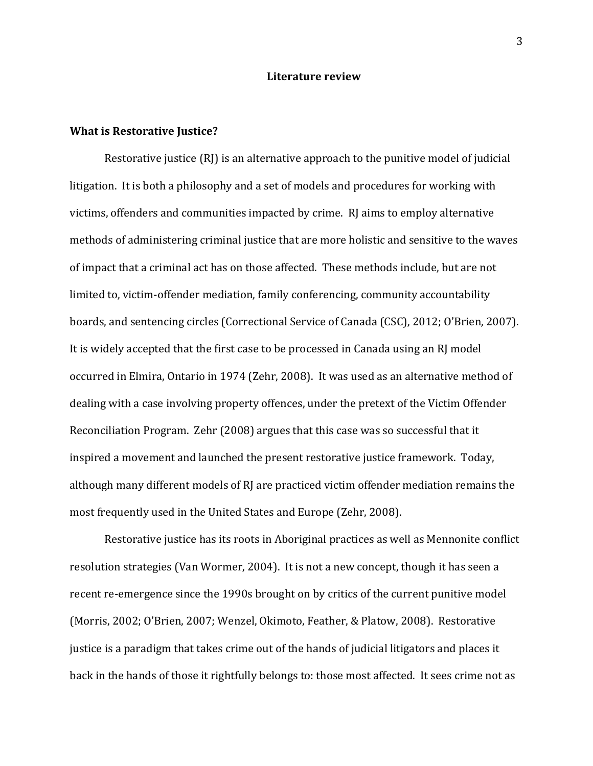## Literature review

### What is Restorative Justice?

Restorative justice (RJ) is an alternative approach to the punitive model of judicial litigation. It is both a philosophy and a set of models and procedures for working with victims, offenders and communities impacted by crime. RJ aims to employ alternative methods of administering criminal justice that are more holistic and sensitive to the waves of impact that a criminal act has on those affected. These methods include, but are not limited to, victim-offender mediation, family conferencing, community accountability boards, and sentencing circles (Correctional Service of Canada (CSC), 2012; O'Brien, 2007). It is widely accepted that the first case to be processed in Canada using an RJ model occurred in Elmira, Ontario in 1974 (Zehr, 2008). It was used as an alternative method of dealing with a case involving property offences, under the pretext of the Victim Offender Reconciliation Program. Zehr (2008) argues that this case was so successful that it inspired a movement and launched the present restorative justice framework. Today, although many different models of RJ are practiced victim offender mediation remains the most frequently used in the United States and Europe (Zehr, 2008).

Restorative justice has its roots in Aboriginal practices as well as Mennonite conflict resolution strategies (Van Wormer, 2004). It is not a new concept, though it has seen a recent re-emergence since the 1990s brought on by critics of the current punitive model (Morris, 2002; O'Brien, 2007; Wenzel, Okimoto, Feather, & Platow, 2008). Restorative justice is a paradigm that takes crime out of the hands of judicial litigators and places it back in the hands of those it rightfully belongs to: those most affected. It sees crime not as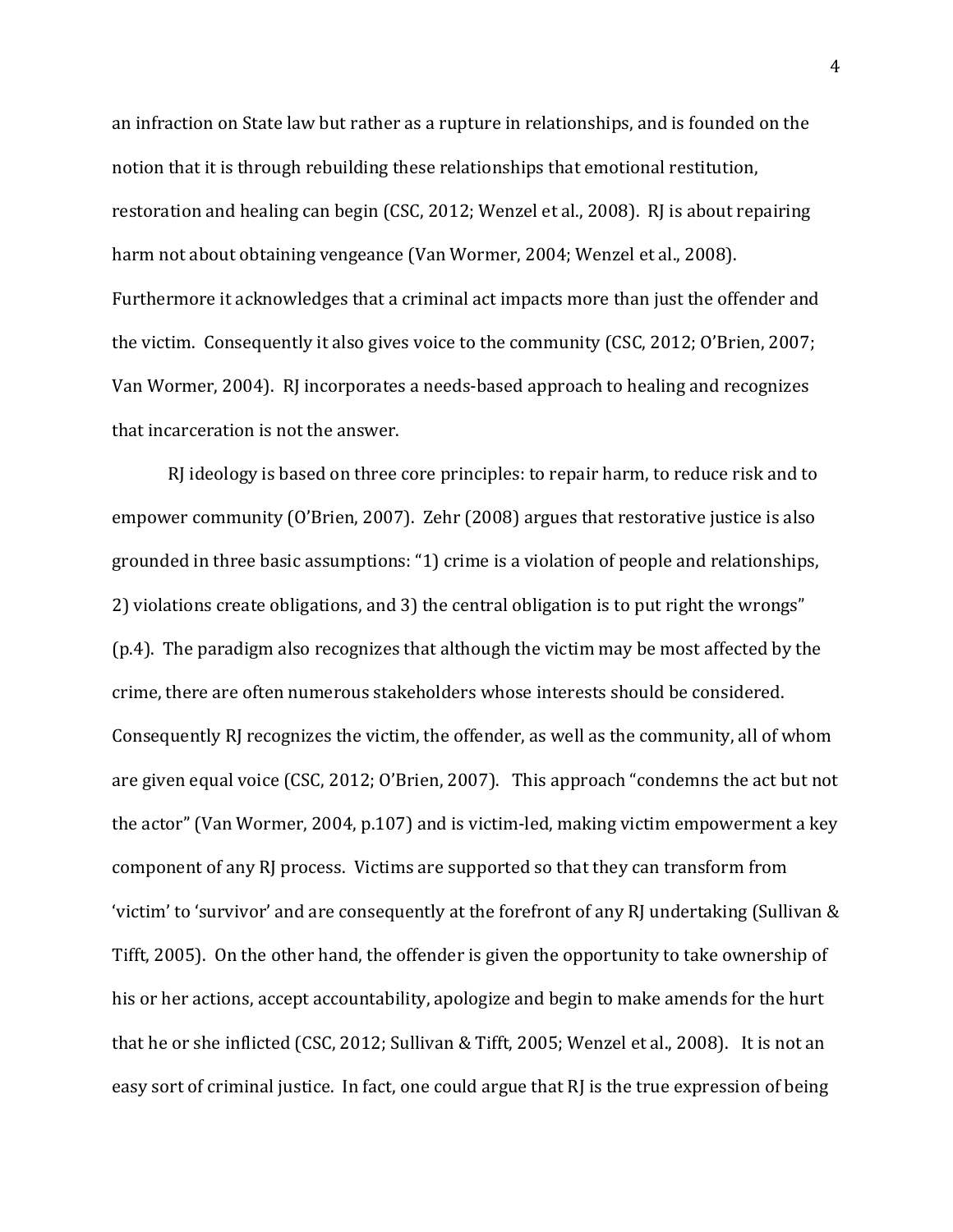an infraction on State law but rather as a rupture in relationships, and is founded on the notion that it is through rebuilding these relationships that emotional restitution, restoration and healing can begin (CSC, 2012; Wenzel et al., 2008). RJ is about repairing harm not about obtaining vengeance (Van Wormer, 2004; Wenzel et al., 2008). Furthermore it acknowledges that a criminal act impacts more than just the offender and the victim. Consequently it also gives voice to the community (CSC, 2012; O'Brien, 2007; Van Wormer, 2004). RJ incorporates a needs-based approach to healing and recognizes that incarceration is not the answer.

RJ ideology is based on three core principles: to repair harm, to reduce risk and to empower community (O'Brien, 2007). Zehr (2008) argues that restorative justice is also grounded in three basic assumptions: "1) crime is a violation of people and relationships, 2) violations create obligations, and 3) the central obligation is to put right the wrongs" (p.4). The paradigm also recognizes that although the victim may be most affected by the crime, there are often numerous stakeholders whose interests should be considered. Consequently RJ recognizes the victim, the offender, as well as the community, all of whom are given equal voice (CSC, 2012; O'Brien, 2007). This approach "condemns the act but not the actor" (Van Wormer, 2004, p.107) and is victim-led, making victim empowerment a key component of any RJ process. Victims are supported so that they can transform from 'victim' to 'survivor' and are consequently at the forefront of any RJ undertaking (Sullivan & Tifft, 2005). On the other hand, the offender is given the opportunity to take ownership of his or her actions, accept accountability, apologize and begin to make amends for the hurt that he or she inflicted (CSC, 2012; Sullivan & Tifft, 2005; Wenzel et al., 2008). It is not an easy sort of criminal justice. In fact, one could argue that RJ is the true expression of being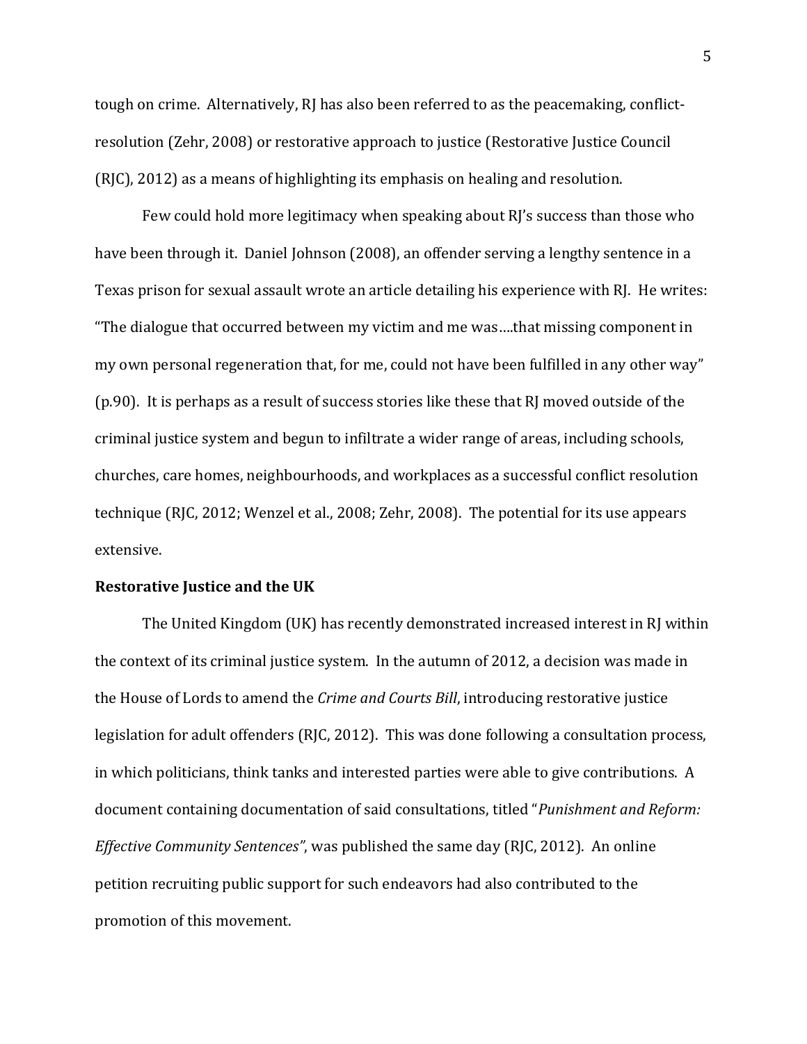tough on crime. Alternatively, RJ has also been referred to as the peacemaking, conflict-resolution (Zehr, 2008) or restorative approach to justice (Restorative Justice Council (RJC), 2012) as a means of highlighting its emphasis on healing and resolution.

Few could hold more legitimacy when speaking about RJ's success than those who have been through it. Daniel Johnson (2008), an offender serving a lengthy sentence in a Texas prison for sexual assault wrote an article detailing his experience with RJ. He writes: "The dialogue that occurred between my victim and me was….that missing component in my own personal regeneration that, for me, could not have been fulfilled in any other way" (p.90). It is perhaps as a result of success stories like these that RJ moved outside of the criminal justice system and begun to infiltrate a wider range of areas, including schools, churches, care homes, neighbourhoods, and workplaces as a successful conflict resolution technique (RJC, 2012; Wenzel et al., 2008; Zehr, 2008). The potential for its use appears extensive.

**Restorative Justice and the UK**

The United Kingdom (UK) has recently demonstrated increased interest in RJ within the context of its criminal justice system. In the autumn of 2012, a decision was made in the House of Lords to amend the *Crime and Courts Bill*, introducing restorative justice legislation for adult offenders (RJC, 2012). This was done following a consultation process, in which politicians, think tanks and interested parties were able to give contributions. A document containing documentation of said consultations, titled "*Punishment and Reform: Effective Community Sentences"*, was published the same day (RJC, 2012). An online petition recruiting public support for such endeavors had also contributed to the promotion of this movement.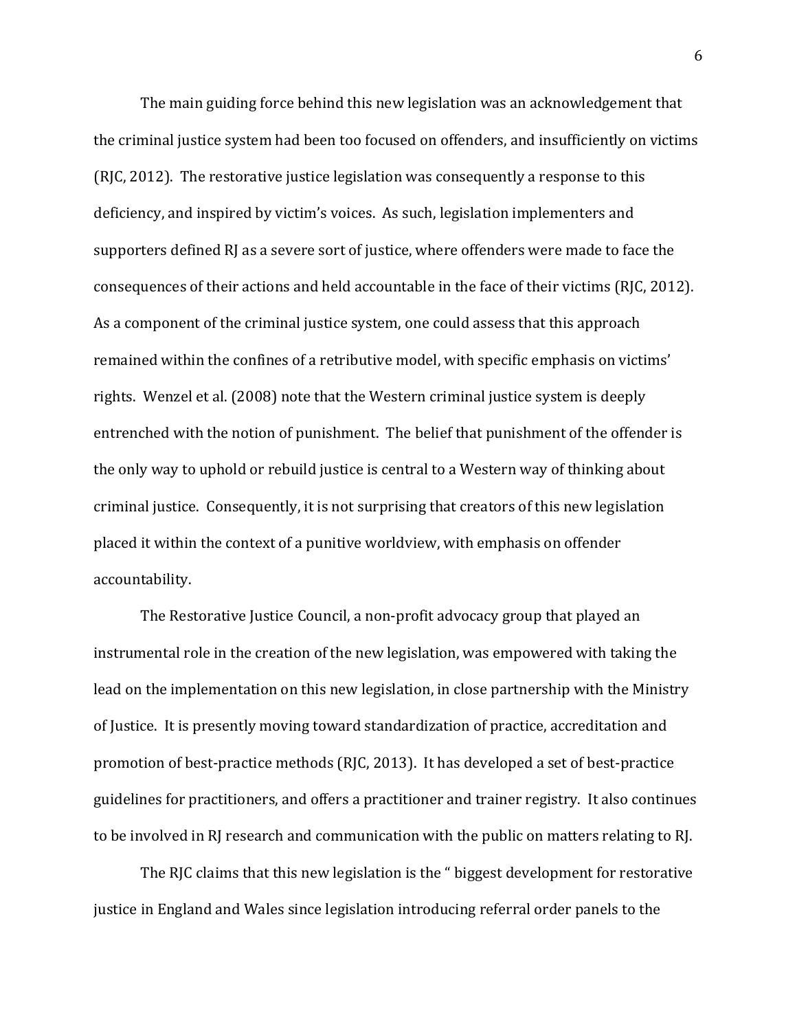The main guiding force behind this new legislation was an acknowledgement that the criminal justice system had been too focused on offenders, and insufficiently on victims (RJC, 2012). The restorative justice legislation was consequently a response to this deficiency, and inspired by victim's voices. As such, legislation implementers and supporters defined RJ as a severe sort of justice, where offenders were made to face the consequences of their actions and held accountable in the face of their victims (RJC, 2012). As a component of the criminal justice system, one could assess that this approach remained within the confines of a retributive model, with specific emphasis on victims' rights. Wenzel et al. (2008) note that the Western criminal justice system is deeply entrenched with the notion of punishment. The belief that punishment of the offender is the only way to uphold or rebuild justice is central to a Western way of thinking about criminal justice. Consequently, it is not surprising that creators of this new legislation placed it within the context of a punitive worldview, with emphasis on offender accountability.

The Restorative Justice Council, a non-profit advocacy group that played an instrumental role in the creation of the new legislation, was empowered with taking the lead on the implementation on this new legislation, in close partnership with the Ministry of Justice. It is presently moving toward standardization of practice, accreditation and promotion of best-practice methods (RJC, 2013). It has developed a set of best-practice guidelines for practitioners, and offers a practitioner and trainer registry. It also continues to be involved in RJ research and communication with the public on matters relating to RJ.

The RJC claims that this new legislation is the " biggest development for restorative justice in England and Wales since legislation introducing referral order panels to the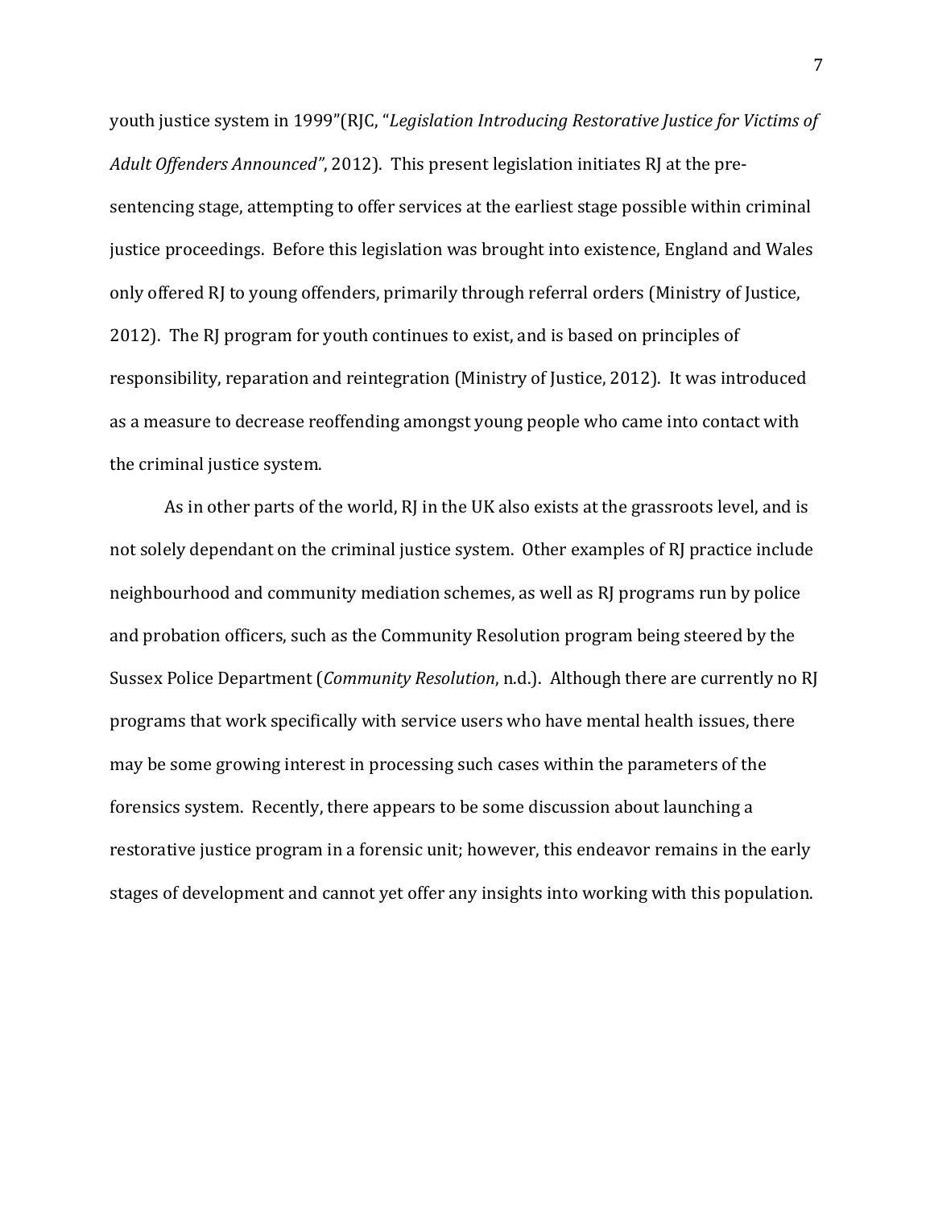youth justice system in 1999"(RJC, "*Legislation Introducing Restorative Justice for Victims of Adult Offenders Announced"*, 2012). This present legislation initiates RJ at the pre-sentencing stage, attempting to offer services at the earliest stage possible within criminal justice proceedings. Before this legislation was brought into existence, England and Wales only offered RJ to young offenders, primarily through referral orders (Ministry of Justice, 2012). The RJ program for youth continues to exist, and is based on principles of responsibility, reparation and reintegration (Ministry of Justice, 2012). It was introduced as a measure to decrease reoffending amongst young people who came into contact with the criminal justice system.

As in other parts of the world, RJ in the UK also exists at the grassroots level, and is not solely dependant on the criminal justice system. Other examples of RJ practice include neighbourhood and community mediation schemes, as well as RJ programs run by police and probation officers, such as the Community Resolution program being steered by the Sussex Police Department (*Community Resolution*, n.d.). Although there are currently no RJ programs that work specifically with service users who have mental health issues, there may be some growing interest in processing such cases within the parameters of the forensics system. Recently, there appears to be some discussion about launching a restorative justice program in a forensic unit; however, this endeavor remains in the early stages of development and cannot yet offer any insights into working with this population.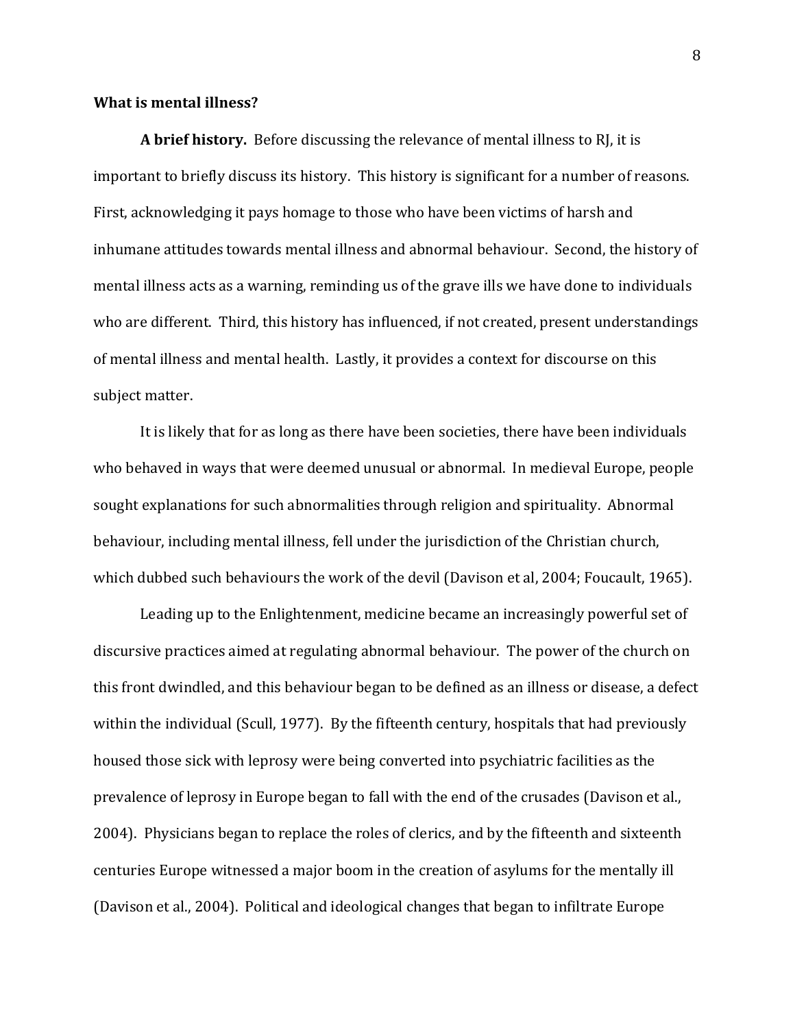## What is mental illness?

**A brief history.** Before discussing the relevance of mental illness to RJ, it is important to briefly discuss its history. This history is significant for a number of reasons. First, acknowledging it pays homage to those who have been victims of harsh and inhumane attitudes towards mental illness and abnormal behaviour. Second, the history of mental illness acts as a warning, reminding us of the grave ills we have done to individuals who are different. Third, this history has influenced, if not created, present understandings of mental illness and mental health. Lastly, it provides a context for discourse on this subject matter.

It is likely that for as long as there have been societies, there have been individuals who behaved in ways that were deemed unusual or abnormal. In medieval Europe, people sought explanations for such abnormalities through religion and spirituality. Abnormal behaviour, including mental illness, fell under the jurisdiction of the Christian church, which dubbed such behaviours the work of the devil (Davison et al, 2004; Foucault, 1965).

Leading up to the Enlightenment, medicine became an increasingly powerful set of discursive practices aimed at regulating abnormal behaviour. The power of the church on this front dwindled, and this behaviour began to be defined as an illness or disease, a defect within the individual (Scull, 1977). By the fifteenth century, hospitals that had previously housed those sick with leprosy were being converted into psychiatric facilities as the prevalence of leprosy in Europe began to fall with the end of the crusades (Davison et al., 2004). Physicians began to replace the roles of clerics, and by the fifteenth and sixteenth centuries Europe witnessed a major boom in the creation of asylums for the mentally ill (Davison et al., 2004). Political and ideological changes that began to infiltrate Europe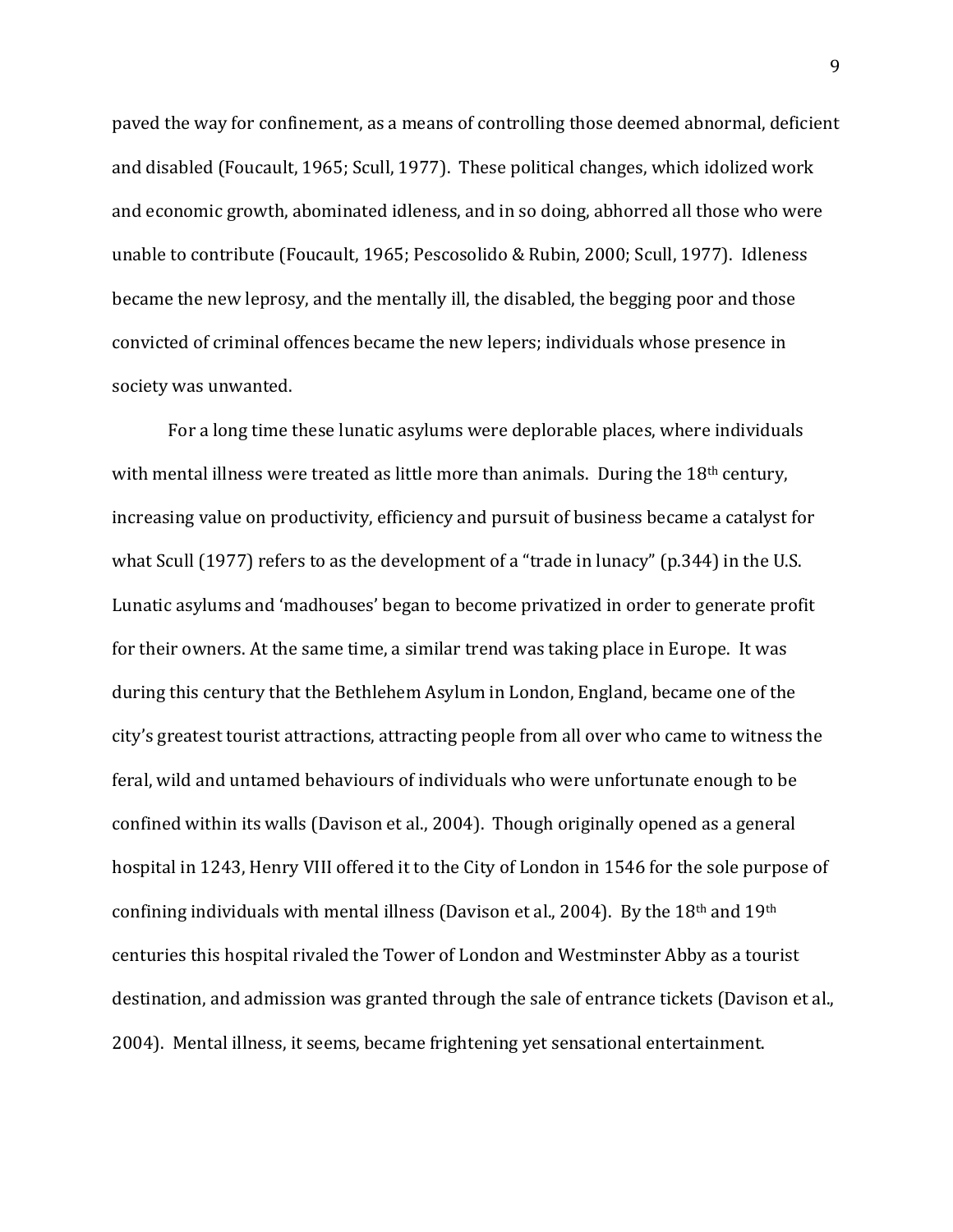paved the way for confinement, as a means of controlling those deemed abnormal, deficient and disabled (Foucault, 1965; Scull, 1977). These political changes, which idolized work and economic growth, abominated idleness, and in so doing, abhorred all those who were unable to contribute (Foucault, 1965; Pescosolido & Rubin, 2000; Scull, 1977). Idleness became the new leprosy, and the mentally ill, the disabled, the begging poor and those convicted of criminal offences became the new lepers; individuals whose presence in society was unwanted.

For a long time these lunatic asylums were deplorable places, where individuals with mental illness were treated as little more than animals. During the 18th century, increasing value on productivity, efficiency and pursuit of business became a catalyst for what Scull (1977) refers to as the development of a "trade in lunacy" (p.344) in the U.S. Lunatic asylums and 'madhouses' began to become privatized in order to generate profit for their owners. At the same time, a similar trend was taking place in Europe. It was during this century that the Bethlehem Asylum in London, England, became one of the city's greatest tourist attractions, attracting people from all over who came to witness the feral, wild and untamed behaviours of individuals who were unfortunate enough to be confined within its walls (Davison et al., 2004). Though originally opened as a general hospital in 1243, Henry VIII offered it to the City of London in 1546 for the sole purpose of confining individuals with mental illness (Davison et al., 2004). By the 18th and 19th centuries this hospital rivaled the Tower of London and Westminster Abby as a tourist destination, and admission was granted through the sale of entrance tickets (Davison et al., 2004). Mental illness, it seems, became frightening yet sensational entertainment.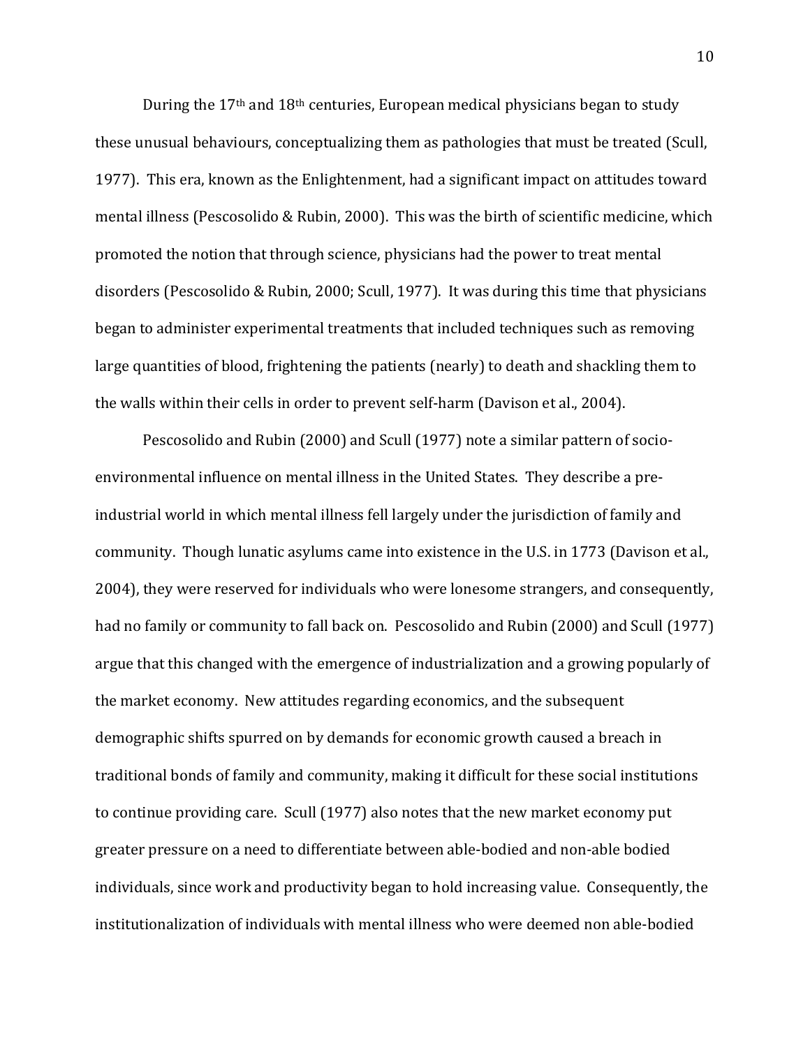During the 17th and 18th centuries, European medical physicians began to study these unusual behaviours, conceptualizing them as pathologies that must be treated (Scull, 1977). This era, known as the Enlightenment, had a significant impact on attitudes toward mental illness (Pescosolido & Rubin, 2000). This was the birth of scientific medicine, which promoted the notion that through science, physicians had the power to treat mental disorders (Pescosolido & Rubin, 2000; Scull, 1977). It was during this time that physicians began to administer experimental treatments that included techniques such as removing large quantities of blood, frightening the patients (nearly) to death and shackling them to the walls within their cells in order to prevent self-harm (Davison et al., 2004).

Pescosolido and Rubin (2000) and Scull (1977) note a similar pattern of socio-environmental influence on mental illness in the United States. They describe a pre-industrial world in which mental illness fell largely under the jurisdiction of family and community. Though lunatic asylums came into existence in the U.S. in 1773 (Davison et al., 2004), they were reserved for individuals who were lonesome strangers, and consequently, had no family or community to fall back on. Pescosolido and Rubin (2000) and Scull (1977) argue that this changed with the emergence of industrialization and a growing popularly of the market economy. New attitudes regarding economics, and the subsequent demographic shifts spurred on by demands for economic growth caused a breach in traditional bonds of family and community, making it difficult for these social institutions to continue providing care. Scull (1977) also notes that the new market economy put greater pressure on a need to differentiate between able-bodied and non-able bodied individuals, since work and productivity began to hold increasing value. Consequently, the institutionalization of individuals with mental illness who were deemed non able-bodied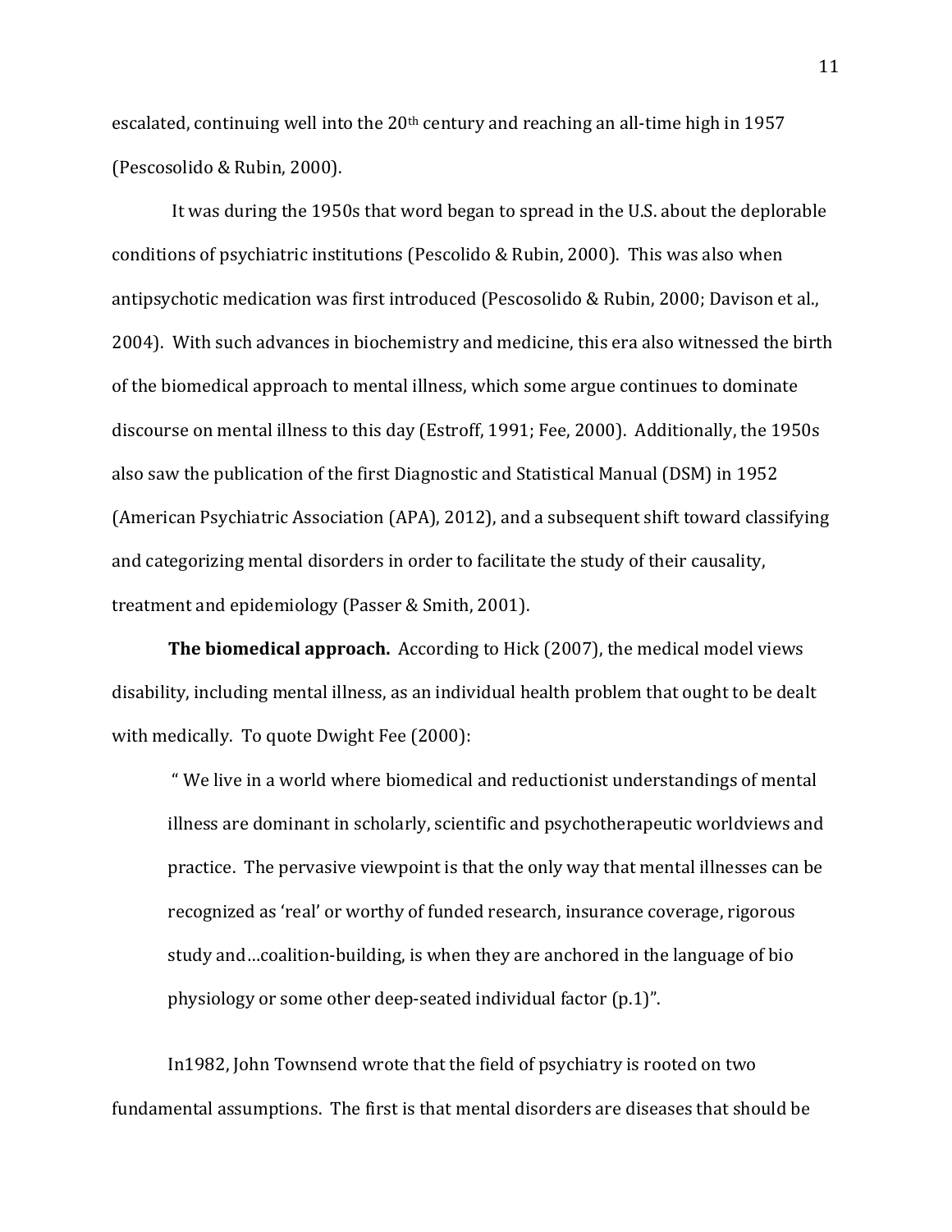escalated, continuing well into the 20th century and reaching an all-time high in 1957 (Pescosolido & Rubin, 2000).

It was during the 1950s that word began to spread in the U.S. about the deplorable conditions of psychiatric institutions (Pescolido & Rubin, 2000). This was also when antipsychotic medication was first introduced (Pescosolido & Rubin, 2000; Davison et al., 2004). With such advances in biochemistry and medicine, this era also witnessed the birth of the biomedical approach to mental illness, which some argue continues to dominate discourse on mental illness to this day (Estroff, 1991; Fee, 2000). Additionally, the 1950s also saw the publication of the first Diagnostic and Statistical Manual (DSM) in 1952 (American Psychiatric Association (APA), 2012), and a subsequent shift toward classifying and categorizing mental disorders in order to facilitate the study of their causality, treatment and epidemiology (Passer & Smith, 2001).

**The biomedical approach.** According to Hick (2007), the medical model views disability, including mental illness, as an individual health problem that ought to be dealt with medically. To quote Dwight Fee (2000):

> " We live in a world where biomedical and reductionist understandings of mental illness are dominant in scholarly, scientific and psychotherapeutic worldviews and practice. The pervasive viewpoint is that the only way that mental illnesses can be recognized as 'real' or worthy of funded research, insurance coverage, rigorous study and…coalition-building, is when they are anchored in the language of bio physiology or some other deep-seated individual factor (p.1)".

In1982, John Townsend wrote that the field of psychiatry is rooted on two fundamental assumptions. The first is that mental disorders are diseases that should be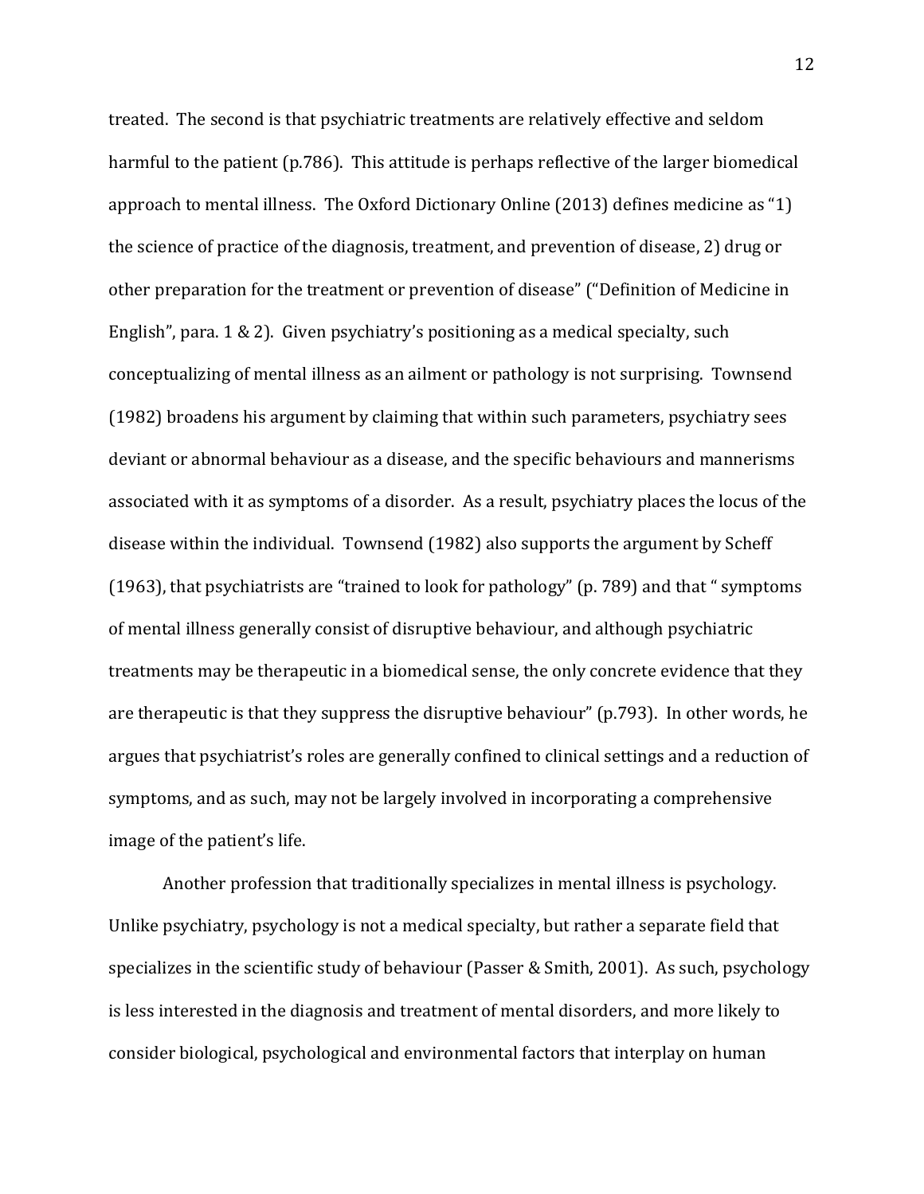treated. The second is that psychiatric treatments are relatively effective and seldom harmful to the patient (p.786). This attitude is perhaps reflective of the larger biomedical approach to mental illness. The Oxford Dictionary Online (2013) defines medicine as "1) the science of practice of the diagnosis, treatment, and prevention of disease, 2) drug or other preparation for the treatment or prevention of disease" ("Definition of Medicine in English", para. 1 & 2). Given psychiatry's positioning as a medical specialty, such conceptualizing of mental illness as an ailment or pathology is not surprising. Townsend (1982) broadens his argument by claiming that within such parameters, psychiatry sees deviant or abnormal behaviour as a disease, and the specific behaviours and mannerisms associated with it as symptoms of a disorder. As a result, psychiatry places the locus of the disease within the individual. Townsend (1982) also supports the argument by Scheff (1963), that psychiatrists are "trained to look for pathology" (p. 789) and that " symptoms of mental illness generally consist of disruptive behaviour, and although psychiatric treatments may be therapeutic in a biomedical sense, the only concrete evidence that they are therapeutic is that they suppress the disruptive behaviour" (p.793). In other words, he argues that psychiatrist's roles are generally confined to clinical settings and a reduction of symptoms, and as such, may not be largely involved in incorporating a comprehensive image of the patient's life.

Another profession that traditionally specializes in mental illness is psychology. Unlike psychiatry, psychology is not a medical specialty, but rather a separate field that specializes in the scientific study of behaviour (Passer & Smith, 2001). As such, psychology is less interested in the diagnosis and treatment of mental disorders, and more likely to consider biological, psychological and environmental factors that interplay on human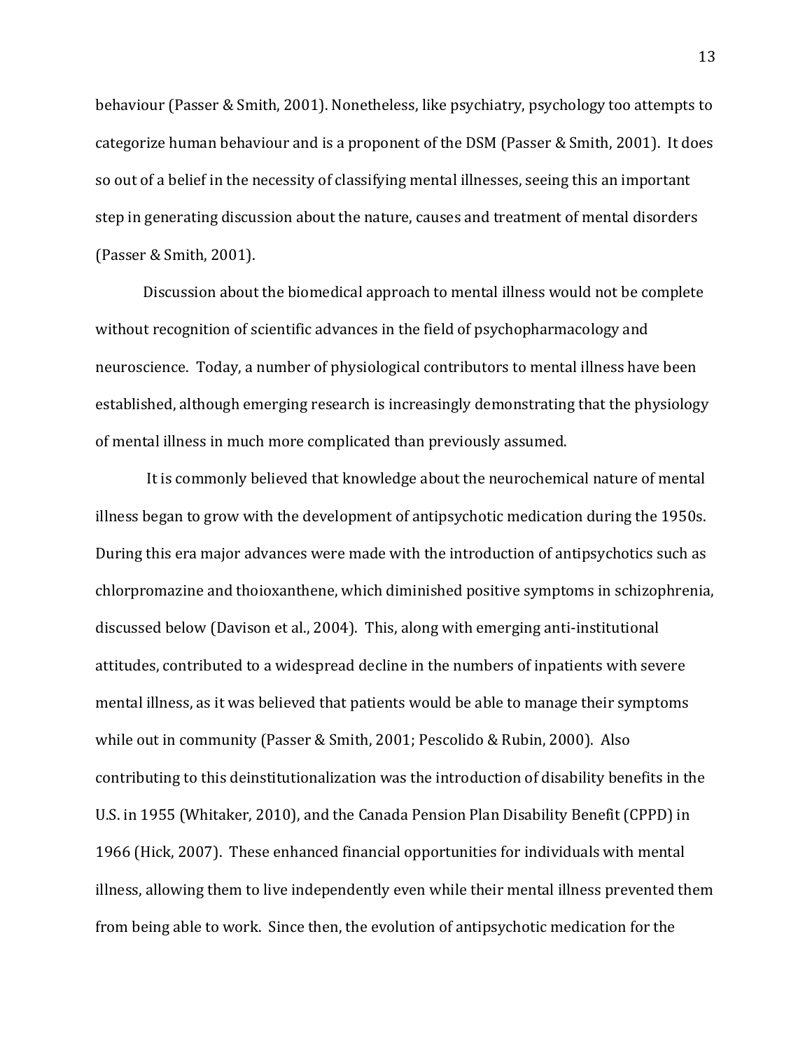behaviour (Passer & Smith, 2001). Nonetheless, like psychiatry, psychology too attempts to categorize human behaviour and is a proponent of the DSM (Passer & Smith, 2001). It does so out of a belief in the necessity of classifying mental illnesses, seeing this an important step in generating discussion about the nature, causes and treatment of mental disorders (Passer & Smith, 2001).

Discussion about the biomedical approach to mental illness would not be complete without recognition of scientific advances in the field of psychopharmacology and neuroscience. Today, a number of physiological contributors to mental illness have been established, although emerging research is increasingly demonstrating that the physiology of mental illness in much more complicated than previously assumed.

It is commonly believed that knowledge about the neurochemical nature of mental illness began to grow with the development of antipsychotic medication during the 1950s. During this era major advances were made with the introduction of antipsychotics such as chlorpromazine and thioixanthene, which diminished positive symptoms in schizophrenia, discussed below (Davison et al., 2004). This, along with emerging anti-institutional attitudes, contributed to a widespread decline in the numbers of inpatients with severe mental illness, as it was believed that patients would be able to manage their symptoms while out in community (Passer & Smith, 2001; Pescolido & Rubin, 2000). Also contributing to this deinstitutionalization was the introduction of disability benefits in the U.S. in 1955 (Whitaker, 2010), and the Canada Pension Plan Disability Benefit (CPPD) in 1966 (Hick, 2007). These enhanced financial opportunities for individuals with mental illness, allowing them to live independently even while their mental illness prevented them from being able to work. Since then, the evolution of antipsychotic medication for the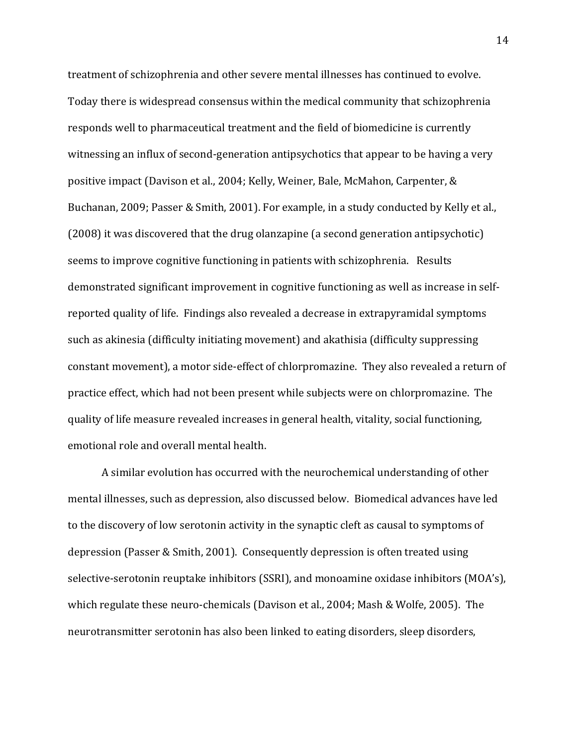treatment of schizophrenia and other severe mental illnesses has continued to evolve. Today there is widespread consensus within the medical community that schizophrenia responds well to pharmaceutical treatment and the field of biomedicine is currently witnessing an influx of second-generation antipsychotics that appear to be having a very positive impact (Davison et al., 2004; Kelly, Weiner, Bale, McMahon, Carpenter, & Buchanan, 2009; Passer & Smith, 2001). For example, in a study conducted by Kelly et al., (2008) it was discovered that the drug olanzapine (a second generation antipsychotic) seems to improve cognitive functioning in patients with schizophrenia. Results demonstrated significant improvement in cognitive functioning as well as increase in self-reported quality of life. Findings also revealed a decrease in extrapyramidal symptoms such as akinesia (difficulty initiating movement) and akathisia (difficulty suppressing constant movement), a motor side-effect of chlorpromazine. They also revealed a return of practice effect, which had not been present while subjects were on chlorpromazine. The quality of life measure revealed increases in general health, vitality, social functioning, emotional role and overall mental health.

A similar evolution has occurred with the neurochemical understanding of other mental illnesses, such as depression, also discussed below. Biomedical advances have led to the discovery of low serotonin activity in the synaptic cleft as causal to symptoms of depression (Passer & Smith, 2001). Consequently depression is often treated using selective-serotonin reuptake inhibitors (SSRI), and monoamine oxidase inhibitors (MOA's), which regulate these neuro-chemicals (Davison et al., 2004; Mash & Wolfe, 2005). The neurotransmitter serotonin has also been linked to eating disorders, sleep disorders,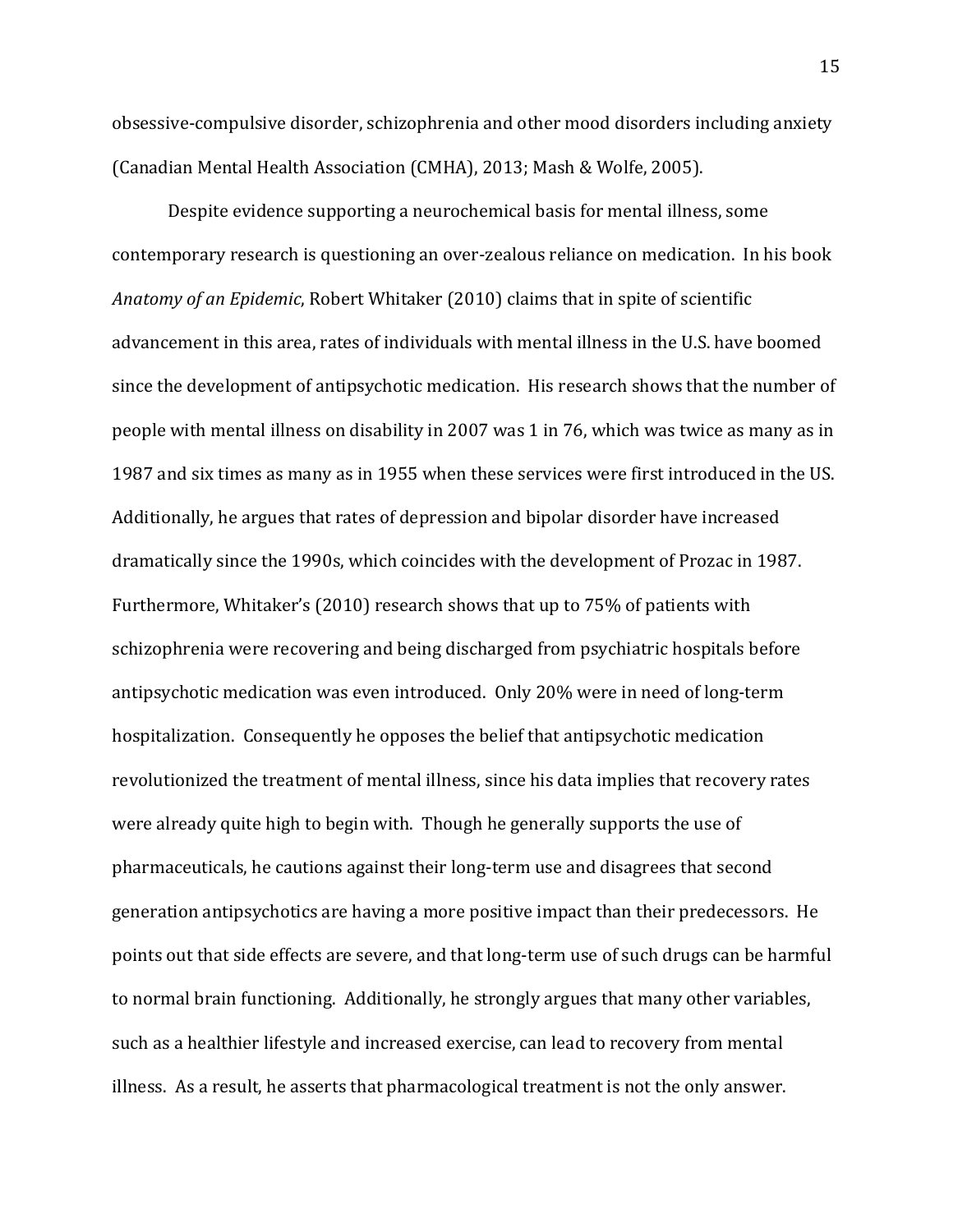obsessive-compulsive disorder, schizophrenia and other mood disorders including anxiety (Canadian Mental Health Association (CMHA), 2013; Mash & Wolfe, 2005).

Despite evidence supporting a neurochemical basis for mental illness, some contemporary research is questioning an over-zealous reliance on medication. In his book *Anatomy of an Epidemic*, Robert Whitaker (2010) claims that in spite of scientific advancement in this area, rates of individuals with mental illness in the U.S. have boomed since the development of antipsychotic medication. His research shows that the number of people with mental illness on disability in 2007 was 1 in 76, which was twice as many as in 1987 and six times as many as in 1955 when these services were first introduced in the US. Additionally, he argues that rates of depression and bipolar disorder have increased dramatically since the 1990s, which coincides with the development of Prozac in 1987. Furthermore, Whitaker's (2010) research shows that up to 75% of patients with schizophrenia were recovering and being discharged from psychiatric hospitals before antipsychotic medication was even introduced. Only 20% were in need of long-term hospitalization. Consequently he opposes the belief that antipsychotic medication revolutionized the treatment of mental illness, since his data implies that recovery rates were already quite high to begin with. Though he generally supports the use of pharmaceuticals, he cautions against their long-term use and disagrees that second generation antipsychotics are having a more positive impact than their predecessors. He points out that side effects are severe, and that long-term use of such drugs can be harmful to normal brain functioning. Additionally, he strongly argues that many other variables, such as a healthier lifestyle and increased exercise, can lead to recovery from mental illness. As a result, he asserts that pharmacological treatment is not the only answer.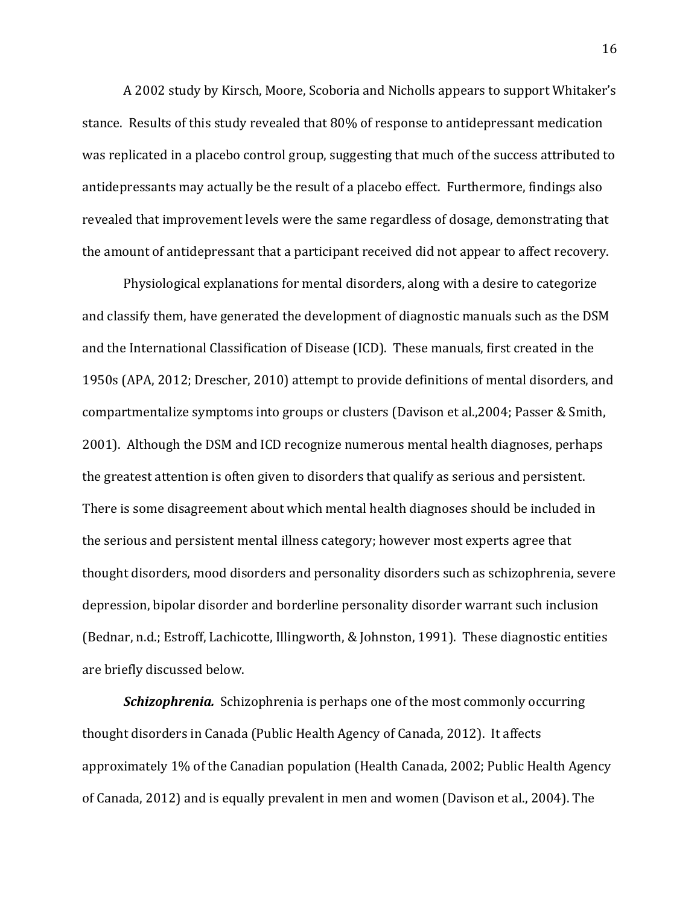A 2002 study by Kirsch, Moore, Scoboria and Nicholls appears to support Whitaker's stance. Results of this study revealed that 80% of response to antidepressant medication was replicated in a placebo control group, suggesting that much of the success attributed to antidepressants may actually be the result of a placebo effect. Furthermore, findings also revealed that improvement levels were the same regardless of dosage, demonstrating that the amount of antidepressant that a participant received did not appear to affect recovery.

Physiological explanations for mental disorders, along with a desire to categorize and classify them, have generated the development of diagnostic manuals such as the DSM and the International Classification of Disease (ICD). These manuals, first created in the 1950s (APA, 2012; Drescher, 2010) attempt to provide definitions of mental disorders, and compartmentalize symptoms into groups or clusters (Davison et al.,2004; Passer & Smith, 2001). Although the DSM and ICD recognize numerous mental health diagnoses, perhaps the greatest attention is often given to disorders that qualify as serious and persistent. There is some disagreement about which mental health diagnoses should be included in the serious and persistent mental illness category; however most experts agree that thought disorders, mood disorders and personality disorders such as schizophrenia, severe depression, bipolar disorder and borderline personality disorder warrant such inclusion (Bednar, n.d.; Estroff, Lachicotte, Illingworth, & Johnston, 1991). These diagnostic entities are briefly discussed below.

***Schizophrenia.*** Schizophrenia is perhaps one of the most commonly occurring thought disorders in Canada (Public Health Agency of Canada, 2012). It affects approximately 1% of the Canadian population (Health Canada, 2002; Public Health Agency of Canada, 2012) and is equally prevalent in men and women (Davison et al., 2004). The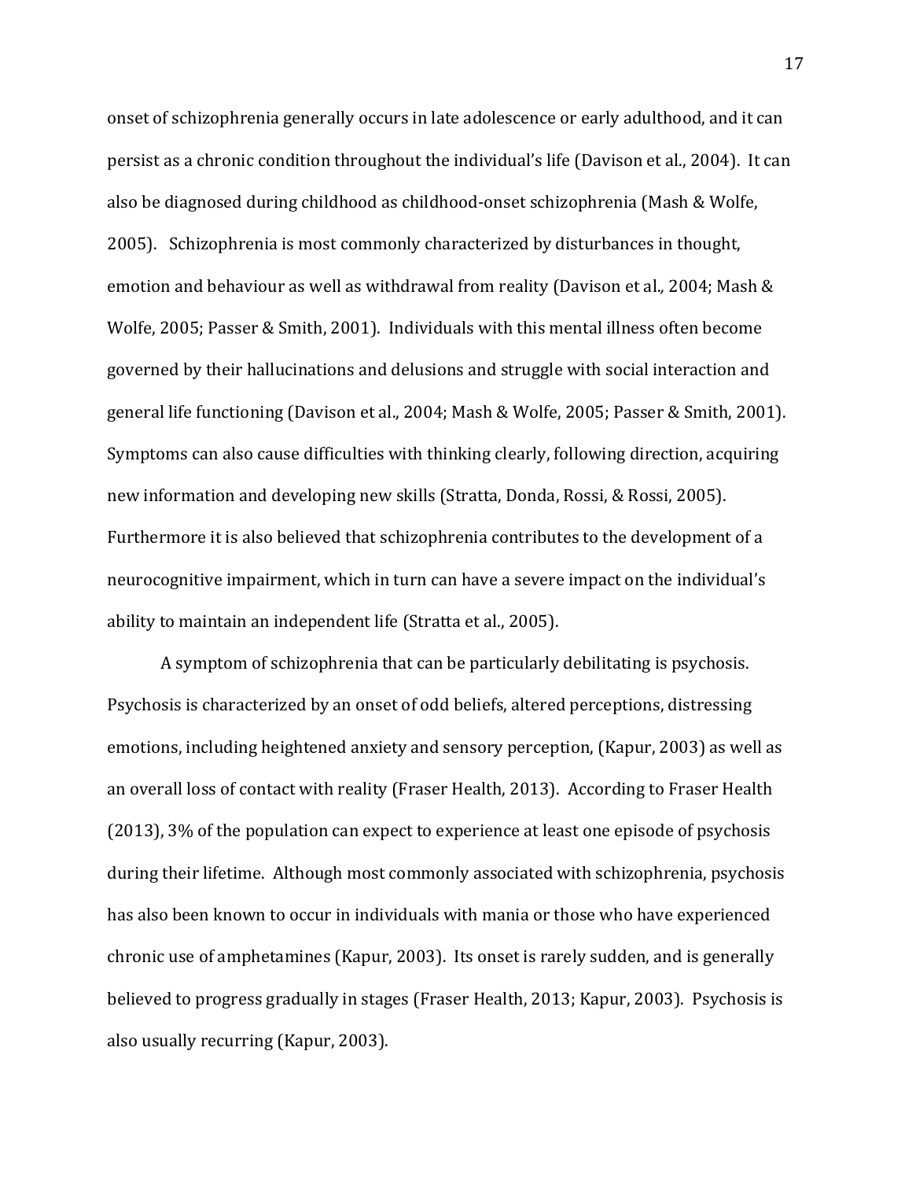onset of schizophrenia generally occurs in late adolescence or early adulthood, and it can persist as a chronic condition throughout the individual's life (Davison et al., 2004). It can also be diagnosed during childhood as childhood-onset schizophrenia (Mash & Wolfe, 2005). Schizophrenia is most commonly characterized by disturbances in thought, emotion and behaviour as well as withdrawal from reality (Davison et al., 2004; Mash & Wolfe, 2005; Passer & Smith, 2001). Individuals with this mental illness often become governed by their hallucinations and delusions and struggle with social interaction and general life functioning (Davison et al., 2004; Mash & Wolfe, 2005; Passer & Smith, 2001). Symptoms can also cause difficulties with thinking clearly, following direction, acquiring new information and developing new skills (Stratta, Donda, Rossi, & Rossi, 2005). Furthermore it is also believed that schizophrenia contributes to the development of a neurocognitive impairment, which in turn can have a severe impact on the individual's ability to maintain an independent life (Stratta et al., 2005).

A symptom of schizophrenia that can be particularly debilitating is psychosis. Psychosis is characterized by an onset of odd beliefs, altered perceptions, distressing emotions, including heightened anxiety and sensory perception, (Kapur, 2003) as well as an overall loss of contact with reality (Fraser Health, 2013). According to Fraser Health (2013), 3% of the population can expect to experience at least one episode of psychosis during their lifetime. Although most commonly associated with schizophrenia, psychosis has also been known to occur in individuals with mania or those who have experienced chronic use of amphetamines (Kapur, 2003). Its onset is rarely sudden, and is generally believed to progress gradually in stages (Fraser Health, 2013; Kapur, 2003). Psychosis is also usually recurring (Kapur, 2003).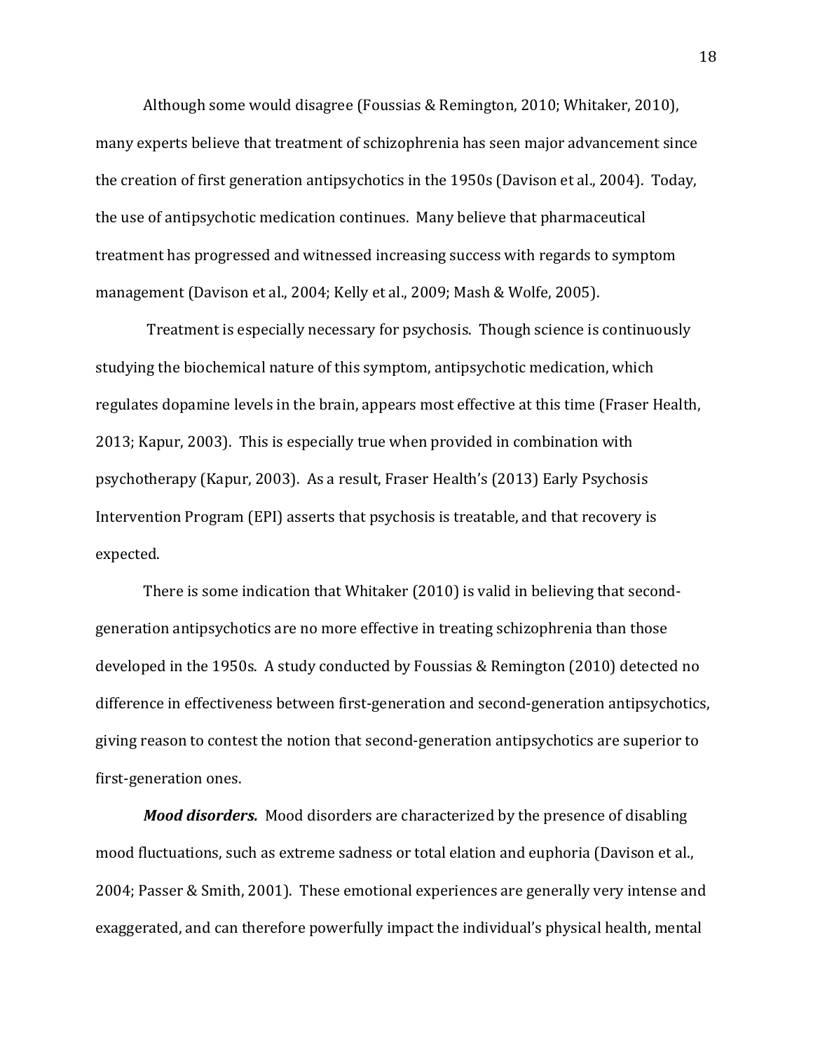Although some would disagree (Foussias & Remington, 2010; Whitaker, 2010), many experts believe that treatment of schizophrenia has seen major advancement since the creation of first generation antipsychotics in the 1950s (Davison et al., 2004). Today, the use of antipsychotic medication continues. Many believe that pharmaceutical treatment has progressed and witnessed increasing success with regards to symptom management (Davison et al., 2004; Kelly et al., 2009; Mash & Wolfe, 2005).

Treatment is especially necessary for psychosis. Though science is continuously studying the biochemical nature of this symptom, antipsychotic medication, which regulates dopamine levels in the brain, appears most effective at this time (Fraser Health, 2013; Kapur, 2003). This is especially true when provided in combination with psychotherapy (Kapur, 2003). As a result, Fraser Health's (2013) Early Psychosis Intervention Program (EPI) asserts that psychosis is treatable, and that recovery is expected.

There is some indication that Whitaker (2010) is valid in believing that second-generation antipsychotics are no more effective in treating schizophrenia than those developed in the 1950s. A study conducted by Foussias & Remington (2010) detected no difference in effectiveness between first-generation and second-generation antipsychotics, giving reason to contest the notion that second-generation antipsychotics are superior to first-generation ones.

***Mood disorders.*** Mood disorders are characterized by the presence of disabling mood fluctuations, such as extreme sadness or total elation and euphoria (Davison et al., 2004; Passer & Smith, 2001). These emotional experiences are generally very intense and exaggerated, and can therefore powerfully impact the individual's physical health, mental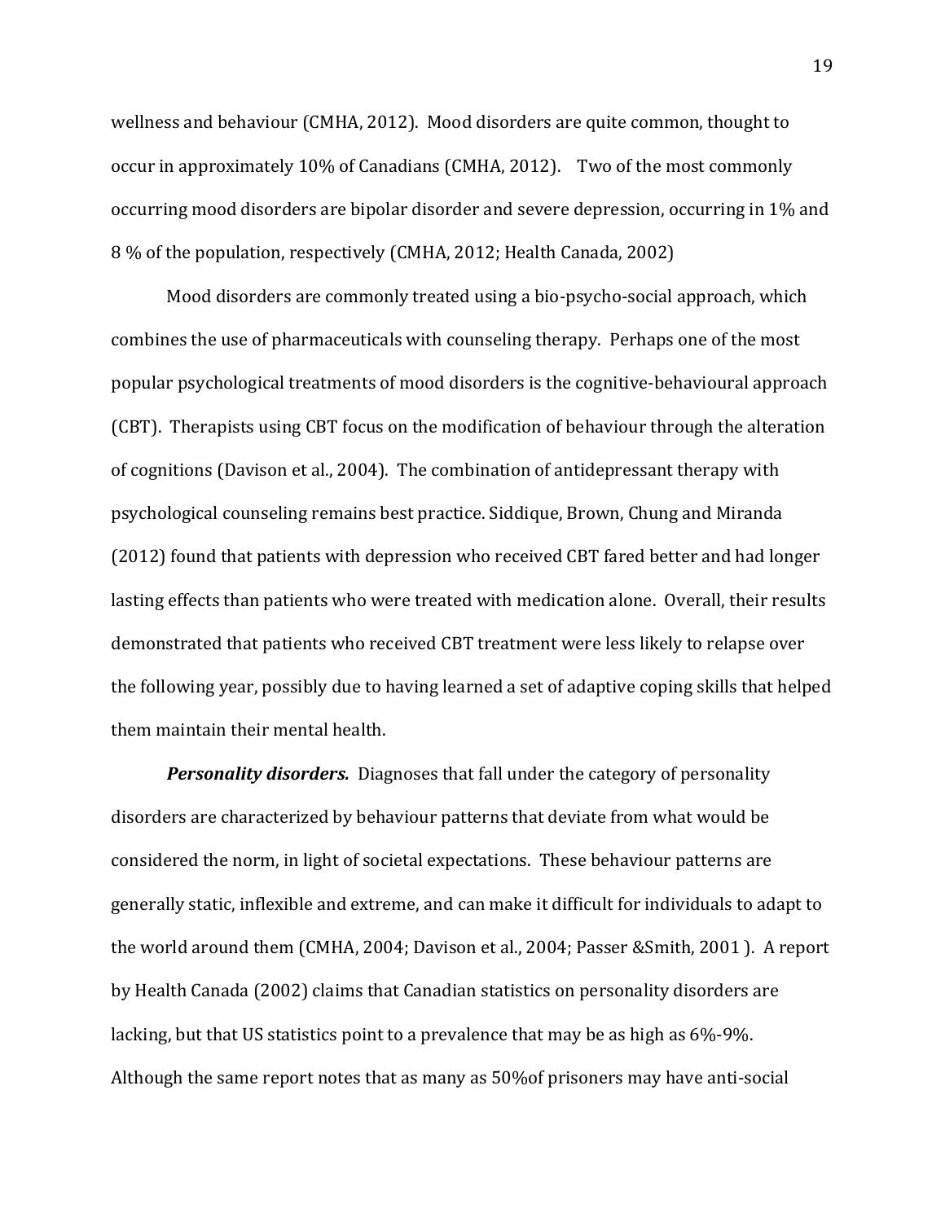wellness and behaviour (CMHA, 2012). Mood disorders are quite common, thought to occur in approximately 10% of Canadians (CMHA, 2012). Two of the most commonly occurring mood disorders are bipolar disorder and severe depression, occurring in 1% and 8 % of the population, respectively (CMHA, 2012; Health Canada, 2002)

Mood disorders are commonly treated using a bio-psycho-social approach, which combines the use of pharmaceuticals with counseling therapy. Perhaps one of the most popular psychological treatments of mood disorders is the cognitive-behavioural approach (CBT). Therapists using CBT focus on the modification of behaviour through the alteration of cognitions (Davison et al., 2004). The combination of antidepressant therapy with psychological counseling remains best practice. Siddique, Brown, Chung and Miranda (2012) found that patients with depression who received CBT fared better and had longer lasting effects than patients who were treated with medication alone. Overall, their results demonstrated that patients who received CBT treatment were less likely to relapse over the following year, possibly due to having learned a set of adaptive coping skills that helped them maintain their mental health.

***Personality disorders.*** Diagnoses that fall under the category of personality disorders are characterized by behaviour patterns that deviate from what would be considered the norm, in light of societal expectations. These behaviour patterns are generally static, inflexible and extreme, and can make it difficult for individuals to adapt to the world around them (CMHA, 2004; Davison et al., 2004; Passer &Smith, 2001 ). A report by Health Canada (2002) claims that Canadian statistics on personality disorders are lacking, but that US statistics point to a prevalence that may be as high as 6%-9%. Although the same report notes that as many as 50%of prisoners may have anti-social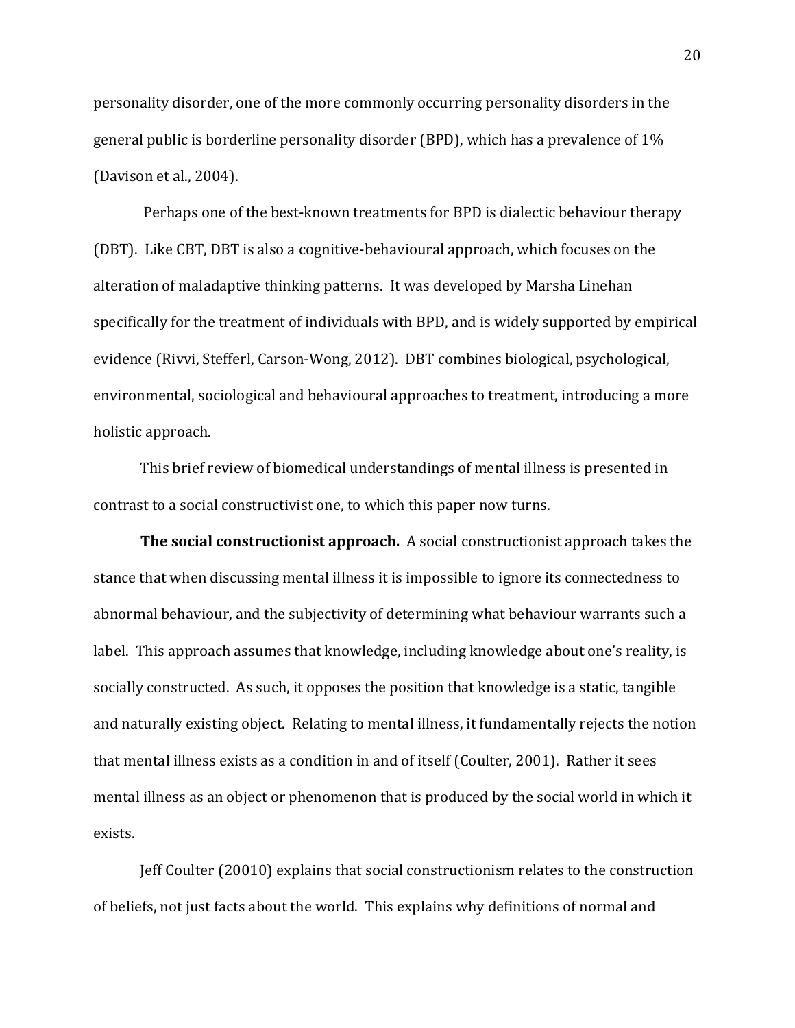personality disorder, one of the more commonly occurring personality disorders in the general public is borderline personality disorder (BPD), which has a prevalence of 1% (Davison et al., 2004).

Perhaps one of the best-known treatments for BPD is dialectic behaviour therapy (DBT). Like CBT, DBT is also a cognitive-behavioural approach, which focuses on the alteration of maladaptive thinking patterns. It was developed by Marsha Linehan specifically for the treatment of individuals with BPD, and is widely supported by empirical evidence (Rivvi, Stefferl, Carson-Wong, 2012). DBT combines biological, psychological, environmental, sociological and behavioural approaches to treatment, introducing a more holistic approach.

This brief review of biomedical understandings of mental illness is presented in contrast to a social constructivist one, to which this paper now turns.

**The social constructionist approach.** A social constructionist approach takes the stance that when discussing mental illness it is impossible to ignore its connectedness to abnormal behaviour, and the subjectivity of determining what behaviour warrants such a label. This approach assumes that knowledge, including knowledge about one's reality, is socially constructed. As such, it opposes the position that knowledge is a static, tangible and naturally existing object. Relating to mental illness, it fundamentally rejects the notion that mental illness exists as a condition in and of itself (Coulter, 2001). Rather it sees mental illness as an object or phenomenon that is produced by the social world in which it exists.

Jeff Coulter (20010) explains that social constructionism relates to the construction of beliefs, not just facts about the world. This explains why definitions of normal and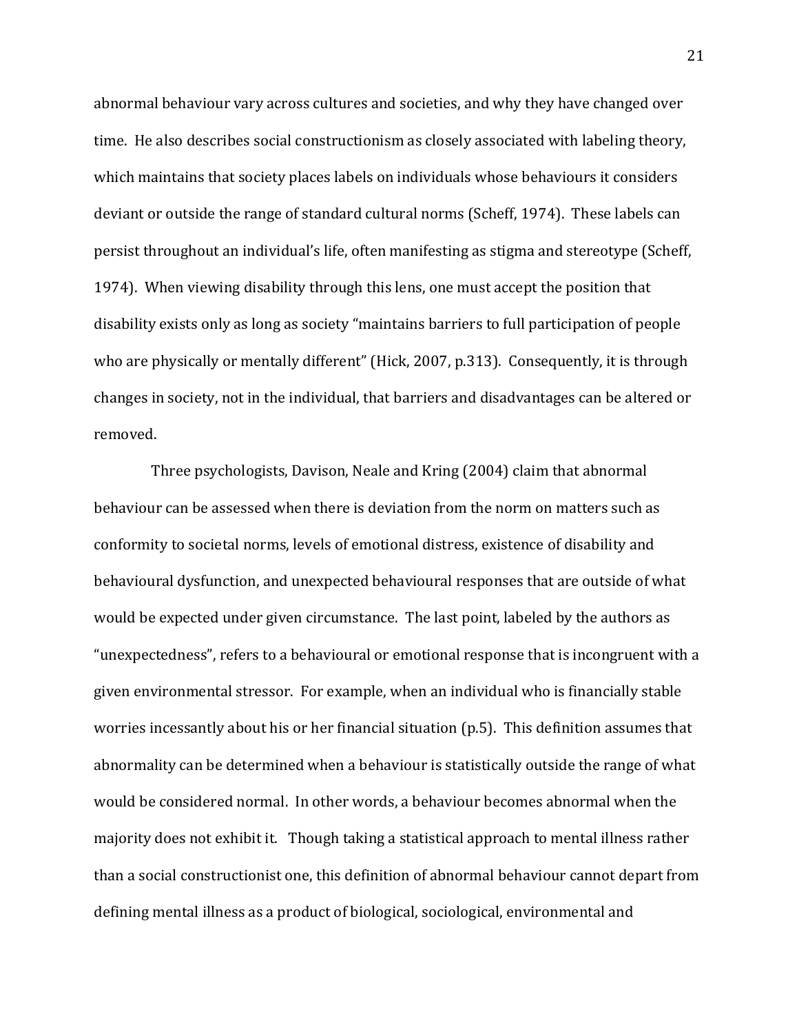abnormal behaviour vary across cultures and societies, and why they have changed over time. He also describes social constructionism as closely associated with labeling theory, which maintains that society places labels on individuals whose behaviours it considers deviant or outside the range of standard cultural norms (Scheff, 1974). These labels can persist throughout an individual's life, often manifesting as stigma and stereotype (Scheff, 1974). When viewing disability through this lens, one must accept the position that disability exists only as long as society "maintains barriers to full participation of people who are physically or mentally different" (Hick, 2007, p.313). Consequently, it is through changes in society, not in the individual, that barriers and disadvantages can be altered or removed.

Three psychologists, Davison, Neale and Kring (2004) claim that abnormal behaviour can be assessed when there is deviation from the norm on matters such as conformity to societal norms, levels of emotional distress, existence of disability and behavioural dysfunction, and unexpected behavioural responses that are outside of what would be expected under given circumstance. The last point, labeled by the authors as "unexpectedness", refers to a behavioural or emotional response that is incongruent with a given environmental stressor. For example, when an individual who is financially stable worries incessantly about his or her financial situation (p.5). This definition assumes that abnormality can be determined when a behaviour is statistically outside the range of what would be considered normal. In other words, a behaviour becomes abnormal when the majority does not exhibit it. Though taking a statistical approach to mental illness rather than a social constructionist one, this definition of abnormal behaviour cannot depart from defining mental illness as a product of biological, sociological, environmental and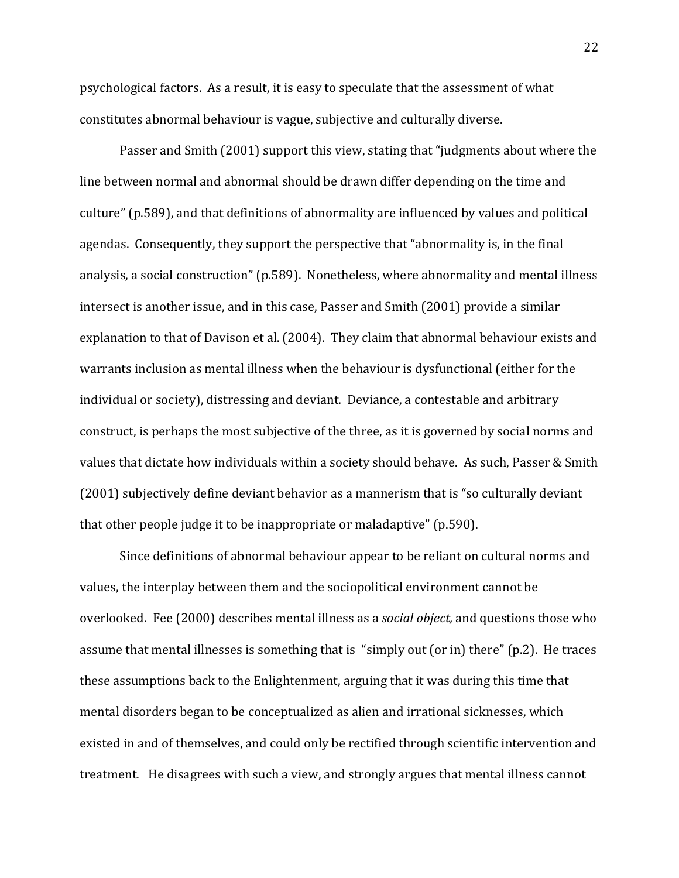psychological factors. As a result, it is easy to speculate that the assessment of what constitutes abnormal behaviour is vague, subjective and culturally diverse.

Passer and Smith (2001) support this view, stating that "judgments about where the line between normal and abnormal should be drawn differ depending on the time and culture" (p.589), and that definitions of abnormality are influenced by values and political agendas. Consequently, they support the perspective that "abnormality is, in the final analysis, a social construction" (p.589). Nonetheless, where abnormality and mental illness intersect is another issue, and in this case, Passer and Smith (2001) provide a similar explanation to that of Davison et al. (2004). They claim that abnormal behaviour exists and warrants inclusion as mental illness when the behaviour is dysfunctional (either for the individual or society), distressing and deviant. Deviance, a contestable and arbitrary construct, is perhaps the most subjective of the three, as it is governed by social norms and values that dictate how individuals within a society should behave. As such, Passer & Smith (2001) subjectively define deviant behavior as a mannerism that is "so culturally deviant that other people judge it to be inappropriate or maladaptive" (p.590).

Since definitions of abnormal behaviour appear to be reliant on cultural norms and values, the interplay between them and the sociopolitical environment cannot be overlooked. Fee (2000) describes mental illness as a *social object,* and questions those who assume that mental illnesses is something that is "simply out (or in) there" (p.2). He traces these assumptions back to the Enlightenment, arguing that it was during this time that mental disorders began to be conceptualized as alien and irrational sicknesses, which existed in and of themselves, and could only be rectified through scientific intervention and treatment. He disagrees with such a view, and strongly argues that mental illness cannot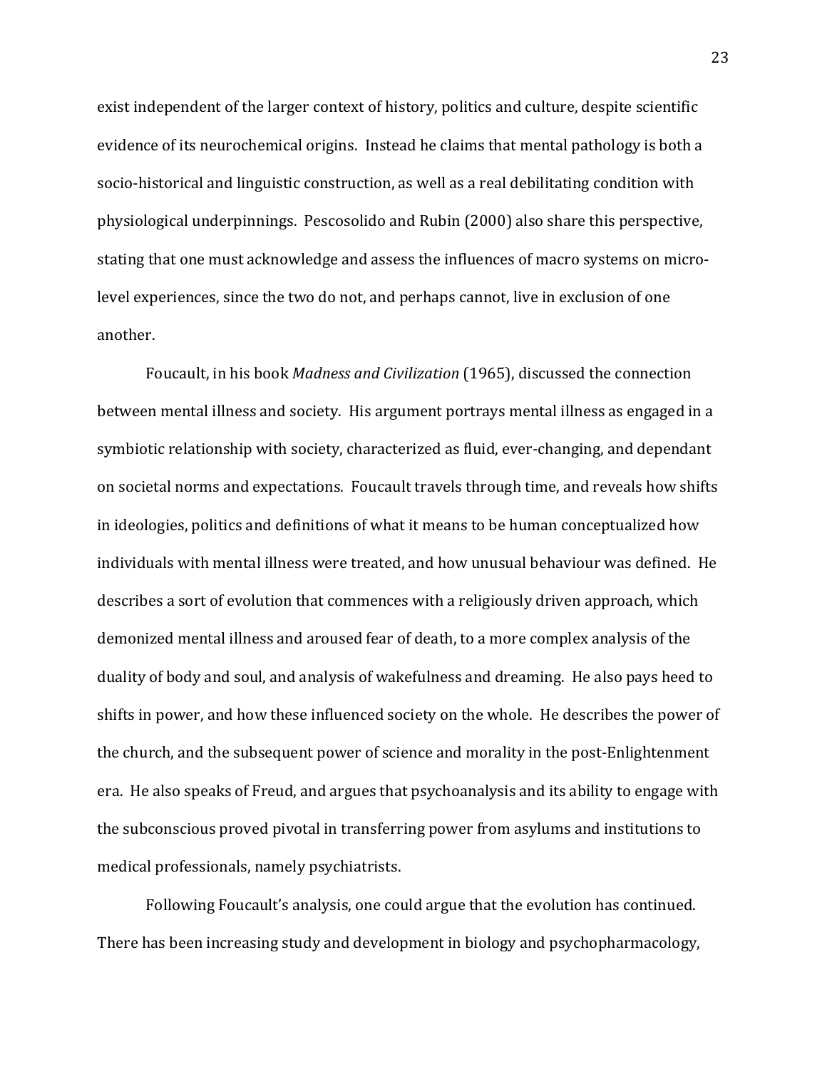exist independent of the larger context of history, politics and culture, despite scientific evidence of its neurochemical origins. Instead he claims that mental pathology is both a socio-historical and linguistic construction, as well as a real debilitating condition with physiological underpinnings. Pescosolido and Rubin (2000) also share this perspective, stating that one must acknowledge and assess the influences of macro systems on micro-level experiences, since the two do not, and perhaps cannot, live in exclusion of one another.

Foucault, in his book *Madness and Civilization* (1965), discussed the connection between mental illness and society. His argument portrays mental illness as engaged in a symbiotic relationship with society, characterized as fluid, ever-changing, and dependant on societal norms and expectations. Foucault travels through time, and reveals how shifts in ideologies, politics and definitions of what it means to be human conceptualized how individuals with mental illness were treated, and how unusual behaviour was defined. He describes a sort of evolution that commences with a religiously driven approach, which demonized mental illness and aroused fear of death, to a more complex analysis of the duality of body and soul, and analysis of wakefulness and dreaming. He also pays heed to shifts in power, and how these influenced society on the whole. He describes the power of the church, and the subsequent power of science and morality in the post-Enlightenment era. He also speaks of Freud, and argues that psychoanalysis and its ability to engage with the subconscious proved pivotal in transferring power from asylums and institutions to medical professionals, namely psychiatrists.

Following Foucault's analysis, one could argue that the evolution has continued. There has been increasing study and development in biology and psychopharmacology,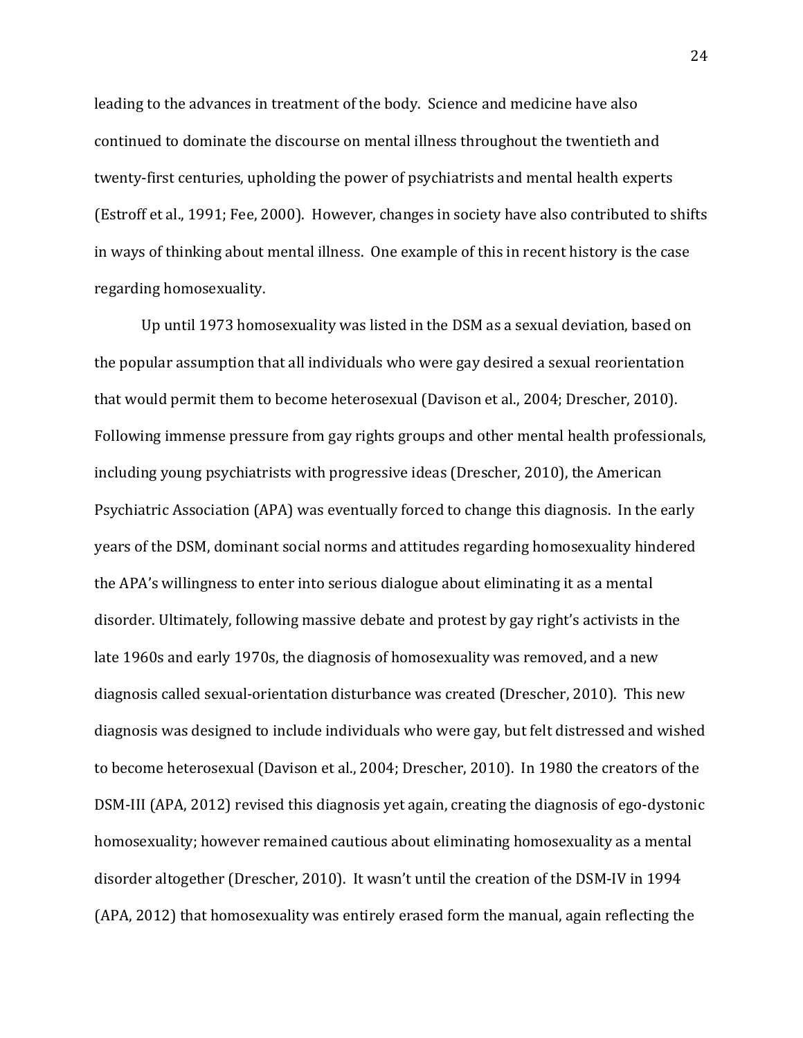leading to the advances in treatment of the body. Science and medicine have also continued to dominate the discourse on mental illness throughout the twentieth and twenty-first centuries, upholding the power of psychiatrists and mental health experts (Estroff et al., 1991; Fee, 2000). However, changes in society have also contributed to shifts in ways of thinking about mental illness. One example of this in recent history is the case regarding homosexuality.

Up until 1973 homosexuality was listed in the DSM as a sexual deviation, based on the popular assumption that all individuals who were gay desired a sexual reorientation that would permit them to become heterosexual (Davison et al., 2004; Drescher, 2010). Following immense pressure from gay rights groups and other mental health professionals, including young psychiatrists with progressive ideas (Drescher, 2010), the American Psychiatric Association (APA) was eventually forced to change this diagnosis. In the early years of the DSM, dominant social norms and attitudes regarding homosexuality hindered the APA's willingness to enter into serious dialogue about eliminating it as a mental disorder. Ultimately, following massive debate and protest by gay right's activists in the late 1960s and early 1970s, the diagnosis of homosexuality was removed, and a new diagnosis called sexual-orientation disturbance was created (Drescher, 2010). This new diagnosis was designed to include individuals who were gay, but felt distressed and wished to become heterosexual (Davison et al., 2004; Drescher, 2010). In 1980 the creators of the DSM-III (APA, 2012) revised this diagnosis yet again, creating the diagnosis of ego-dystonic homosexuality; however remained cautious about eliminating homosexuality as a mental disorder altogether (Drescher, 2010). It wasn't until the creation of the DSM-IV in 1994 (APA, 2012) that homosexuality was entirely erased form the manual, again reflecting the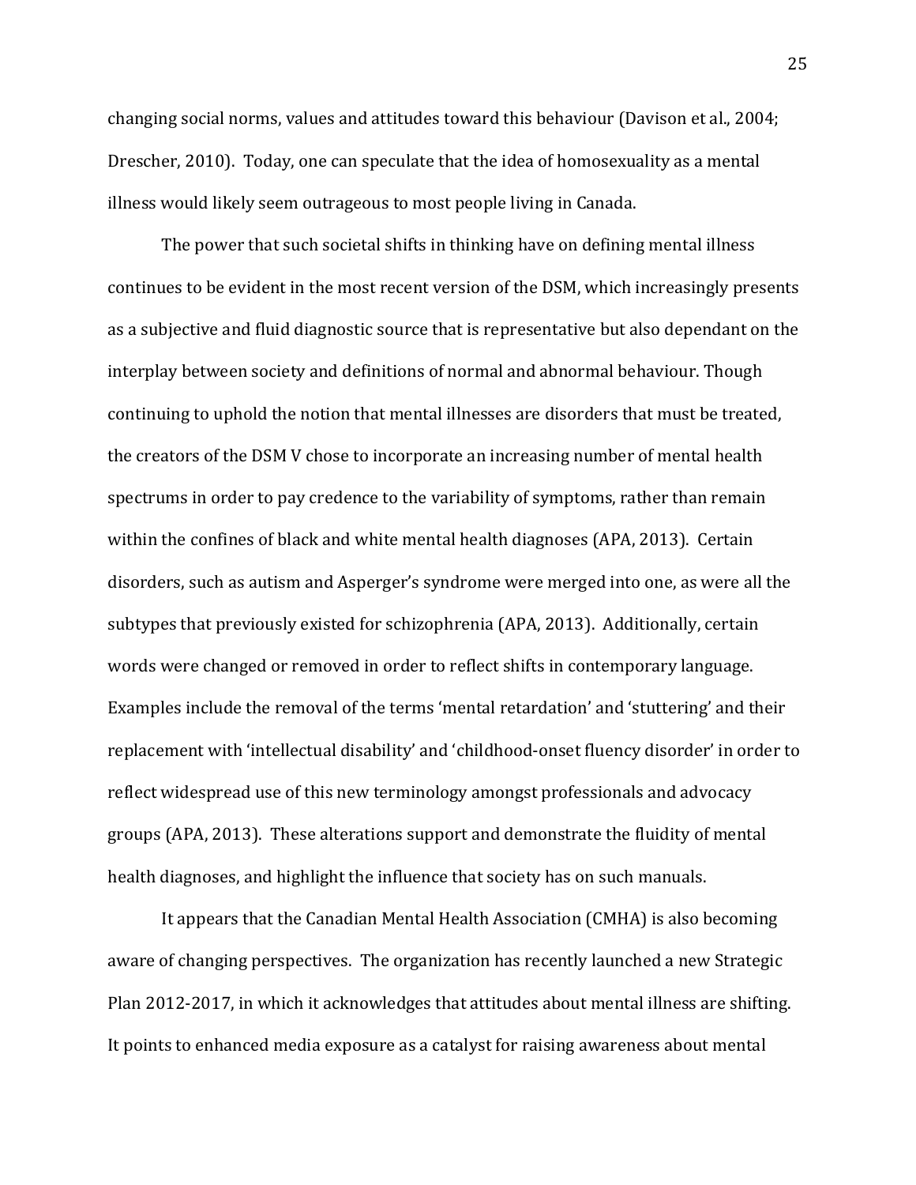changing social norms, values and attitudes toward this behaviour (Davison et al., 2004; Drescher, 2010). Today, one can speculate that the idea of homosexuality as a mental illness would likely seem outrageous to most people living in Canada.

The power that such societal shifts in thinking have on defining mental illness continues to be evident in the most recent version of the DSM, which increasingly presents as a subjective and fluid diagnostic source that is representative but also dependant on the interplay between society and definitions of normal and abnormal behaviour. Though continuing to uphold the notion that mental illnesses are disorders that must be treated, the creators of the DSM V chose to incorporate an increasing number of mental health spectrums in order to pay credence to the variability of symptoms, rather than remain within the confines of black and white mental health diagnoses (APA, 2013). Certain disorders, such as autism and Asperger's syndrome were merged into one, as were all the subtypes that previously existed for schizophrenia (APA, 2013). Additionally, certain words were changed or removed in order to reflect shifts in contemporary language. Examples include the removal of the terms 'mental retardation' and 'stuttering' and their replacement with 'intellectual disability' and 'childhood-onset fluency disorder' in order to reflect widespread use of this new terminology amongst professionals and advocacy groups (APA, 2013). These alterations support and demonstrate the fluidity of mental health diagnoses, and highlight the influence that society has on such manuals.

It appears that the Canadian Mental Health Association (CMHA) is also becoming aware of changing perspectives. The organization has recently launched a new Strategic Plan 2012-2017, in which it acknowledges that attitudes about mental illness are shifting. It points to enhanced media exposure as a catalyst for raising awareness about mental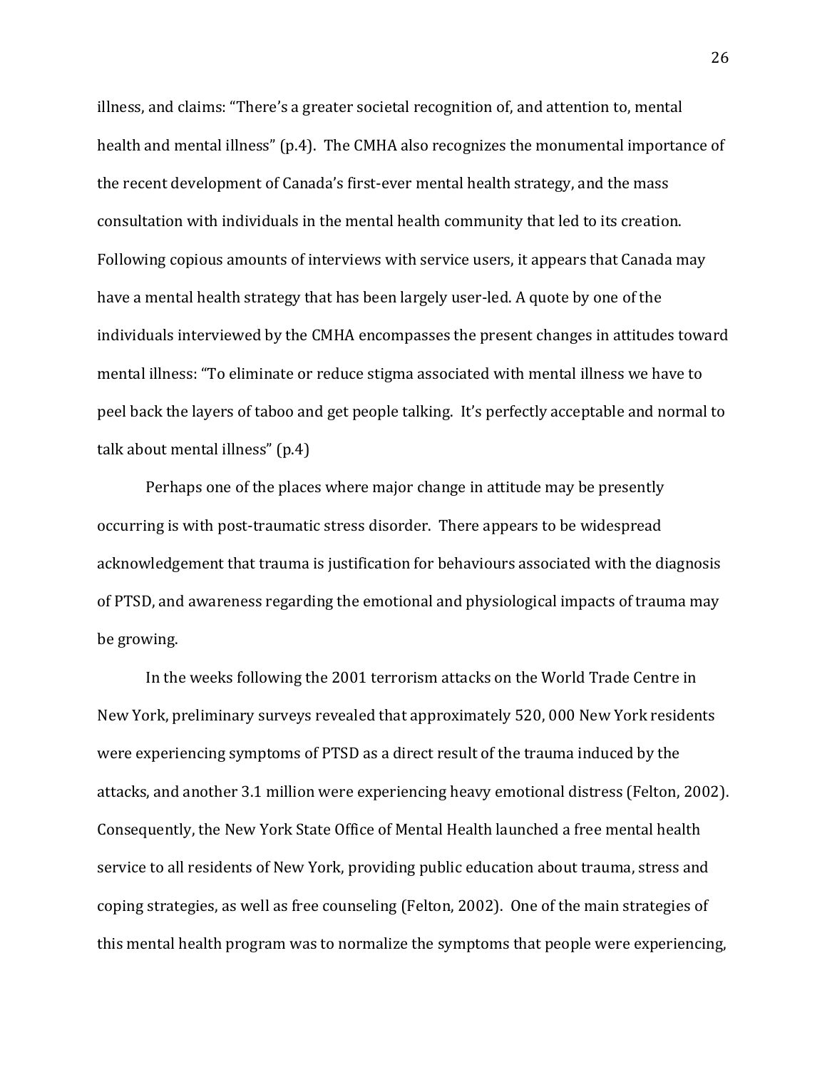illness, and claims: "There's a greater societal recognition of, and attention to, mental health and mental illness" (p.4). The CMHA also recognizes the monumental importance of the recent development of Canada's first-ever mental health strategy, and the mass consultation with individuals in the mental health community that led to its creation. Following copious amounts of interviews with service users, it appears that Canada may have a mental health strategy that has been largely user-led. A quote by one of the individuals interviewed by the CMHA encompasses the present changes in attitudes toward mental illness: "To eliminate or reduce stigma associated with mental illness we have to peel back the layers of taboo and get people talking. It's perfectly acceptable and normal to talk about mental illness" (p.4)

Perhaps one of the places where major change in attitude may be presently occurring is with post-traumatic stress disorder. There appears to be widespread acknowledgement that trauma is justification for behaviours associated with the diagnosis of PTSD, and awareness regarding the emotional and physiological impacts of trauma may be growing.

In the weeks following the 2001 terrorism attacks on the World Trade Centre in New York, preliminary surveys revealed that approximately 520, 000 New York residents were experiencing symptoms of PTSD as a direct result of the trauma induced by the attacks, and another 3.1 million were experiencing heavy emotional distress (Felton, 2002). Consequently, the New York State Office of Mental Health launched a free mental health service to all residents of New York, providing public education about trauma, stress and coping strategies, as well as free counseling (Felton, 2002). One of the main strategies of this mental health program was to normalize the symptoms that people were experiencing,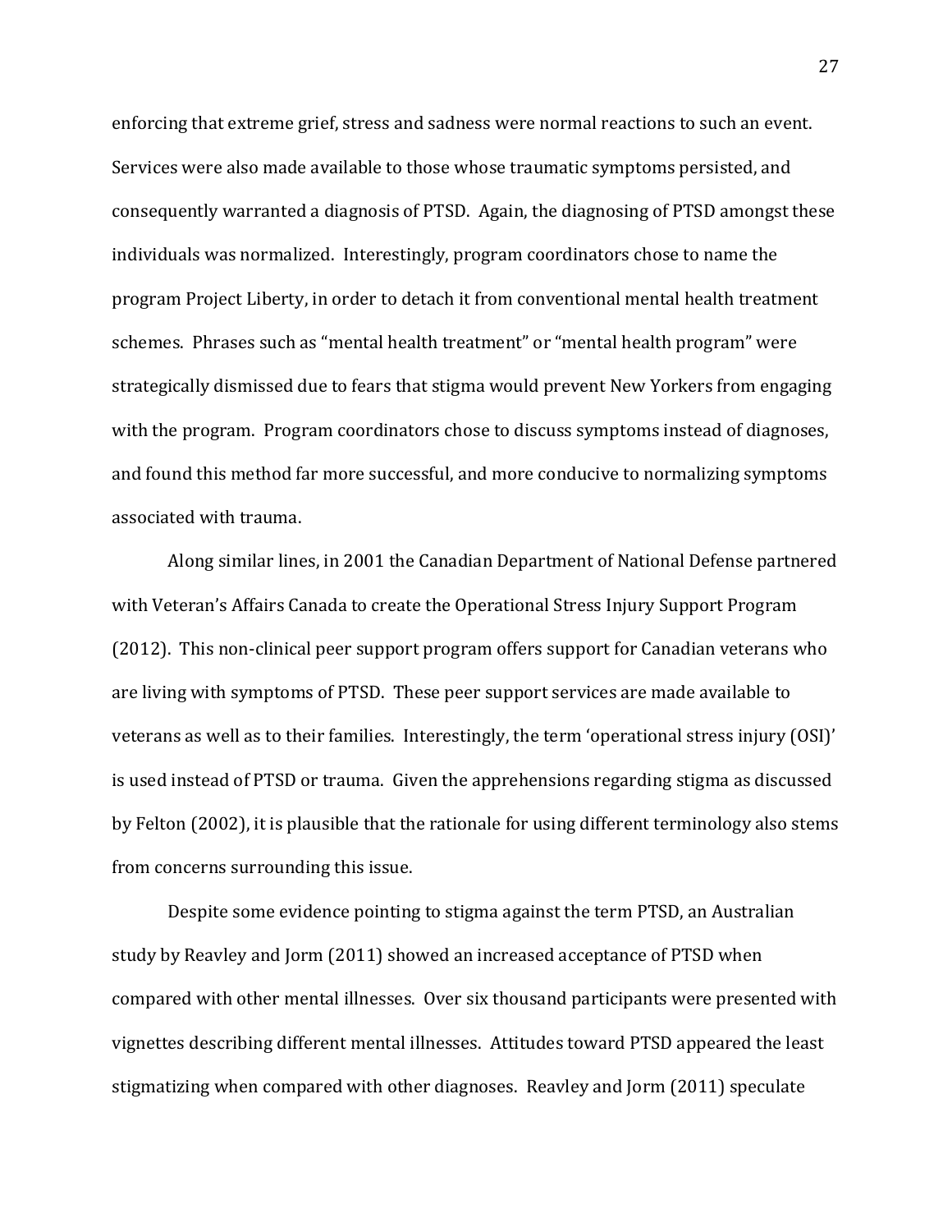enforcing that extreme grief, stress and sadness were normal reactions to such an event. Services were also made available to those whose traumatic symptoms persisted, and consequently warranted a diagnosis of PTSD. Again, the diagnosing of PTSD amongst these individuals was normalized. Interestingly, program coordinators chose to name the program Project Liberty, in order to detach it from conventional mental health treatment schemes. Phrases such as "mental health treatment" or "mental health program" were strategically dismissed due to fears that stigma would prevent New Yorkers from engaging with the program. Program coordinators chose to discuss symptoms instead of diagnoses, and found this method far more successful, and more conducive to normalizing symptoms associated with trauma.

Along similar lines, in 2001 the Canadian Department of National Defense partnered with Veteran's Affairs Canada to create the Operational Stress Injury Support Program (2012). This non-clinical peer support program offers support for Canadian veterans who are living with symptoms of PTSD. These peer support services are made available to veterans as well as to their families. Interestingly, the term 'operational stress injury (OSI)' is used instead of PTSD or trauma. Given the apprehensions regarding stigma as discussed by Felton (2002), it is plausible that the rationale for using different terminology also stems from concerns surrounding this issue.

Despite some evidence pointing to stigma against the term PTSD, an Australian study by Reavley and Jorm (2011) showed an increased acceptance of PTSD when compared with other mental illnesses. Over six thousand participants were presented with vignettes describing different mental illnesses. Attitudes toward PTSD appeared the least stigmatizing when compared with other diagnoses. Reavley and Jorm (2011) speculate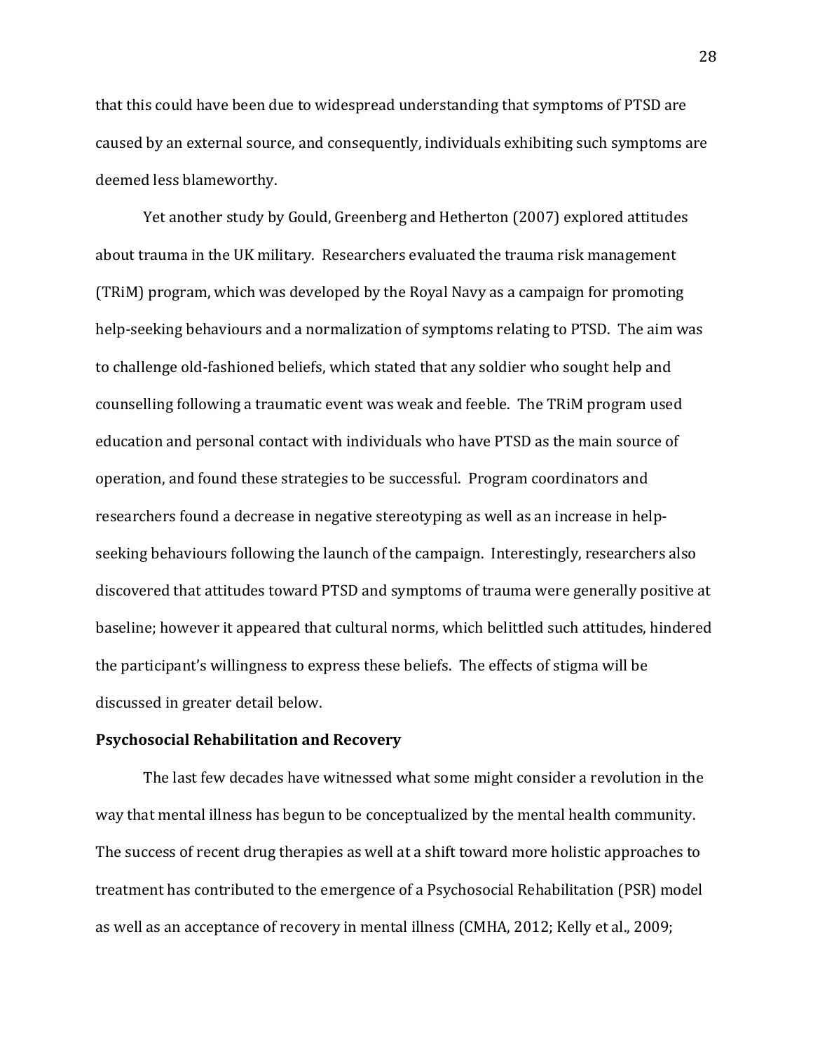that this could have been due to widespread understanding that symptoms of PTSD are caused by an external source, and consequently, individuals exhibiting such symptoms are deemed less blameworthy.

Yet another study by Gould, Greenberg and Hetherton (2007) explored attitudes about trauma in the UK military. Researchers evaluated the trauma risk management (TRiM) program, which was developed by the Royal Navy as a campaign for promoting help-seeking behaviours and a normalization of symptoms relating to PTSD. The aim was to challenge old-fashioned beliefs, which stated that any soldier who sought help and counselling following a traumatic event was weak and feeble. The TRiM program used education and personal contact with individuals who have PTSD as the main source of operation, and found these strategies to be successful. Program coordinators and researchers found a decrease in negative stereotyping as well as an increase in help-seeking behaviours following the launch of the campaign. Interestingly, researchers also discovered that attitudes toward PTSD and symptoms of trauma were generally positive at baseline; however it appeared that cultural norms, which belittled such attitudes, hindered the participant's willingness to express these beliefs. The effects of stigma will be discussed in greater detail below.

**Psychosocial Rehabilitation and Recovery**

The last few decades have witnessed what some might consider a revolution in the way that mental illness has begun to be conceptualized by the mental health community. The success of recent drug therapies as well at a shift toward more holistic approaches to treatment has contributed to the emergence of a Psychosocial Rehabilitation (PSR) model as well as an acceptance of recovery in mental illness (CMHA, 2012; Kelly et al., 2009;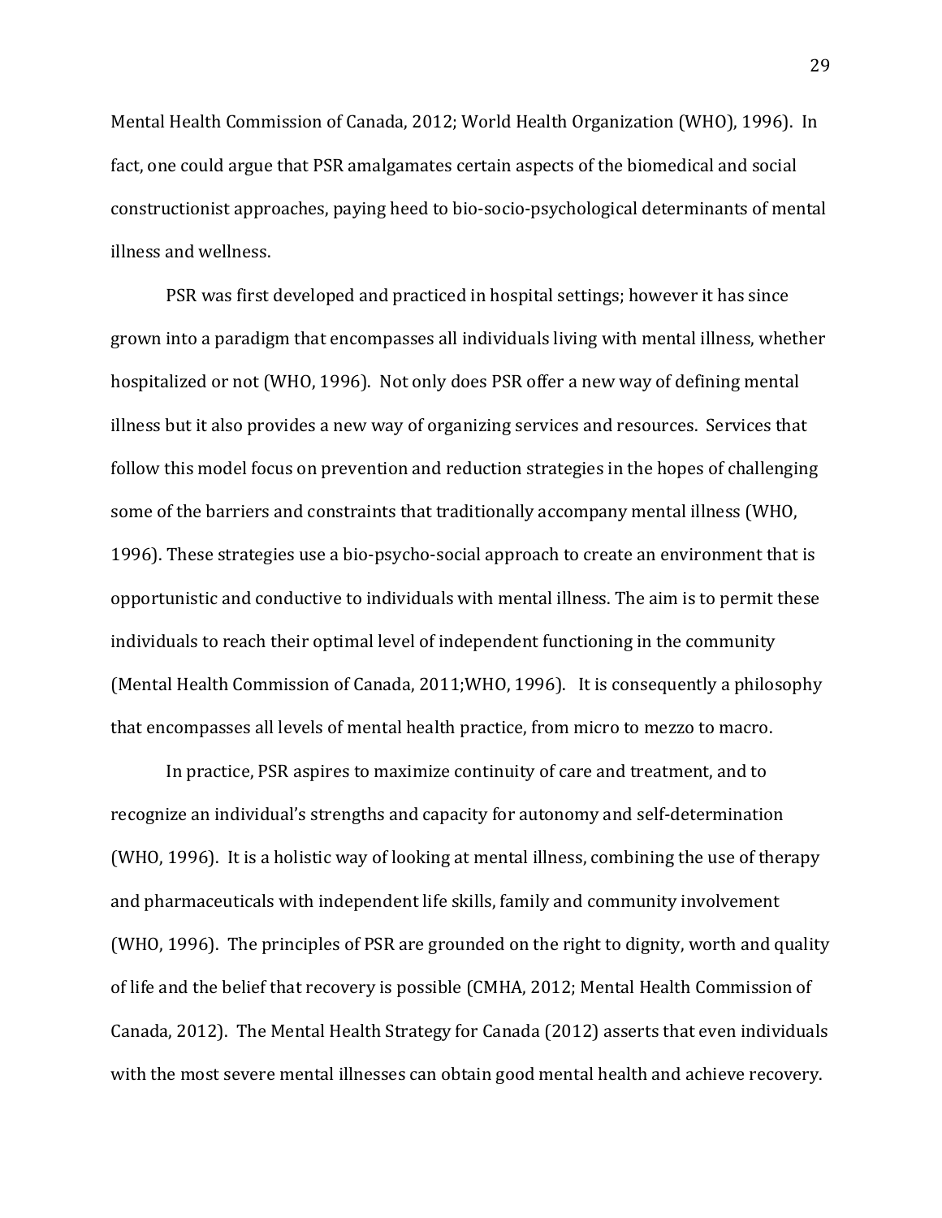Mental Health Commission of Canada, 2012; World Health Organization (WHO), 1996). In fact, one could argue that PSR amalgamates certain aspects of the biomedical and social constructionist approaches, paying heed to bio-socio-psychological determinants of mental illness and wellness.

PSR was first developed and practiced in hospital settings; however it has since grown into a paradigm that encompasses all individuals living with mental illness, whether hospitalized or not (WHO, 1996). Not only does PSR offer a new way of defining mental illness but it also provides a new way of organizing services and resources. Services that follow this model focus on prevention and reduction strategies in the hopes of challenging some of the barriers and constraints that traditionally accompany mental illness (WHO, 1996). These strategies use a bio-psycho-social approach to create an environment that is opportunistic and conductive to individuals with mental illness. The aim is to permit these individuals to reach their optimal level of independent functioning in the community (Mental Health Commission of Canada, 2011;WHO, 1996). It is consequently a philosophy that encompasses all levels of mental health practice, from micro to mezzo to macro.

In practice, PSR aspires to maximize continuity of care and treatment, and to recognize an individual's strengths and capacity for autonomy and self-determination (WHO, 1996). It is a holistic way of looking at mental illness, combining the use of therapy and pharmaceuticals with independent life skills, family and community involvement (WHO, 1996). The principles of PSR are grounded on the right to dignity, worth and quality of life and the belief that recovery is possible (CMHA, 2012; Mental Health Commission of Canada, 2012). The Mental Health Strategy for Canada (2012) asserts that even individuals with the most severe mental illnesses can obtain good mental health and achieve recovery.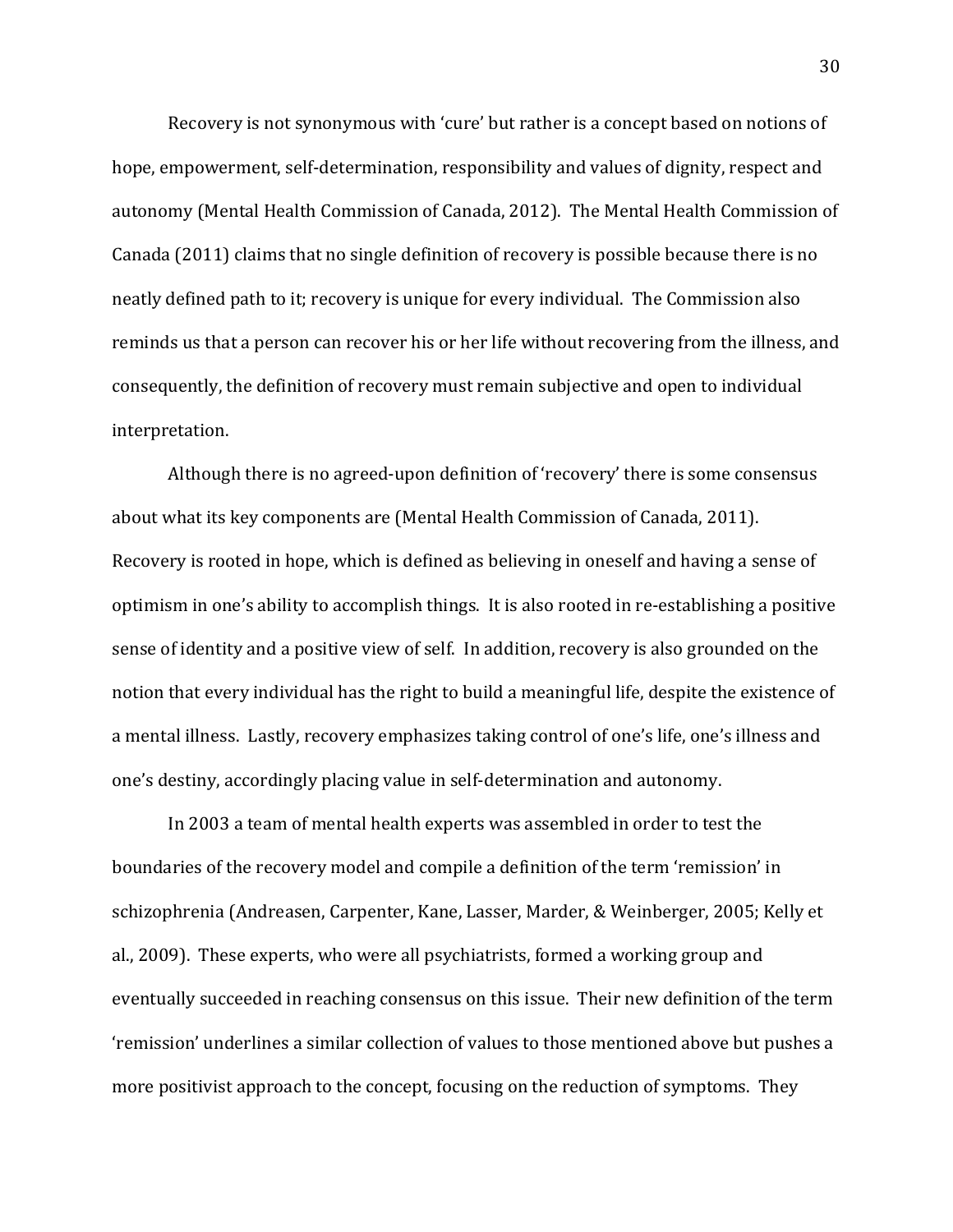Recovery is not synonymous with 'cure' but rather is a concept based on notions of hope, empowerment, self-determination, responsibility and values of dignity, respect and autonomy (Mental Health Commission of Canada, 2012). The Mental Health Commission of Canada (2011) claims that no single definition of recovery is possible because there is no neatly defined path to it; recovery is unique for every individual. The Commission also reminds us that a person can recover his or her life without recovering from the illness, and consequently, the definition of recovery must remain subjective and open to individual interpretation.

Although there is no agreed-upon definition of 'recovery' there is some consensus about what its key components are (Mental Health Commission of Canada, 2011). Recovery is rooted in hope, which is defined as believing in oneself and having a sense of optimism in one's ability to accomplish things. It is also rooted in re-establishing a positive sense of identity and a positive view of self. In addition, recovery is also grounded on the notion that every individual has the right to build a meaningful life, despite the existence of a mental illness. Lastly, recovery emphasizes taking control of one's life, one's illness and one's destiny, accordingly placing value in self-determination and autonomy.

In 2003 a team of mental health experts was assembled in order to test the boundaries of the recovery model and compile a definition of the term 'remission' in schizophrenia (Andreasen, Carpenter, Kane, Lasser, Marder, & Weinberger, 2005; Kelly et al., 2009). These experts, who were all psychiatrists, formed a working group and eventually succeeded in reaching consensus on this issue. Their new definition of the term 'remission' underlines a similar collection of values to those mentioned above but pushes a more positivist approach to the concept, focusing on the reduction of symptoms. They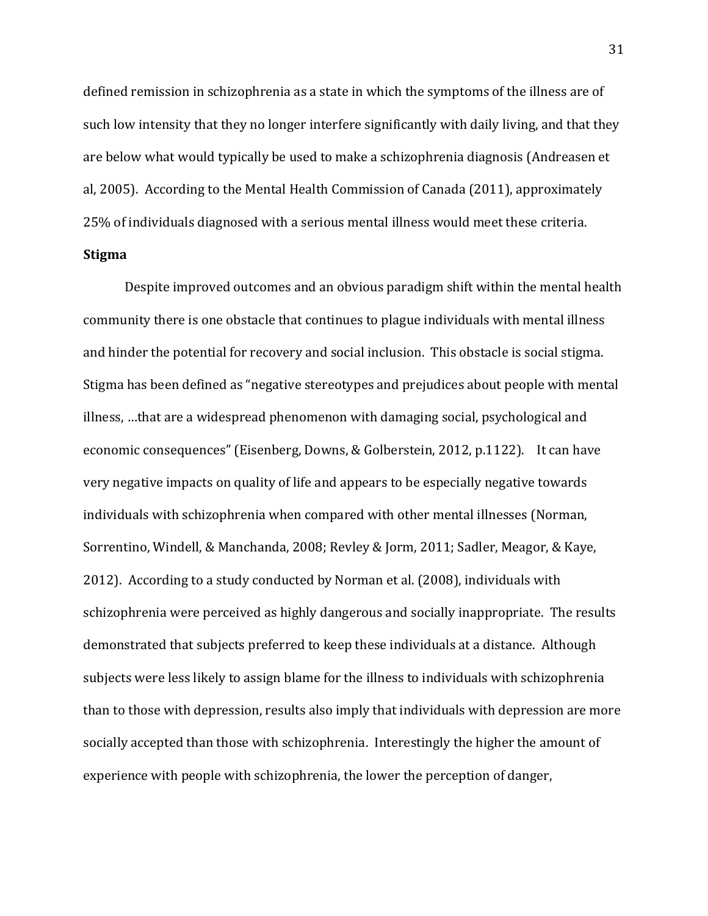defined remission in schizophrenia as a state in which the symptoms of the illness are of such low intensity that they no longer interfere significantly with daily living, and that they are below what would typically be used to make a schizophrenia diagnosis (Andreasen et al, 2005). According to the Mental Health Commission of Canada (2011), approximately 25% of individuals diagnosed with a serious mental illness would meet these criteria.

**Stigma**

Despite improved outcomes and an obvious paradigm shift within the mental health community there is one obstacle that continues to plague individuals with mental illness and hinder the potential for recovery and social inclusion. This obstacle is social stigma. Stigma has been defined as "negative stereotypes and prejudices about people with mental illness, …that are a widespread phenomenon with damaging social, psychological and economic consequences" (Eisenberg, Downs, & Golberstein, 2012, p.1122). It can have very negative impacts on quality of life and appears to be especially negative towards individuals with schizophrenia when compared with other mental illnesses (Norman, Sorrentino, Windell, & Manchanda, 2008; Revley & Jorm, 2011; Sadler, Meagor, & Kaye, 2012). According to a study conducted by Norman et al. (2008), individuals with schizophrenia were perceived as highly dangerous and socially inappropriate. The results demonstrated that subjects preferred to keep these individuals at a distance. Although subjects were less likely to assign blame for the illness to individuals with schizophrenia than to those with depression, results also imply that individuals with depression are more socially accepted than those with schizophrenia. Interestingly the higher the amount of experience with people with schizophrenia, the lower the perception of danger,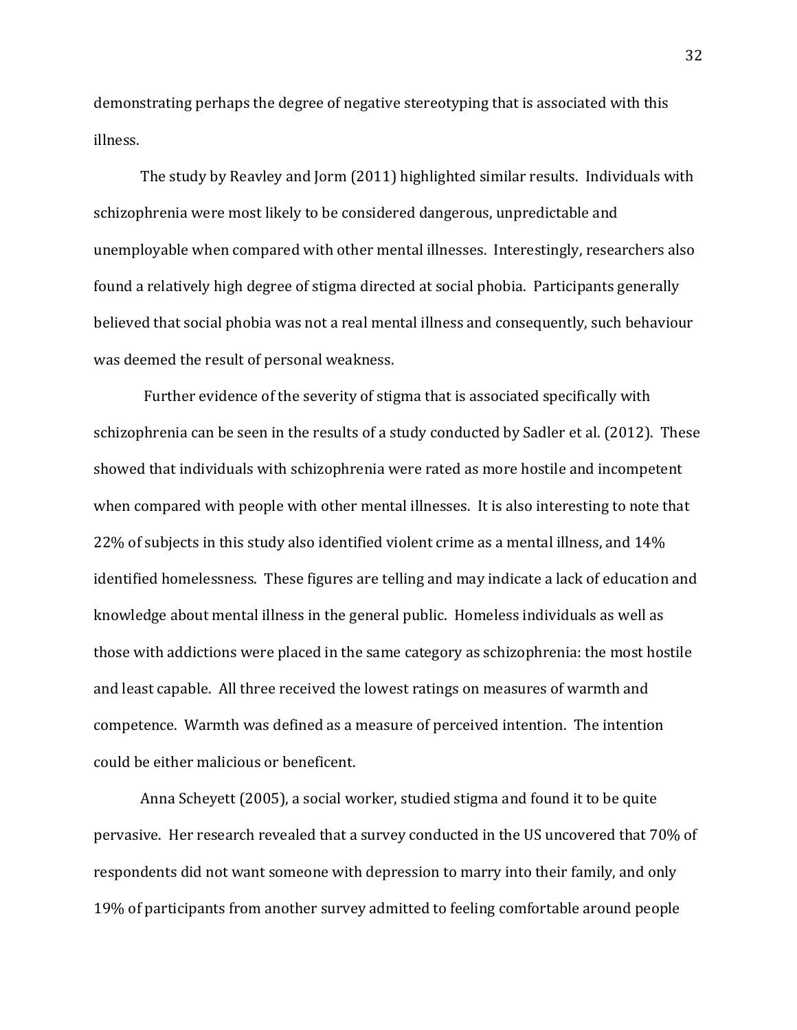demonstrating perhaps the degree of negative stereotyping that is associated with this illness.

The study by Reavley and Jorm (2011) highlighted similar results. Individuals with schizophrenia were most likely to be considered dangerous, unpredictable and unemployable when compared with other mental illnesses. Interestingly, researchers also found a relatively high degree of stigma directed at social phobia. Participants generally believed that social phobia was not a real mental illness and consequently, such behaviour was deemed the result of personal weakness.

Further evidence of the severity of stigma that is associated specifically with schizophrenia can be seen in the results of a study conducted by Sadler et al. (2012). These showed that individuals with schizophrenia were rated as more hostile and incompetent when compared with people with other mental illnesses. It is also interesting to note that 22% of subjects in this study also identified violent crime as a mental illness, and 14% identified homelessness. These figures are telling and may indicate a lack of education and knowledge about mental illness in the general public. Homeless individuals as well as those with addictions were placed in the same category as schizophrenia: the most hostile and least capable. All three received the lowest ratings on measures of warmth and competence. Warmth was defined as a measure of perceived intention. The intention could be either malicious or beneficent.

Anna Scheyett (2005), a social worker, studied stigma and found it to be quite pervasive. Her research revealed that a survey conducted in the US uncovered that 70% of respondents did not want someone with depression to marry into their family, and only 19% of participants from another survey admitted to feeling comfortable around people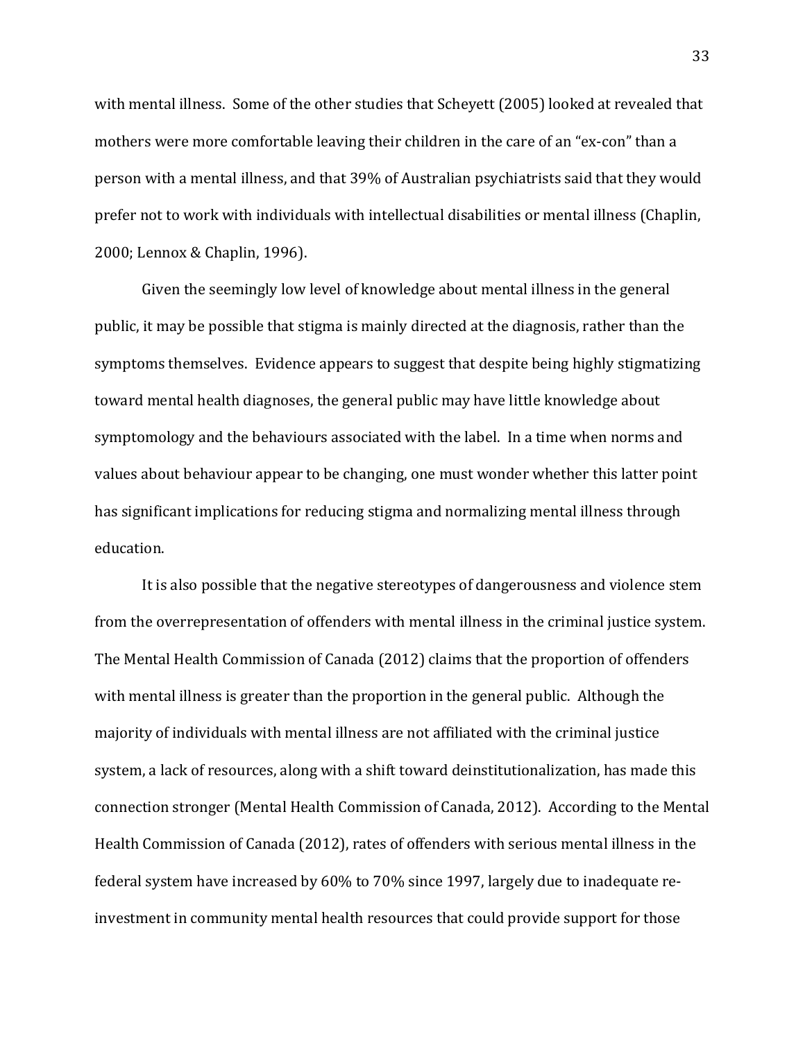with mental illness. Some of the other studies that Scheyett (2005) looked at revealed that mothers were more comfortable leaving their children in the care of an "ex-con" than a person with a mental illness, and that 39% of Australian psychiatrists said that they would prefer not to work with individuals with intellectual disabilities or mental illness (Chaplin, 2000; Lennox & Chaplin, 1996).

Given the seemingly low level of knowledge about mental illness in the general public, it may be possible that stigma is mainly directed at the diagnosis, rather than the symptoms themselves. Evidence appears to suggest that despite being highly stigmatizing toward mental health diagnoses, the general public may have little knowledge about symptomology and the behaviours associated with the label. In a time when norms and values about behaviour appear to be changing, one must wonder whether this latter point has significant implications for reducing stigma and normalizing mental illness through education.

It is also possible that the negative stereotypes of dangerousness and violence stem from the overrepresentation of offenders with mental illness in the criminal justice system. The Mental Health Commission of Canada (2012) claims that the proportion of offenders with mental illness is greater than the proportion in the general public. Although the majority of individuals with mental illness are not affiliated with the criminal justice system, a lack of resources, along with a shift toward deinstitutionalization, has made this connection stronger (Mental Health Commission of Canada, 2012). According to the Mental Health Commission of Canada (2012), rates of offenders with serious mental illness in the federal system have increased by 60% to 70% since 1997, largely due to inadequate re-investment in community mental health resources that could provide support for those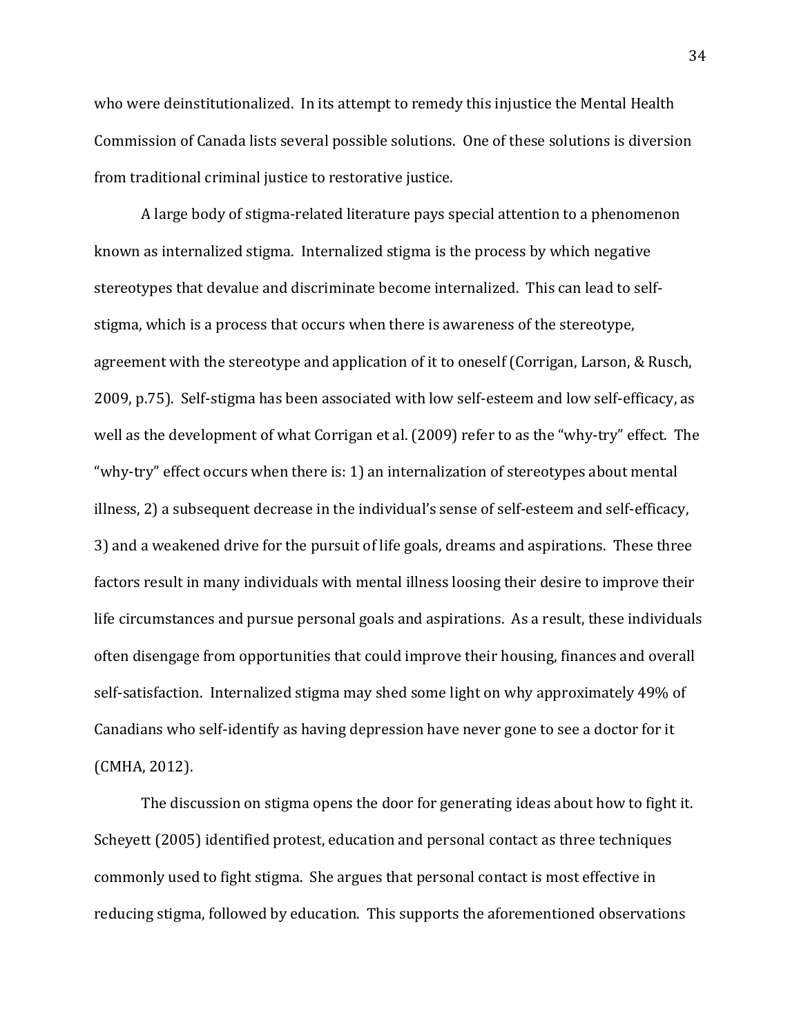who were deinstitutionalized. In its attempt to remedy this injustice the Mental Health Commission of Canada lists several possible solutions. One of these solutions is diversion from traditional criminal justice to restorative justice.

A large body of stigma-related literature pays special attention to a phenomenon known as internalized stigma. Internalized stigma is the process by which negative stereotypes that devalue and discriminate become internalized. This can lead to self-stigma, which is a process that occurs when there is awareness of the stereotype, agreement with the stereotype and application of it to oneself (Corrigan, Larson, & Rusch, 2009, p.75). Self-stigma has been associated with low self-esteem and low self-efficacy, as well as the development of what Corrigan et al. (2009) refer to as the "why-try" effect. The "why-try" effect occurs when there is: 1) an internalization of stereotypes about mental illness, 2) a subsequent decrease in the individual's sense of self-esteem and self-efficacy, 3) and a weakened drive for the pursuit of life goals, dreams and aspirations. These three factors result in many individuals with mental illness loosing their desire to improve their life circumstances and pursue personal goals and aspirations. As a result, these individuals often disengage from opportunities that could improve their housing, finances and overall self-satisfaction. Internalized stigma may shed some light on why approximately 49% of Canadians who self-identify as having depression have never gone to see a doctor for it (CMHA, 2012).

The discussion on stigma opens the door for generating ideas about how to fight it. Scheyett (2005) identified protest, education and personal contact as three techniques commonly used to fight stigma. She argues that personal contact is most effective in reducing stigma, followed by education. This supports the aforementioned observations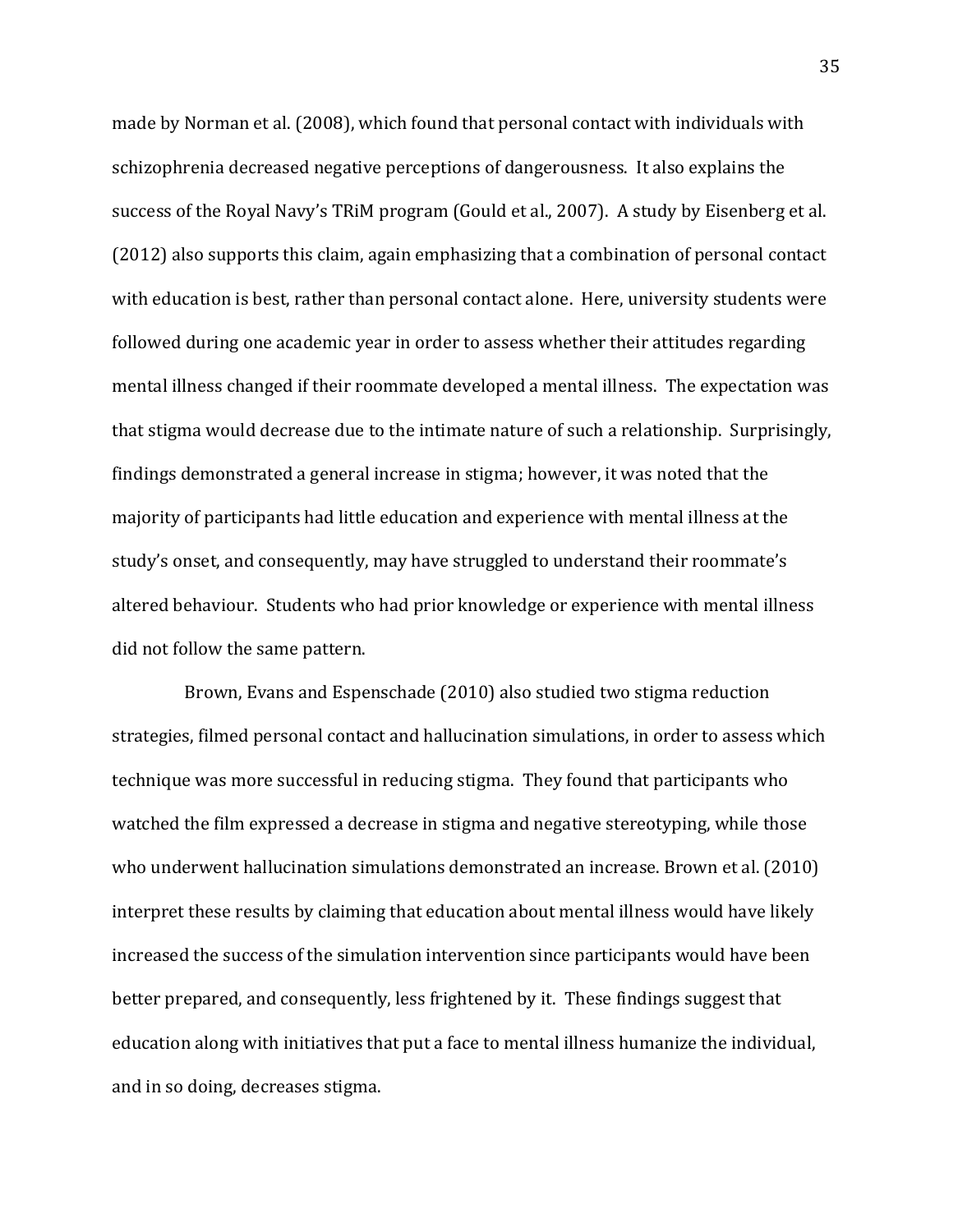made by Norman et al. (2008), which found that personal contact with individuals with schizophrenia decreased negative perceptions of dangerousness. It also explains the success of the Royal Navy's TRiM program (Gould et al., 2007). A study by Eisenberg et al. (2012) also supports this claim, again emphasizing that a combination of personal contact with education is best, rather than personal contact alone. Here, university students were followed during one academic year in order to assess whether their attitudes regarding mental illness changed if their roommate developed a mental illness. The expectation was that stigma would decrease due to the intimate nature of such a relationship. Surprisingly, findings demonstrated a general increase in stigma; however, it was noted that the majority of participants had little education and experience with mental illness at the study's onset, and consequently, may have struggled to understand their roommate's altered behaviour. Students who had prior knowledge or experience with mental illness did not follow the same pattern.

Brown, Evans and Espenschade (2010) also studied two stigma reduction strategies, filmed personal contact and hallucination simulations, in order to assess which technique was more successful in reducing stigma. They found that participants who watched the film expressed a decrease in stigma and negative stereotyping, while those who underwent hallucination simulations demonstrated an increase. Brown et al. (2010) interpret these results by claiming that education about mental illness would have likely increased the success of the simulation intervention since participants would have been better prepared, and consequently, less frightened by it. These findings suggest that education along with initiatives that put a face to mental illness humanize the individual, and in so doing, decreases stigma.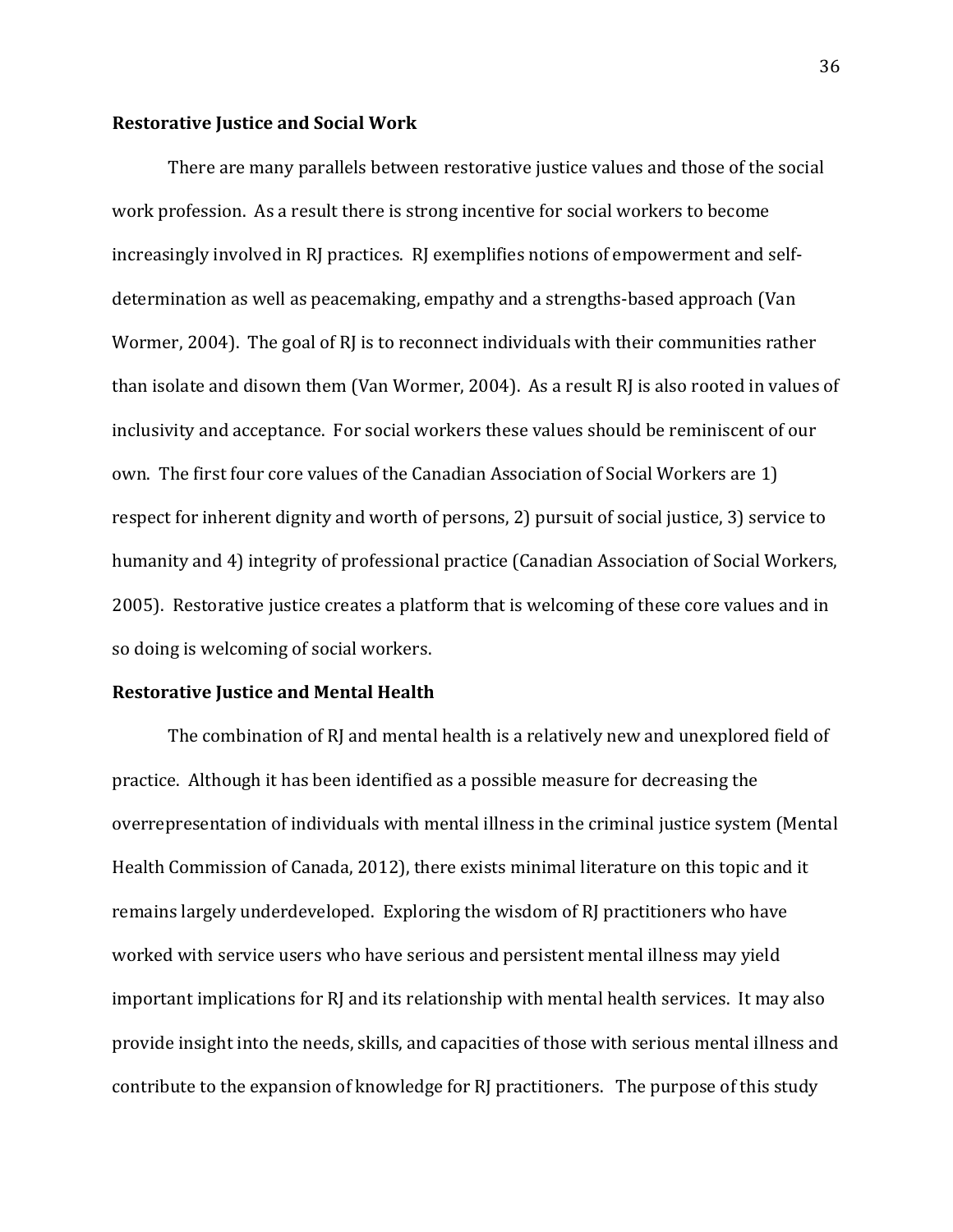### Restorative Justice and Social Work

There are many parallels between restorative justice values and those of the social work profession. As a result there is strong incentive for social workers to become increasingly involved in RJ practices. RJ exemplifies notions of empowerment and self-determination as well as peacemaking, empathy and a strengths-based approach (Van Wormer, 2004). The goal of RJ is to reconnect individuals with their communities rather than isolate and disown them (Van Wormer, 2004). As a result RJ is also rooted in values of inclusivity and acceptance. For social workers these values should be reminiscent of our own. The first four core values of the Canadian Association of Social Workers are 1) respect for inherent dignity and worth of persons, 2) pursuit of social justice, 3) service to humanity and 4) integrity of professional practice (Canadian Association of Social Workers, 2005). Restorative justice creates a platform that is welcoming of these core values and in so doing is welcoming of social workers.

### Restorative Justice and Mental Health

The combination of RJ and mental health is a relatively new and unexplored field of practice. Although it has been identified as a possible measure for decreasing the overrepresentation of individuals with mental illness in the criminal justice system (Mental Health Commission of Canada, 2012), there exists minimal literature on this topic and it remains largely underdeveloped. Exploring the wisdom of RJ practitioners who have worked with service users who have serious and persistent mental illness may yield important implications for RJ and its relationship with mental health services. It may also provide insight into the needs, skills, and capacities of those with serious mental illness and contribute to the expansion of knowledge for RJ practitioners. The purpose of this study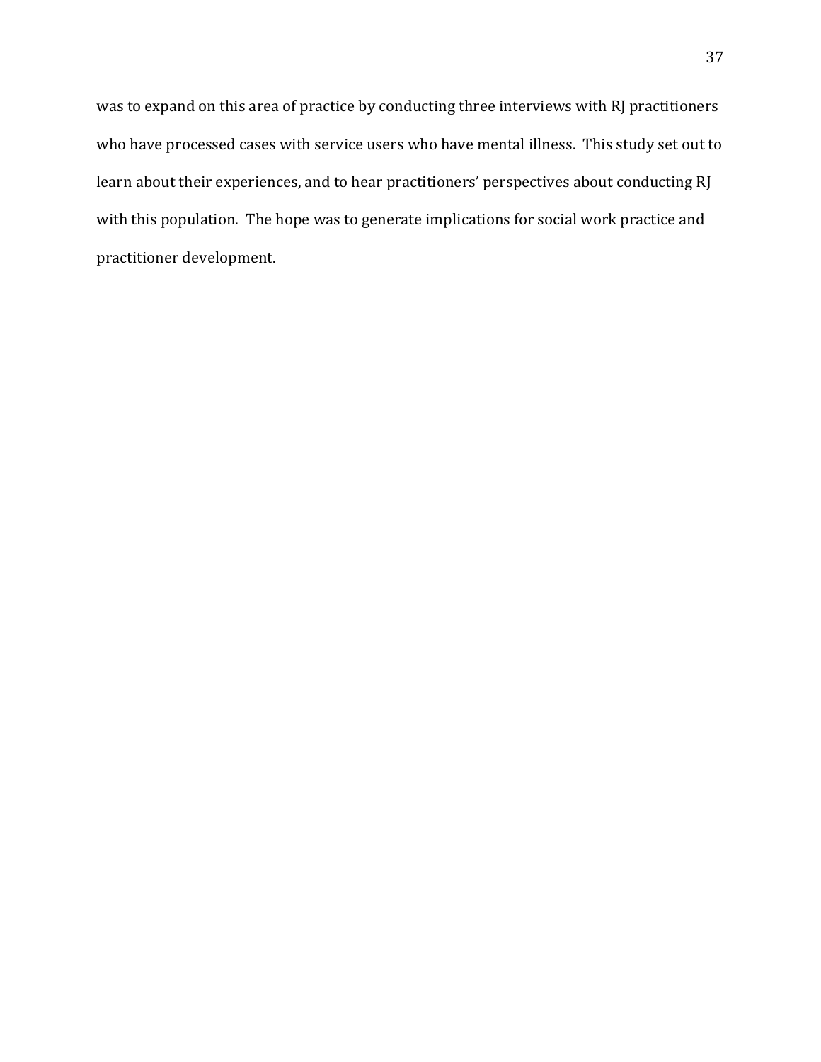was to expand on this area of practice by conducting three interviews with RJ practitioners who have processed cases with service users who have mental illness. This study set out to learn about their experiences, and to hear practitioners' perspectives about conducting RJ with this population. The hope was to generate implications for social work practice and practitioner development.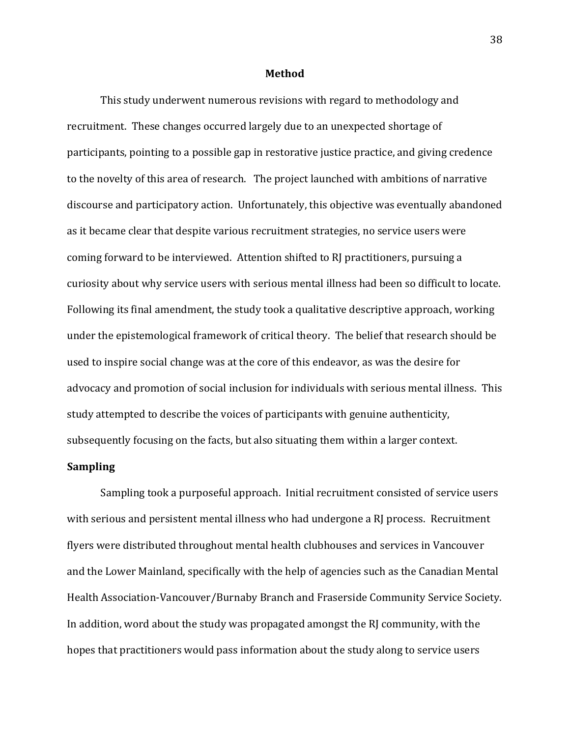## Method

This study underwent numerous revisions with regard to methodology and recruitment. These changes occurred largely due to an unexpected shortage of participants, pointing to a possible gap in restorative justice practice, and giving credence to the novelty of this area of research. The project launched with ambitions of narrative discourse and participatory action. Unfortunately, this objective was eventually abandoned as it became clear that despite various recruitment strategies, no service users were coming forward to be interviewed. Attention shifted to RJ practitioners, pursuing a curiosity about why service users with serious mental illness had been so difficult to locate. Following its final amendment, the study took a qualitative descriptive approach, working under the epistemological framework of critical theory. The belief that research should be used to inspire social change was at the core of this endeavor, as was the desire for advocacy and promotion of social inclusion for individuals with serious mental illness. This study attempted to describe the voices of participants with genuine authenticity, subsequently focusing on the facts, but also situating them within a larger context.

### Sampling

Sampling took a purposeful approach. Initial recruitment consisted of service users with serious and persistent mental illness who had undergone a RJ process. Recruitment flyers were distributed throughout mental health clubhouses and services in Vancouver and the Lower Mainland, specifically with the help of agencies such as the Canadian Mental Health Association-Vancouver/Burnaby Branch and Fraserside Community Service Society. In addition, word about the study was propagated amongst the RJ community, with the hopes that practitioners would pass information about the study along to service users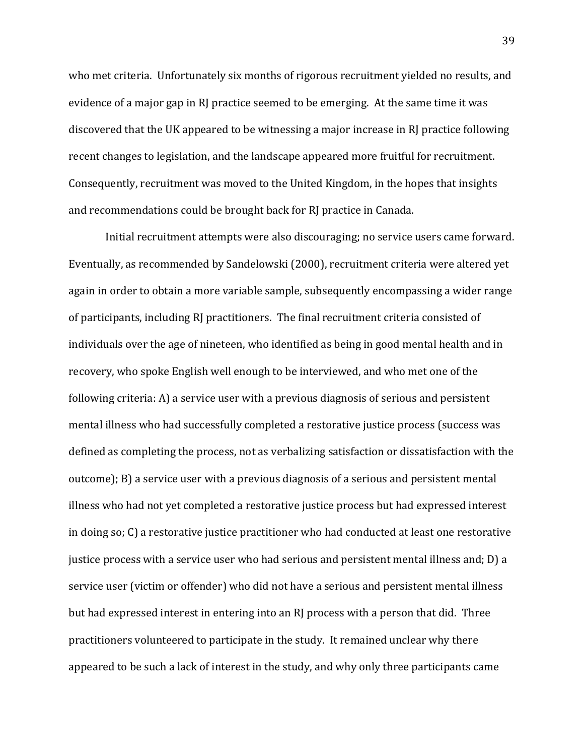who met criteria. Unfortunately six months of rigorous recruitment yielded no results, and evidence of a major gap in RJ practice seemed to be emerging. At the same time it was discovered that the UK appeared to be witnessing a major increase in RJ practice following recent changes to legislation, and the landscape appeared more fruitful for recruitment. Consequently, recruitment was moved to the United Kingdom, in the hopes that insights and recommendations could be brought back for RJ practice in Canada.

Initial recruitment attempts were also discouraging; no service users came forward. Eventually, as recommended by Sandelowski (2000), recruitment criteria were altered yet again in order to obtain a more variable sample, subsequently encompassing a wider range of participants, including RJ practitioners. The final recruitment criteria consisted of individuals over the age of nineteen, who identified as being in good mental health and in recovery, who spoke English well enough to be interviewed, and who met one of the following criteria: A) a service user with a previous diagnosis of serious and persistent mental illness who had successfully completed a restorative justice process (success was defined as completing the process, not as verbalizing satisfaction or dissatisfaction with the outcome); B) a service user with a previous diagnosis of a serious and persistent mental illness who had not yet completed a restorative justice process but had expressed interest in doing so; C) a restorative justice practitioner who had conducted at least one restorative justice process with a service user who had serious and persistent mental illness and; D) a service user (victim or offender) who did not have a serious and persistent mental illness but had expressed interest in entering into an RJ process with a person that did. Three practitioners volunteered to participate in the study. It remained unclear why there appeared to be such a lack of interest in the study, and why only three participants came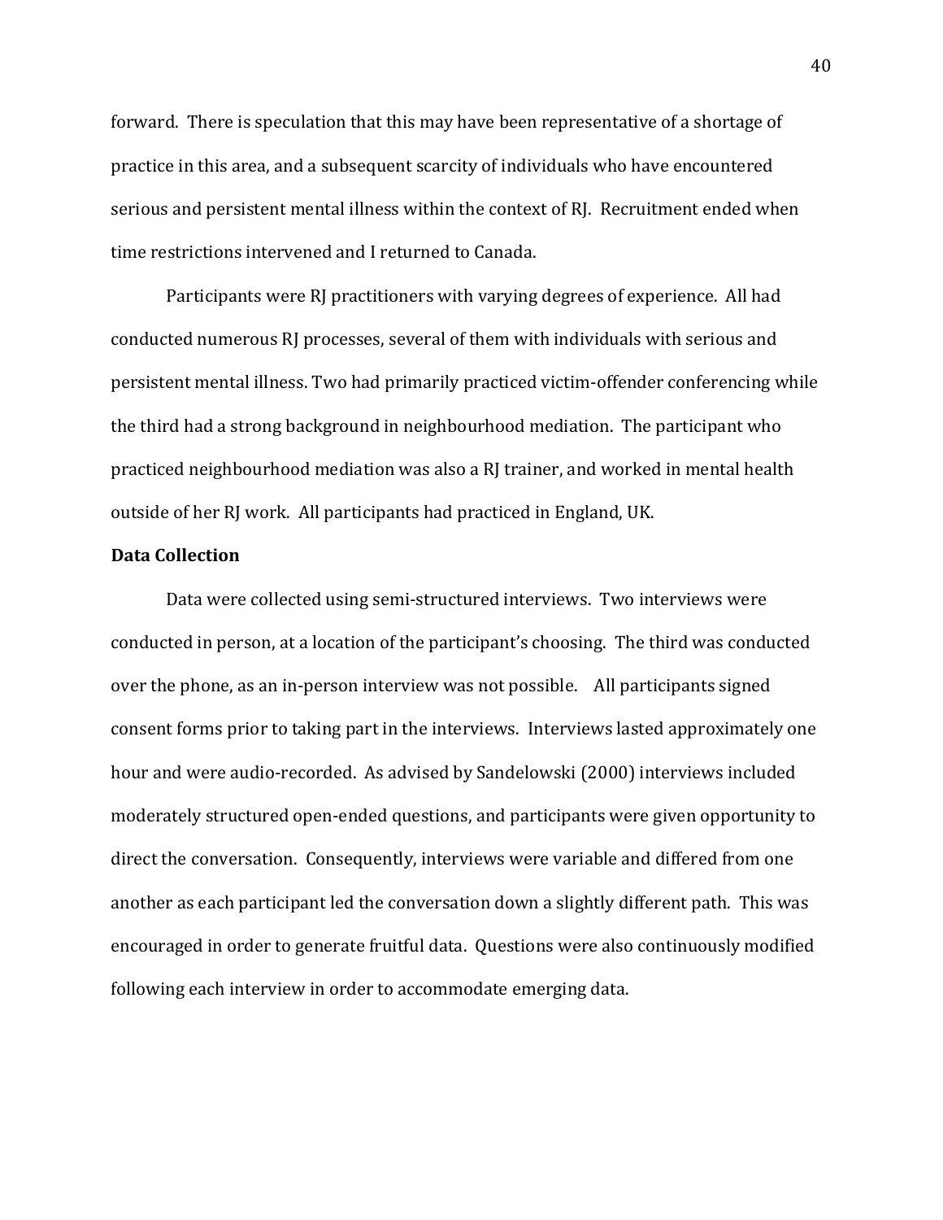forward. There is speculation that this may have been representative of a shortage of practice in this area, and a subsequent scarcity of individuals who have encountered serious and persistent mental illness within the context of RJ. Recruitment ended when time restrictions intervened and I returned to Canada.

Participants were RJ practitioners with varying degrees of experience. All had conducted numerous RJ processes, several of them with individuals with serious and persistent mental illness. Two had primarily practiced victim-offender conferencing while the third had a strong background in neighbourhood mediation. The participant who practiced neighbourhood mediation was also a RJ trainer, and worked in mental health outside of her RJ work. All participants had practiced in England, UK.

**Data Collection**

Data were collected using semi-structured interviews. Two interviews were conducted in person, at a location of the participant's choosing. The third was conducted over the phone, as an in-person interview was not possible. All participants signed consent forms prior to taking part in the interviews. Interviews lasted approximately one hour and were audio-recorded. As advised by Sandelowski (2000) interviews included moderately structured open-ended questions, and participants were given opportunity to direct the conversation. Consequently, interviews were variable and differed from one another as each participant led the conversation down a slightly different path. This was encouraged in order to generate fruitful data. Questions were also continuously modified following each interview in order to accommodate emerging data.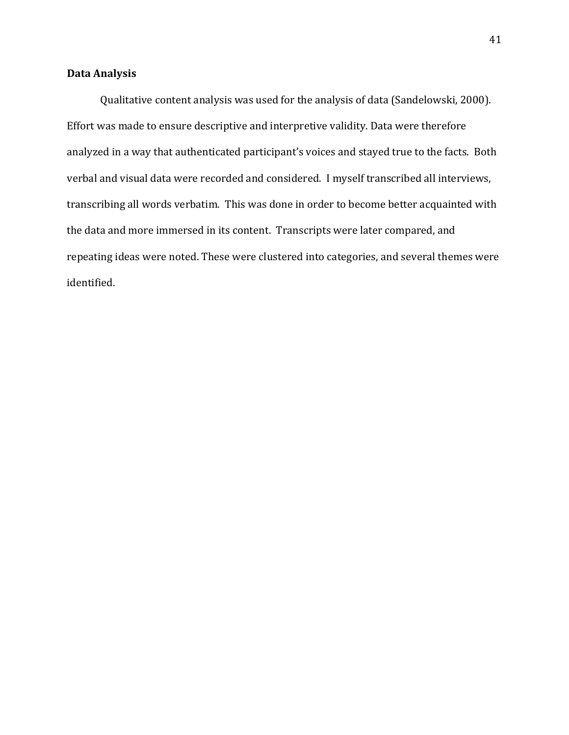**Data Analysis**

Qualitative content analysis was used for the analysis of data (Sandelowski, 2000). Effort was made to ensure descriptive and interpretive validity. Data were therefore analyzed in a way that authenticated participant's voices and stayed true to the facts. Both verbal and visual data were recorded and considered. I myself transcribed all interviews, transcribing all words verbatim. This was done in order to become better acquainted with the data and more immersed in its content. Transcripts were later compared, and repeating ideas were noted. These were clustered into categories, and several themes were identified.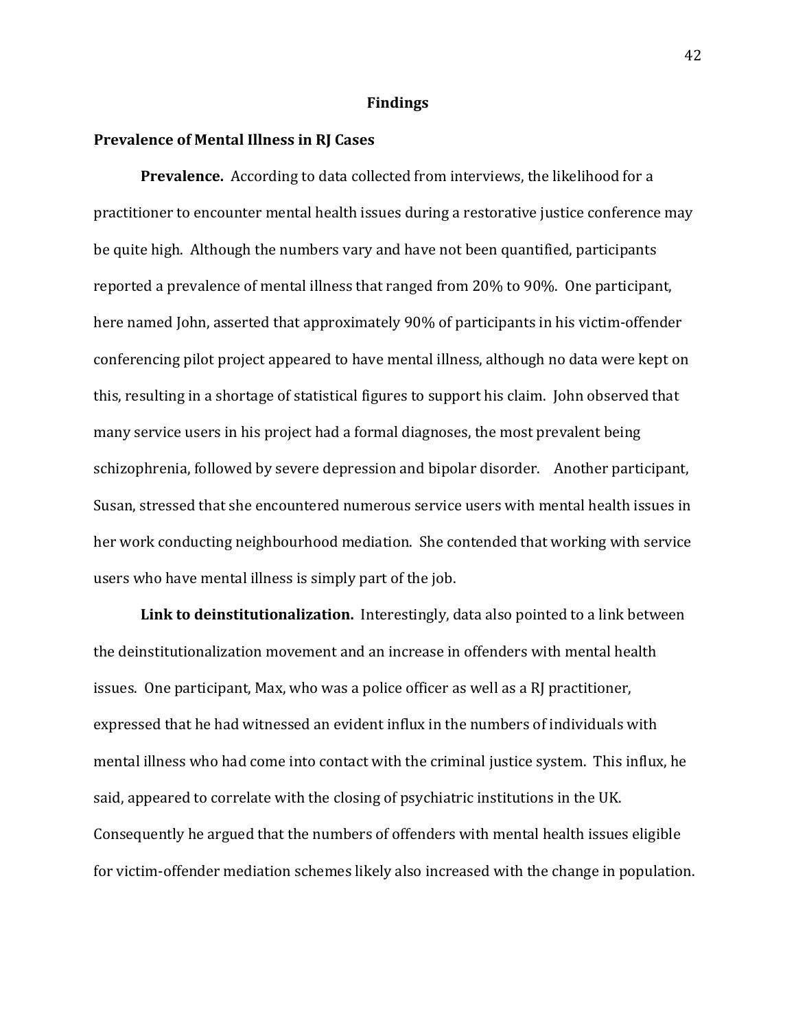## Findings

### Prevalence of Mental Illness in RJ Cases

**Prevalence.** According to data collected from interviews, the likelihood for a practitioner to encounter mental health issues during a restorative justice conference may be quite high. Although the numbers vary and have not been quantified, participants reported a prevalence of mental illness that ranged from 20% to 90%. One participant, here named John, asserted that approximately 90% of participants in his victim-offender conferencing pilot project appeared to have mental illness, although no data were kept on this, resulting in a shortage of statistical figures to support his claim. John observed that many service users in his project had a formal diagnoses, the most prevalent being schizophrenia, followed by severe depression and bipolar disorder. Another participant, Susan, stressed that she encountered numerous service users with mental health issues in her work conducting neighbourhood mediation. She contended that working with service users who have mental illness is simply part of the job.

**Link to deinstitutionalization.** Interestingly, data also pointed to a link between the deinstitutionalization movement and an increase in offenders with mental health issues. One participant, Max, who was a police officer as well as a RJ practitioner, expressed that he had witnessed an evident influx in the numbers of individuals with mental illness who had come into contact with the criminal justice system. This influx, he said, appeared to correlate with the closing of psychiatric institutions in the UK. Consequently he argued that the numbers of offenders with mental health issues eligible for victim-offender mediation schemes likely also increased with the change in population.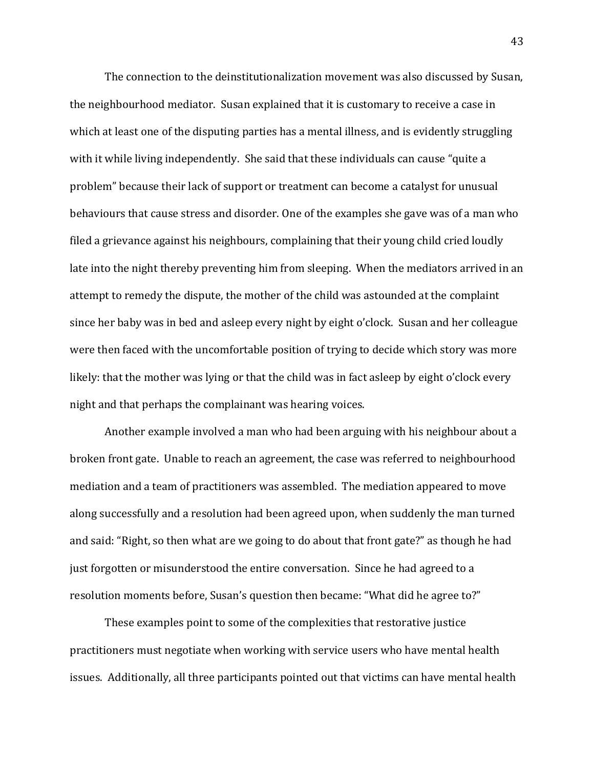The connection to the deinstitutionalization movement was also discussed by Susan, the neighbourhood mediator. Susan explained that it is customary to receive a case in which at least one of the disputing parties has a mental illness, and is evidently struggling with it while living independently. She said that these individuals can cause "quite a problem" because their lack of support or treatment can become a catalyst for unusual behaviours that cause stress and disorder. One of the examples she gave was of a man who filed a grievance against his neighbours, complaining that their young child cried loudly late into the night thereby preventing him from sleeping. When the mediators arrived in an attempt to remedy the dispute, the mother of the child was astounded at the complaint since her baby was in bed and asleep every night by eight o'clock. Susan and her colleague were then faced with the uncomfortable position of trying to decide which story was more likely: that the mother was lying or that the child was in fact asleep by eight o'clock every night and that perhaps the complainant was hearing voices.

Another example involved a man who had been arguing with his neighbour about a broken front gate. Unable to reach an agreement, the case was referred to neighbourhood mediation and a team of practitioners was assembled. The mediation appeared to move along successfully and a resolution had been agreed upon, when suddenly the man turned and said: "Right, so then what are we going to do about that front gate?" as though he had just forgotten or misunderstood the entire conversation. Since he had agreed to a resolution moments before, Susan's question then became: "What did he agree to?"

These examples point to some of the complexities that restorative justice practitioners must negotiate when working with service users who have mental health issues. Additionally, all three participants pointed out that victims can have mental health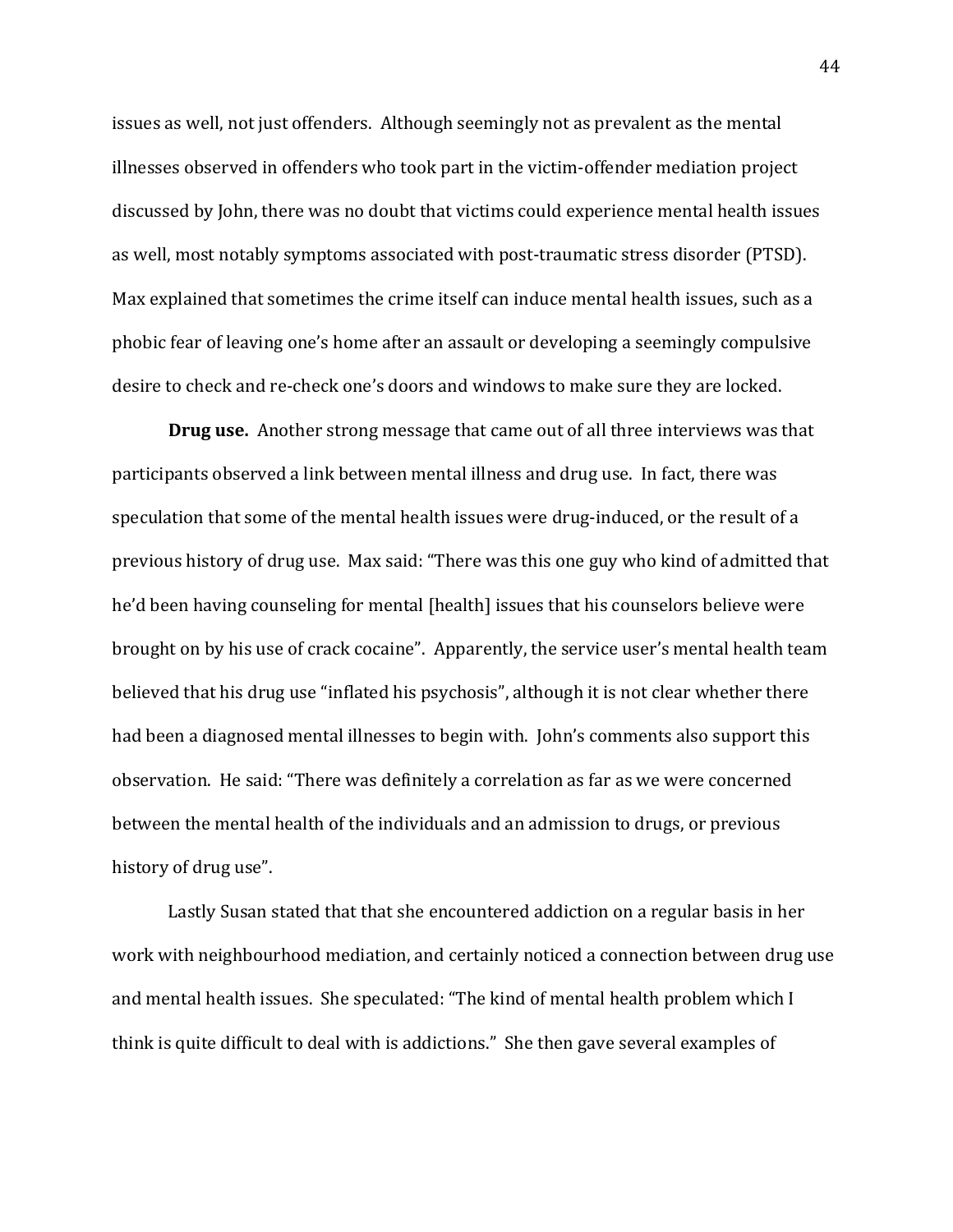issues as well, not just offenders. Although seemingly not as prevalent as the mental illnesses observed in offenders who took part in the victim-offender mediation project discussed by John, there was no doubt that victims could experience mental health issues as well, most notably symptoms associated with post-traumatic stress disorder (PTSD). Max explained that sometimes the crime itself can induce mental health issues, such as a phobic fear of leaving one's home after an assault or developing a seemingly compulsive desire to check and re-check one's doors and windows to make sure they are locked.

**Drug use.** Another strong message that came out of all three interviews was that participants observed a link between mental illness and drug use. In fact, there was speculation that some of the mental health issues were drug-induced, or the result of a previous history of drug use. Max said: "There was this one guy who kind of admitted that he'd been having counseling for mental [health] issues that his counselors believe were brought on by his use of crack cocaine". Apparently, the service user's mental health team believed that his drug use "inflated his psychosis", although it is not clear whether there had been a diagnosed mental illnesses to begin with. John's comments also support this observation. He said: "There was definitely a correlation as far as we were concerned between the mental health of the individuals and an admission to drugs, or previous history of drug use".

Lastly Susan stated that that she encountered addiction on a regular basis in her work with neighbourhood mediation, and certainly noticed a connection between drug use and mental health issues. She speculated: "The kind of mental health problem which I think is quite difficult to deal with is addictions." She then gave several examples of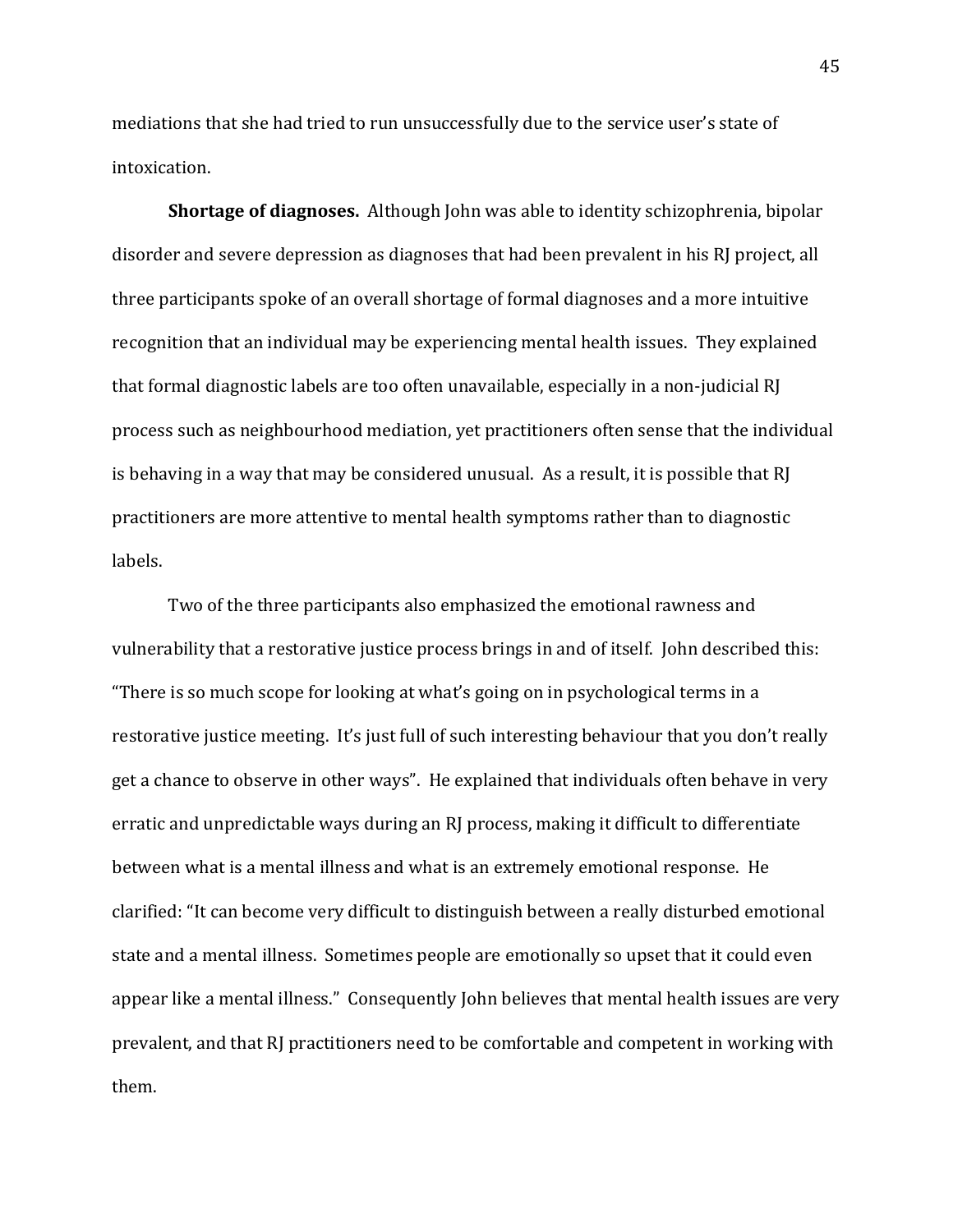mediations that she had tried to run unsuccessfully due to the service user's state of intoxication.

**Shortage of diagnoses.** Although John was able to identity schizophrenia, bipolar disorder and severe depression as diagnoses that had been prevalent in his RJ project, all three participants spoke of an overall shortage of formal diagnoses and a more intuitive recognition that an individual may be experiencing mental health issues. They explained that formal diagnostic labels are too often unavailable, especially in a non-judicial RJ process such as neighbourhood mediation, yet practitioners often sense that the individual is behaving in a way that may be considered unusual. As a result, it is possible that RJ practitioners are more attentive to mental health symptoms rather than to diagnostic labels.

Two of the three participants also emphasized the emotional rawness and vulnerability that a restorative justice process brings in and of itself. John described this: "There is so much scope for looking at what's going on in psychological terms in a restorative justice meeting. It's just full of such interesting behaviour that you don't really get a chance to observe in other ways". He explained that individuals often behave in very erratic and unpredictable ways during an RJ process, making it difficult to differentiate between what is a mental illness and what is an extremely emotional response. He clarified: "It can become very difficult to distinguish between a really disturbed emotional state and a mental illness. Sometimes people are emotionally so upset that it could even appear like a mental illness." Consequently John believes that mental health issues are very prevalent, and that RJ practitioners need to be comfortable and competent in working with them.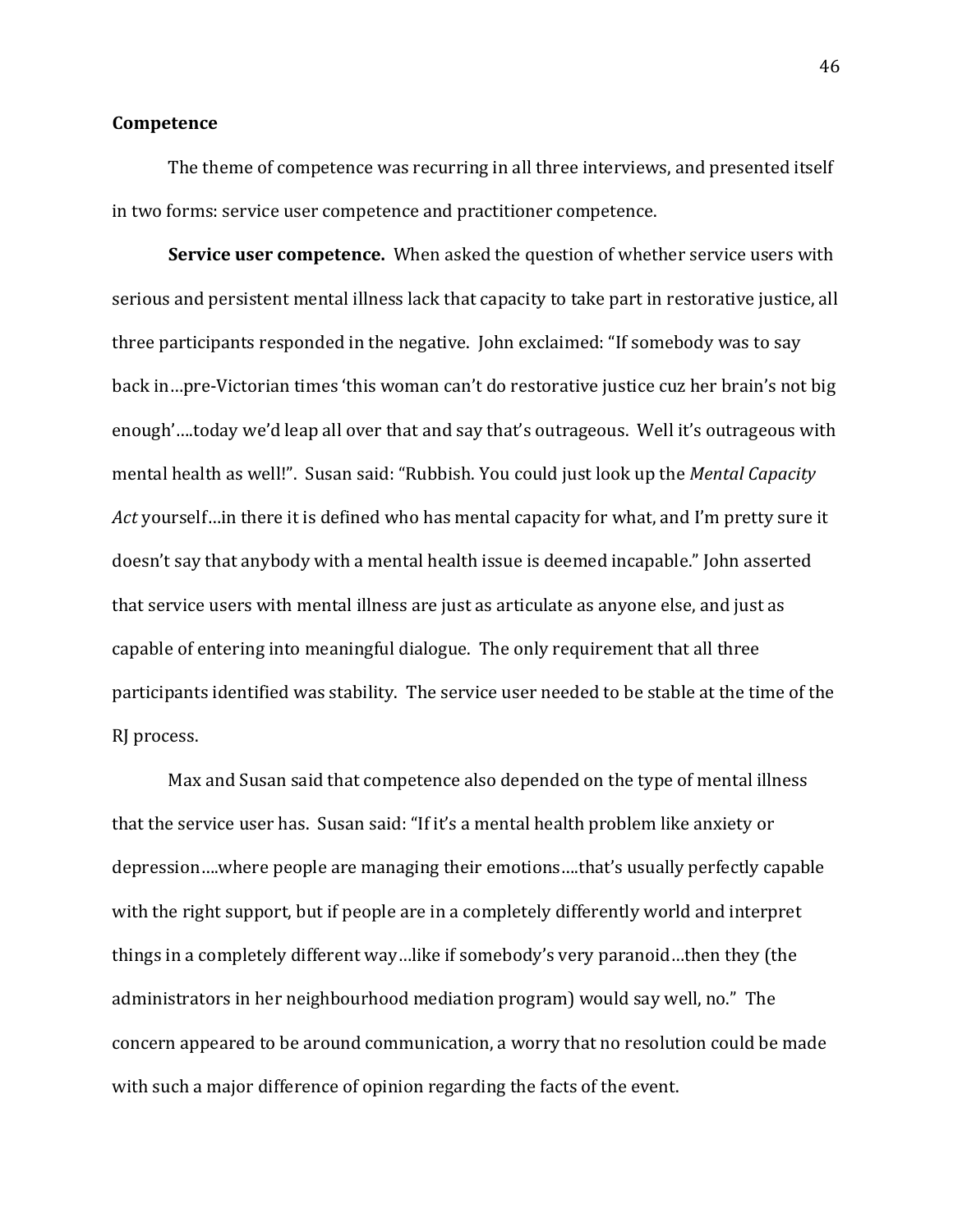## Competence

The theme of competence was recurring in all three interviews, and presented itself in two forms: service user competence and practitioner competence.

**Service user competence.** When asked the question of whether service users with serious and persistent mental illness lack that capacity to take part in restorative justice, all three participants responded in the negative. John exclaimed: "If somebody was to say back in…pre-Victorian times 'this woman can't do restorative justice cuz her brain's not big enough'….today we'd leap all over that and say that's outrageous. Well it's outrageous with mental health as well!". Susan said: "Rubbish. You could just look up the *Mental Capacity Act* yourself…in there it is defined who has mental capacity for what, and I'm pretty sure it doesn't say that anybody with a mental health issue is deemed incapable." John asserted that service users with mental illness are just as articulate as anyone else, and just as capable of entering into meaningful dialogue. The only requirement that all three participants identified was stability. The service user needed to be stable at the time of the RJ process.

Max and Susan said that competence also depended on the type of mental illness that the service user has. Susan said: "If it's a mental health problem like anxiety or depression….where people are managing their emotions….that's usually perfectly capable with the right support, but if people are in a completely differently world and interpret things in a completely different way…like if somebody's very paranoid…then they (the administrators in her neighbourhood mediation program) would say well, no." The concern appeared to be around communication, a worry that no resolution could be made with such a major difference of opinion regarding the facts of the event.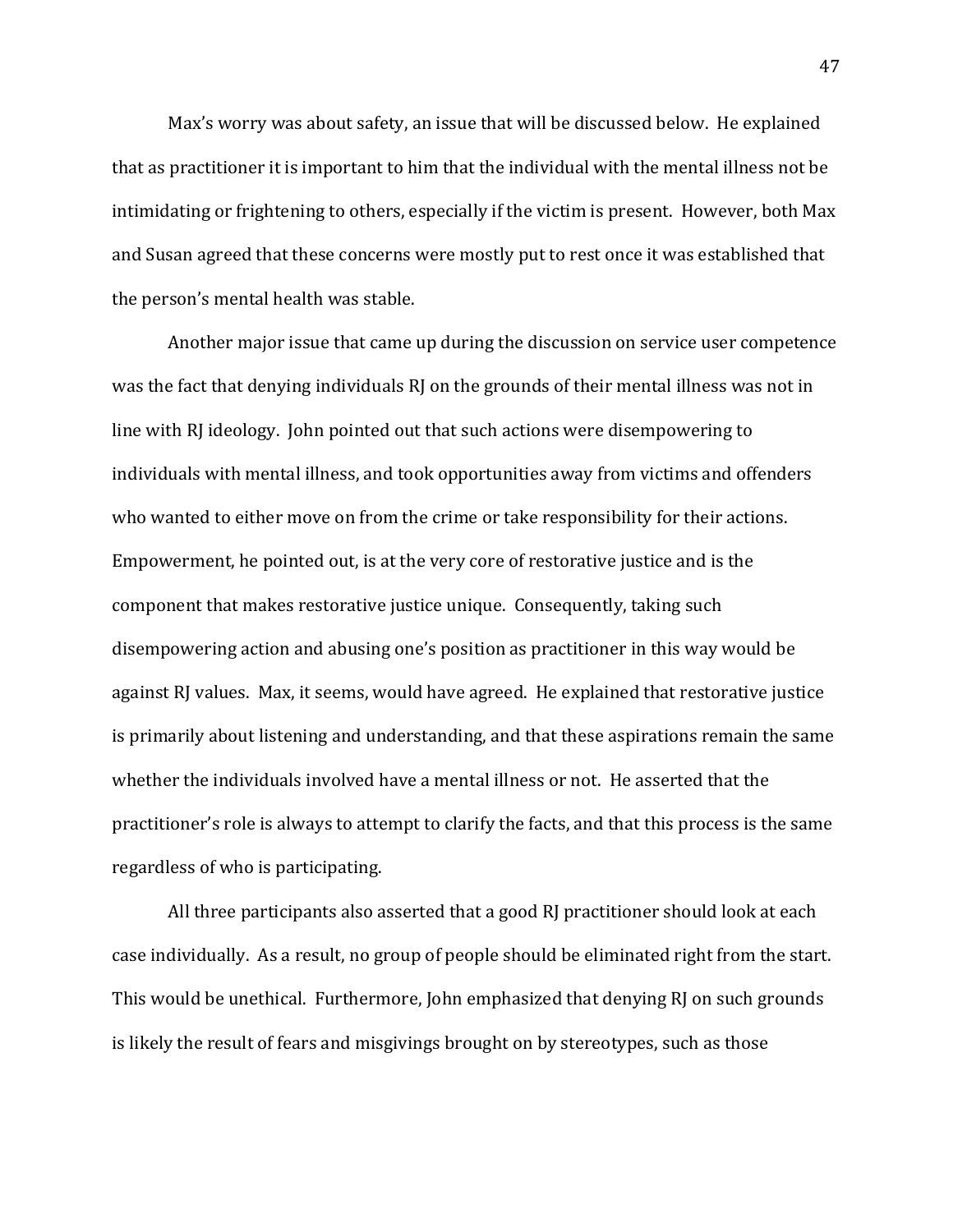Max's worry was about safety, an issue that will be discussed below. He explained that as practitioner it is important to him that the individual with the mental illness not be intimidating or frightening to others, especially if the victim is present. However, both Max and Susan agreed that these concerns were mostly put to rest once it was established that the person's mental health was stable.

Another major issue that came up during the discussion on service user competence was the fact that denying individuals RJ on the grounds of their mental illness was not in line with RJ ideology. John pointed out that such actions were disempowering to individuals with mental illness, and took opportunities away from victims and offenders who wanted to either move on from the crime or take responsibility for their actions. Empowerment, he pointed out, is at the very core of restorative justice and is the component that makes restorative justice unique. Consequently, taking such disempowering action and abusing one's position as practitioner in this way would be against RJ values. Max, it seems, would have agreed. He explained that restorative justice is primarily about listening and understanding, and that these aspirations remain the same whether the individuals involved have a mental illness or not. He asserted that the practitioner's role is always to attempt to clarify the facts, and that this process is the same regardless of who is participating.

All three participants also asserted that a good RJ practitioner should look at each case individually. As a result, no group of people should be eliminated right from the start. This would be unethical. Furthermore, John emphasized that denying RJ on such grounds is likely the result of fears and misgivings brought on by stereotypes, such as those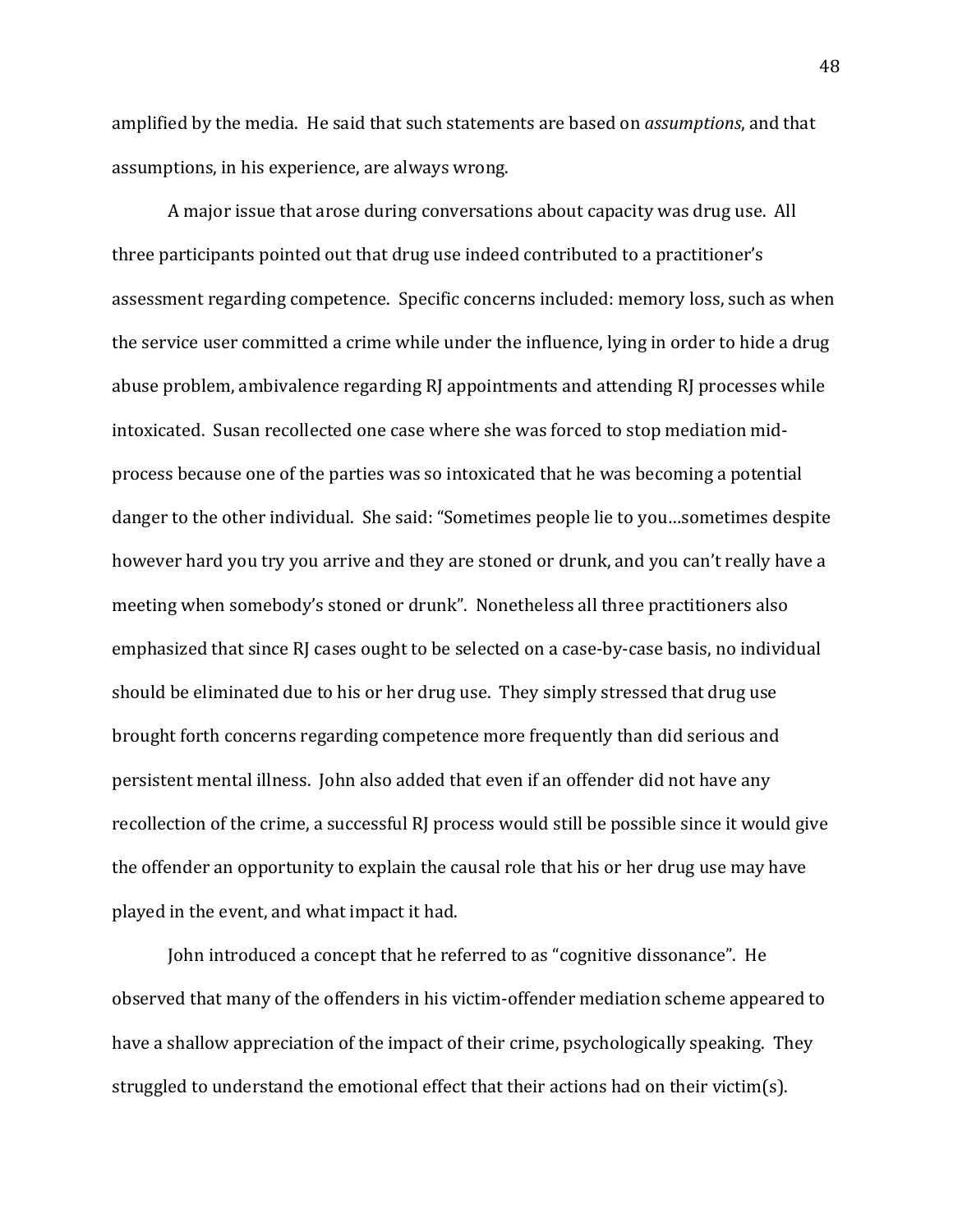amplified by the media. He said that such statements are based on *assumptions*, and that assumptions, in his experience, are always wrong.

A major issue that arose during conversations about capacity was drug use. All three participants pointed out that drug use indeed contributed to a practitioner's assessment regarding competence. Specific concerns included: memory loss, such as when the service user committed a crime while under the influence, lying in order to hide a drug abuse problem, ambivalence regarding RJ appointments and attending RJ processes while intoxicated. Susan recollected one case where she was forced to stop mediation mid-process because one of the parties was so intoxicated that he was becoming a potential danger to the other individual. She said: "Sometimes people lie to you…sometimes despite however hard you try you arrive and they are stoned or drunk, and you can't really have a meeting when somebody's stoned or drunk". Nonetheless all three practitioners also emphasized that since RJ cases ought to be selected on a case-by-case basis, no individual should be eliminated due to his or her drug use. They simply stressed that drug use brought forth concerns regarding competence more frequently than did serious and persistent mental illness. John also added that even if an offender did not have any recollection of the crime, a successful RJ process would still be possible since it would give the offender an opportunity to explain the causal role that his or her drug use may have played in the event, and what impact it had.

John introduced a concept that he referred to as "cognitive dissonance". He observed that many of the offenders in his victim-offender mediation scheme appeared to have a shallow appreciation of the impact of their crime, psychologically speaking. They struggled to understand the emotional effect that their actions had on their victim(s).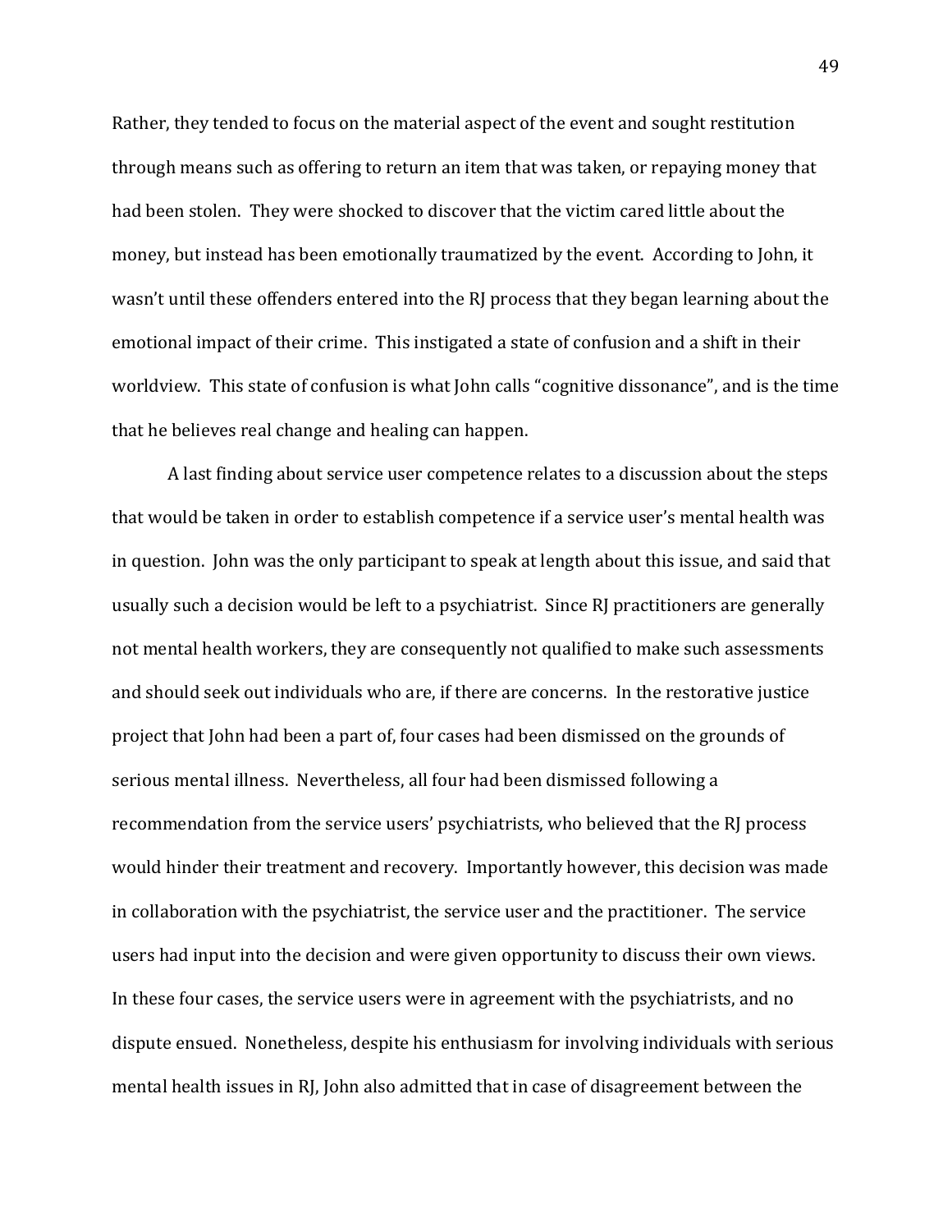Rather, they tended to focus on the material aspect of the event and sought restitution through means such as offering to return an item that was taken, or repaying money that had been stolen. They were shocked to discover that the victim cared little about the money, but instead has been emotionally traumatized by the event. According to John, it wasn't until these offenders entered into the RJ process that they began learning about the emotional impact of their crime. This instigated a state of confusion and a shift in their worldview. This state of confusion is what John calls "cognitive dissonance", and is the time that he believes real change and healing can happen.

A last finding about service user competence relates to a discussion about the steps that would be taken in order to establish competence if a service user's mental health was in question. John was the only participant to speak at length about this issue, and said that usually such a decision would be left to a psychiatrist. Since RJ practitioners are generally not mental health workers, they are consequently not qualified to make such assessments and should seek out individuals who are, if there are concerns. In the restorative justice project that John had been a part of, four cases had been dismissed on the grounds of serious mental illness. Nevertheless, all four had been dismissed following a recommendation from the service users' psychiatrists, who believed that the RJ process would hinder their treatment and recovery. Importantly however, this decision was made in collaboration with the psychiatrist, the service user and the practitioner. The service users had input into the decision and were given opportunity to discuss their own views. In these four cases, the service users were in agreement with the psychiatrists, and no dispute ensued. Nonetheless, despite his enthusiasm for involving individuals with serious mental health issues in RJ, John also admitted that in case of disagreement between the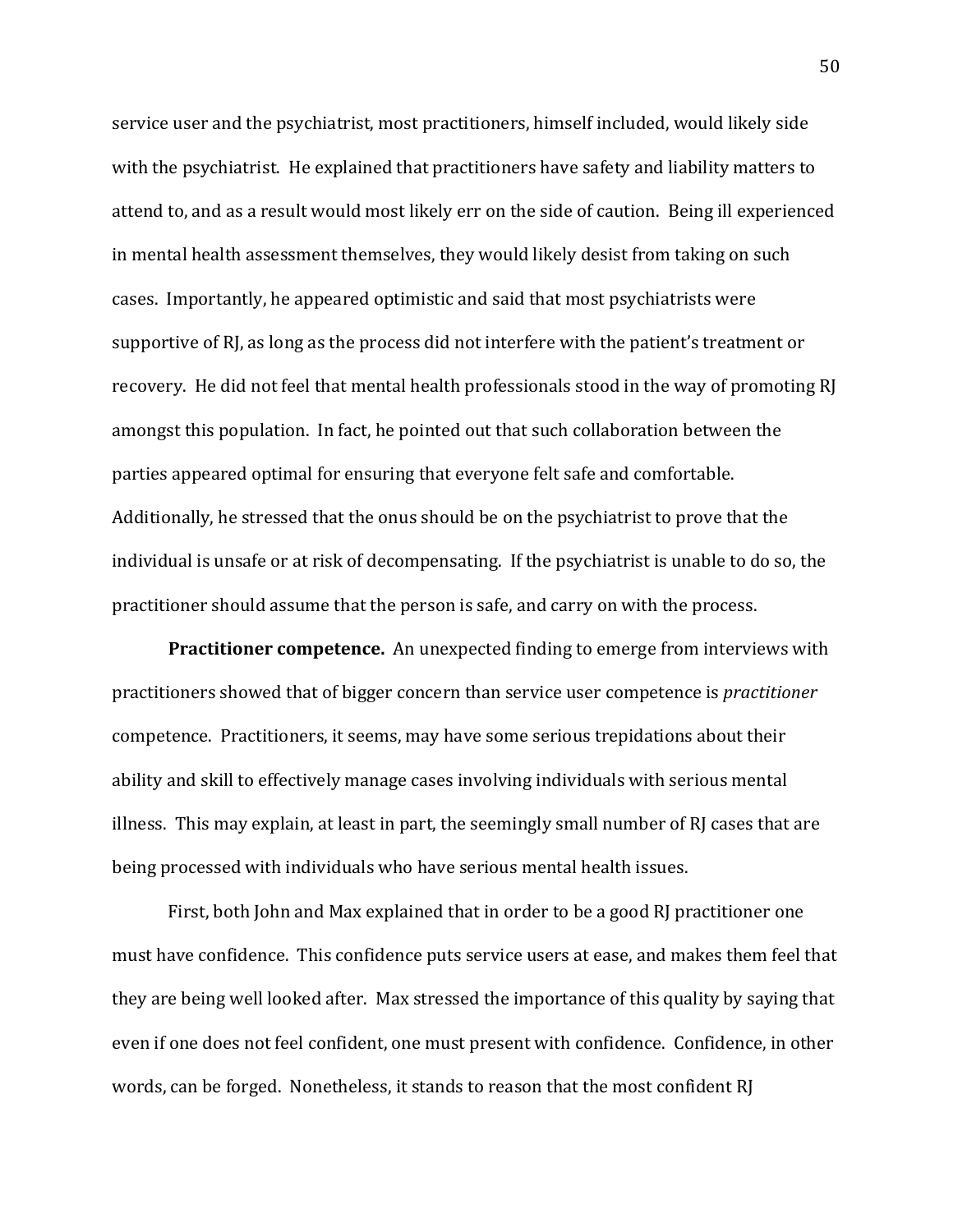service user and the psychiatrist, most practitioners, himself included, would likely side with the psychiatrist. He explained that practitioners have safety and liability matters to attend to, and as a result would most likely err on the side of caution. Being ill experienced in mental health assessment themselves, they would likely desist from taking on such cases. Importantly, he appeared optimistic and said that most psychiatrists were supportive of RJ, as long as the process did not interfere with the patient's treatment or recovery. He did not feel that mental health professionals stood in the way of promoting RJ amongst this population. In fact, he pointed out that such collaboration between the parties appeared optimal for ensuring that everyone felt safe and comfortable. Additionally, he stressed that the onus should be on the psychiatrist to prove that the individual is unsafe or at risk of decompensating. If the psychiatrist is unable to do so, the practitioner should assume that the person is safe, and carry on with the process.

**Practitioner competence.** An unexpected finding to emerge from interviews with practitioners showed that of bigger concern than service user competence is *practitioner* competence. Practitioners, it seems, may have some serious trepidations about their ability and skill to effectively manage cases involving individuals with serious mental illness. This may explain, at least in part, the seemingly small number of RJ cases that are being processed with individuals who have serious mental health issues.

First, both John and Max explained that in order to be a good RJ practitioner one must have confidence. This confidence puts service users at ease, and makes them feel that they are being well looked after. Max stressed the importance of this quality by saying that even if one does not feel confident, one must present with confidence. Confidence, in other words, can be forged. Nonetheless, it stands to reason that the most confident RJ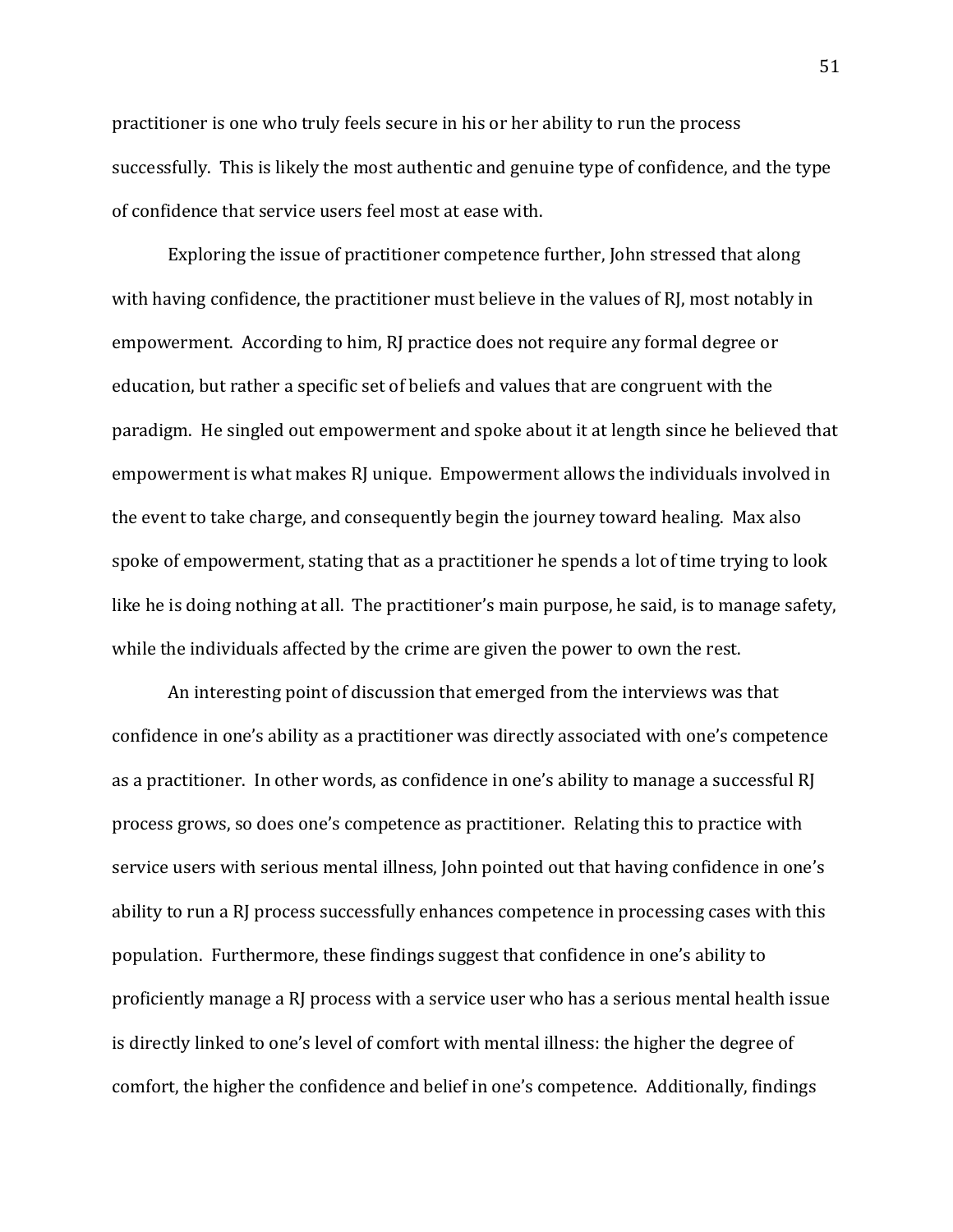practitioner is one who truly feels secure in his or her ability to run the process successfully. This is likely the most authentic and genuine type of confidence, and the type of confidence that service users feel most at ease with.

Exploring the issue of practitioner competence further, John stressed that along with having confidence, the practitioner must believe in the values of RJ, most notably in empowerment. According to him, RJ practice does not require any formal degree or education, but rather a specific set of beliefs and values that are congruent with the paradigm. He singled out empowerment and spoke about it at length since he believed that empowerment is what makes RJ unique. Empowerment allows the individuals involved in the event to take charge, and consequently begin the journey toward healing. Max also spoke of empowerment, stating that as a practitioner he spends a lot of time trying to look like he is doing nothing at all. The practitioner's main purpose, he said, is to manage safety, while the individuals affected by the crime are given the power to own the rest.

An interesting point of discussion that emerged from the interviews was that confidence in one's ability as a practitioner was directly associated with one's competence as a practitioner. In other words, as confidence in one's ability to manage a successful RJ process grows, so does one's competence as practitioner. Relating this to practice with service users with serious mental illness, John pointed out that having confidence in one's ability to run a RJ process successfully enhances competence in processing cases with this population. Furthermore, these findings suggest that confidence in one's ability to proficiently manage a RJ process with a service user who has a serious mental health issue is directly linked to one's level of comfort with mental illness: the higher the degree of comfort, the higher the confidence and belief in one's competence. Additionally, findings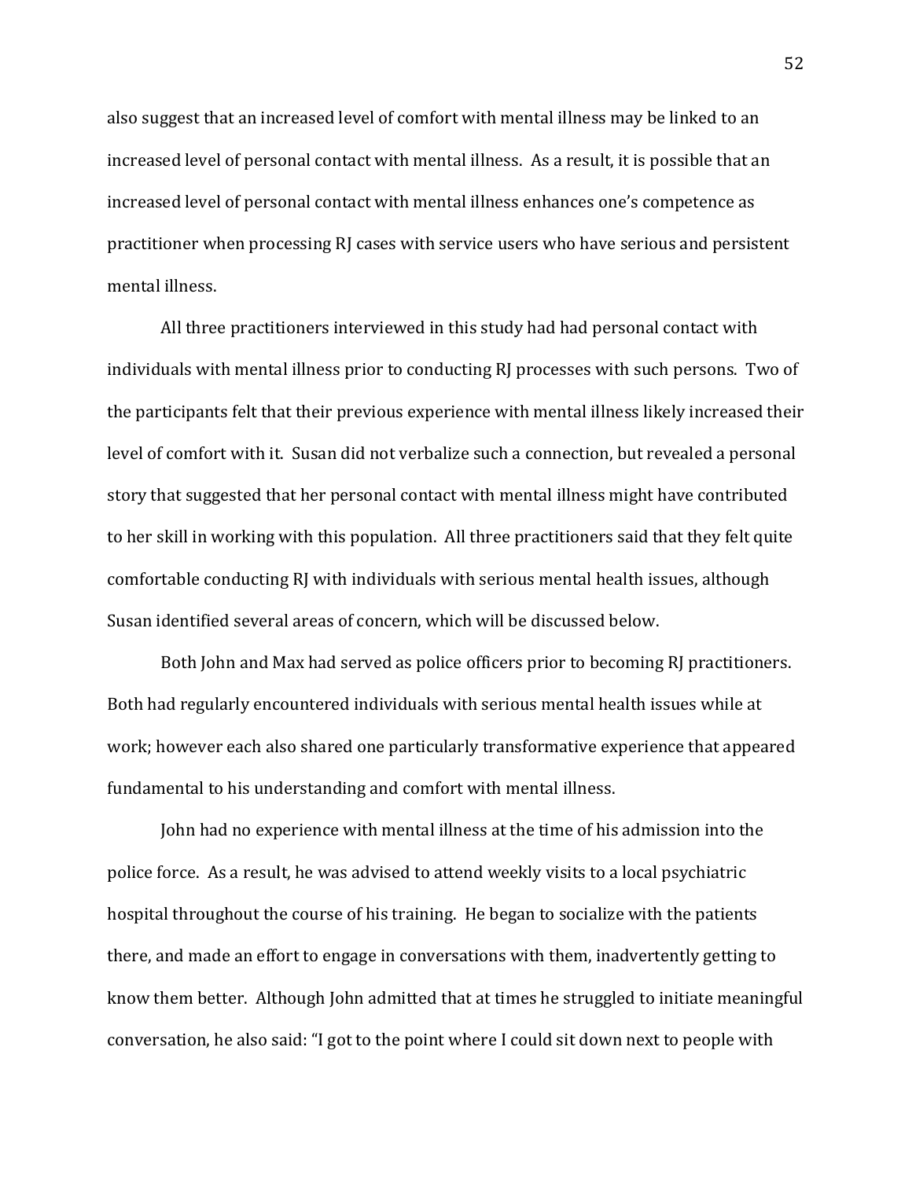also suggest that an increased level of comfort with mental illness may be linked to an increased level of personal contact with mental illness. As a result, it is possible that an increased level of personal contact with mental illness enhances one's competence as practitioner when processing RJ cases with service users who have serious and persistent mental illness.

All three practitioners interviewed in this study had had personal contact with individuals with mental illness prior to conducting RJ processes with such persons. Two of the participants felt that their previous experience with mental illness likely increased their level of comfort with it. Susan did not verbalize such a connection, but revealed a personal story that suggested that her personal contact with mental illness might have contributed to her skill in working with this population. All three practitioners said that they felt quite comfortable conducting RJ with individuals with serious mental health issues, although Susan identified several areas of concern, which will be discussed below.

Both John and Max had served as police officers prior to becoming RJ practitioners. Both had regularly encountered individuals with serious mental health issues while at work; however each also shared one particularly transformative experience that appeared fundamental to his understanding and comfort with mental illness.

John had no experience with mental illness at the time of his admission into the police force. As a result, he was advised to attend weekly visits to a local psychiatric hospital throughout the course of his training. He began to socialize with the patients there, and made an effort to engage in conversations with them, inadvertently getting to know them better. Although John admitted that at times he struggled to initiate meaningful conversation, he also said: "I got to the point where I could sit down next to people with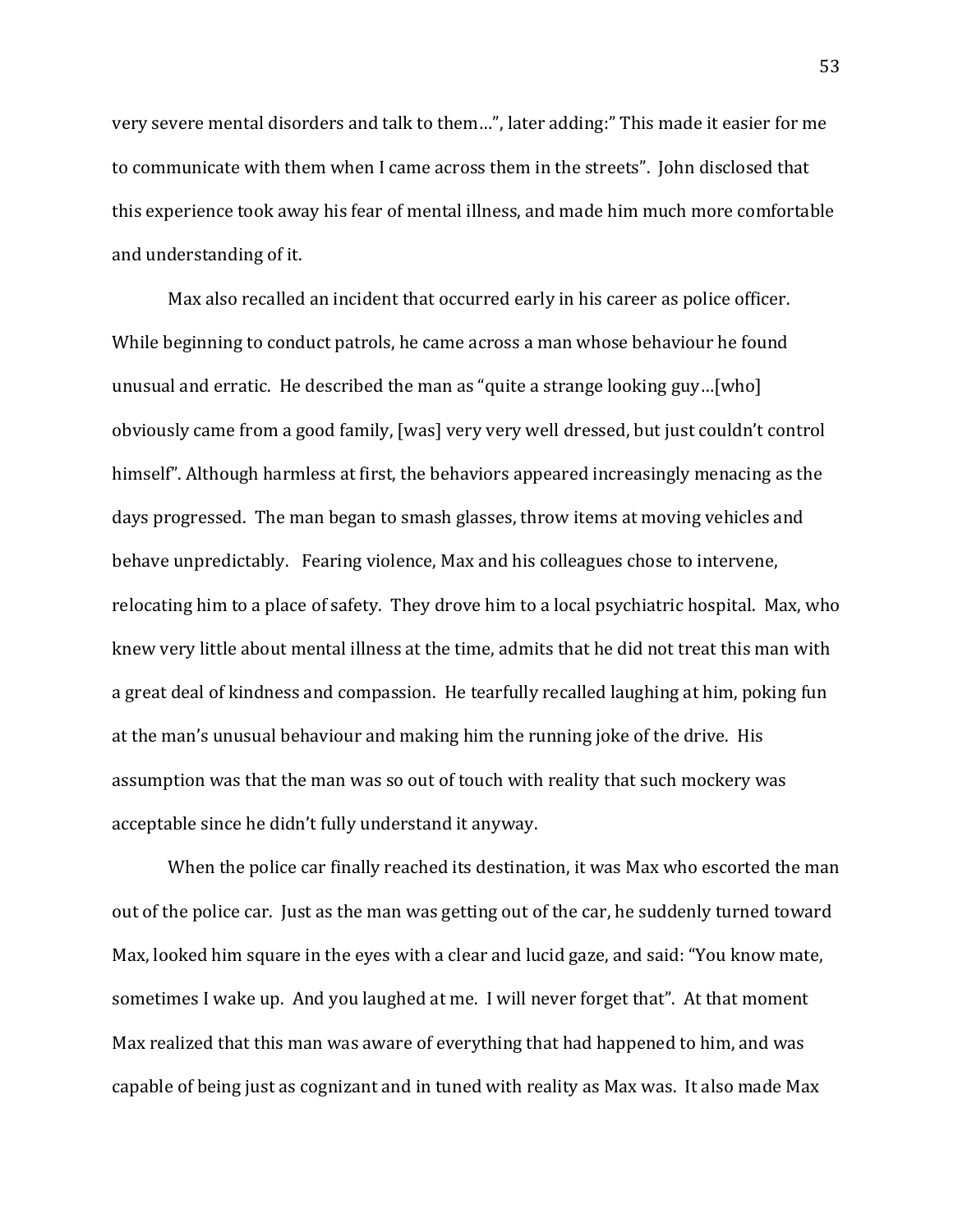very severe mental disorders and talk to them…", later adding:" This made it easier for me to communicate with them when I came across them in the streets". John disclosed that this experience took away his fear of mental illness, and made him much more comfortable and understanding of it.

Max also recalled an incident that occurred early in his career as police officer. While beginning to conduct patrols, he came across a man whose behaviour he found unusual and erratic. He described the man as "quite a strange looking guy…[who] obviously came from a good family, [was] very very well dressed, but just couldn't control himself". Although harmless at first, the behaviors appeared increasingly menacing as the days progressed. The man began to smash glasses, throw items at moving vehicles and behave unpredictably. Fearing violence, Max and his colleagues chose to intervene, relocating him to a place of safety. They drove him to a local psychiatric hospital. Max, who knew very little about mental illness at the time, admits that he did not treat this man with a great deal of kindness and compassion. He tearfully recalled laughing at him, poking fun at the man's unusual behaviour and making him the running joke of the drive. His assumption was that the man was so out of touch with reality that such mockery was acceptable since he didn't fully understand it anyway.

When the police car finally reached its destination, it was Max who escorted the man out of the police car. Just as the man was getting out of the car, he suddenly turned toward Max, looked him square in the eyes with a clear and lucid gaze, and said: "You know mate, sometimes I wake up. And you laughed at me. I will never forget that". At that moment Max realized that this man was aware of everything that had happened to him, and was capable of being just as cognizant and in tuned with reality as Max was. It also made Max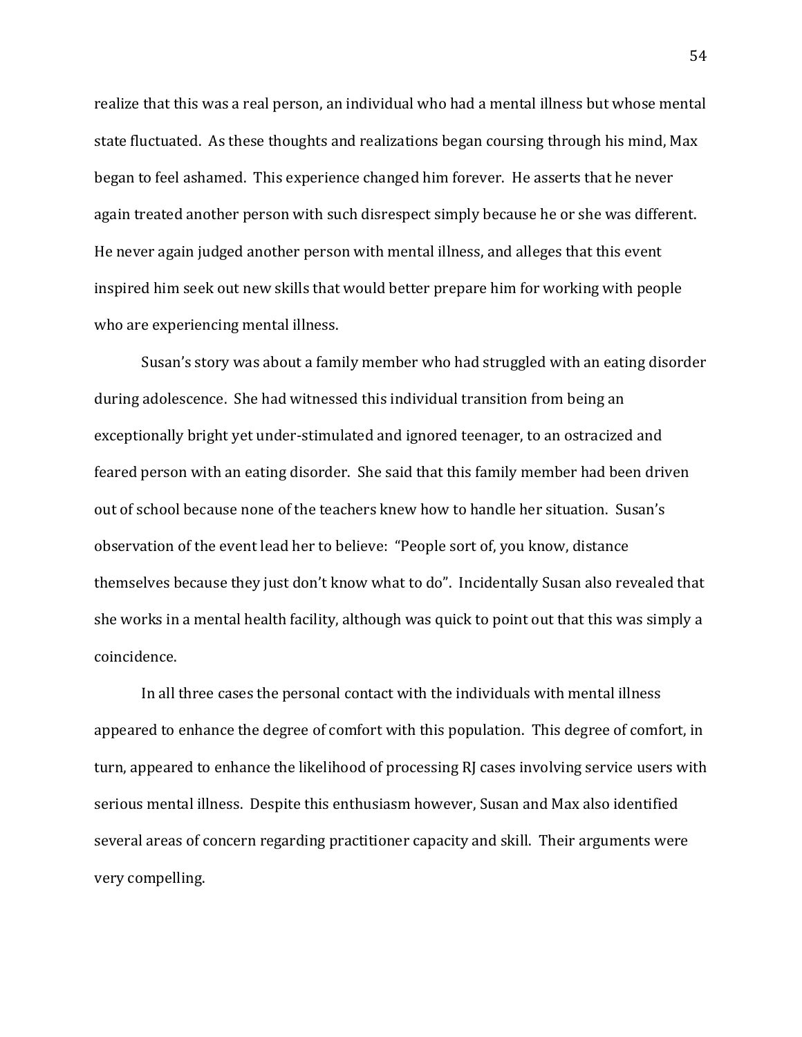realize that this was a real person, an individual who had a mental illness but whose mental state fluctuated. As these thoughts and realizations began coursing through his mind, Max began to feel ashamed. This experience changed him forever. He asserts that he never again treated another person with such disrespect simply because he or she was different. He never again judged another person with mental illness, and alleges that this event inspired him seek out new skills that would better prepare him for working with people who are experiencing mental illness.

Susan's story was about a family member who had struggled with an eating disorder during adolescence. She had witnessed this individual transition from being an exceptionally bright yet under-stimulated and ignored teenager, to an ostracized and feared person with an eating disorder. She said that this family member had been driven out of school because none of the teachers knew how to handle her situation. Susan's observation of the event lead her to believe: "People sort of, you know, distance themselves because they just don't know what to do". Incidentally Susan also revealed that she works in a mental health facility, although was quick to point out that this was simply a coincidence.

In all three cases the personal contact with the individuals with mental illness appeared to enhance the degree of comfort with this population. This degree of comfort, in turn, appeared to enhance the likelihood of processing RJ cases involving service users with serious mental illness. Despite this enthusiasm however, Susan and Max also identified several areas of concern regarding practitioner capacity and skill. Their arguments were very compelling.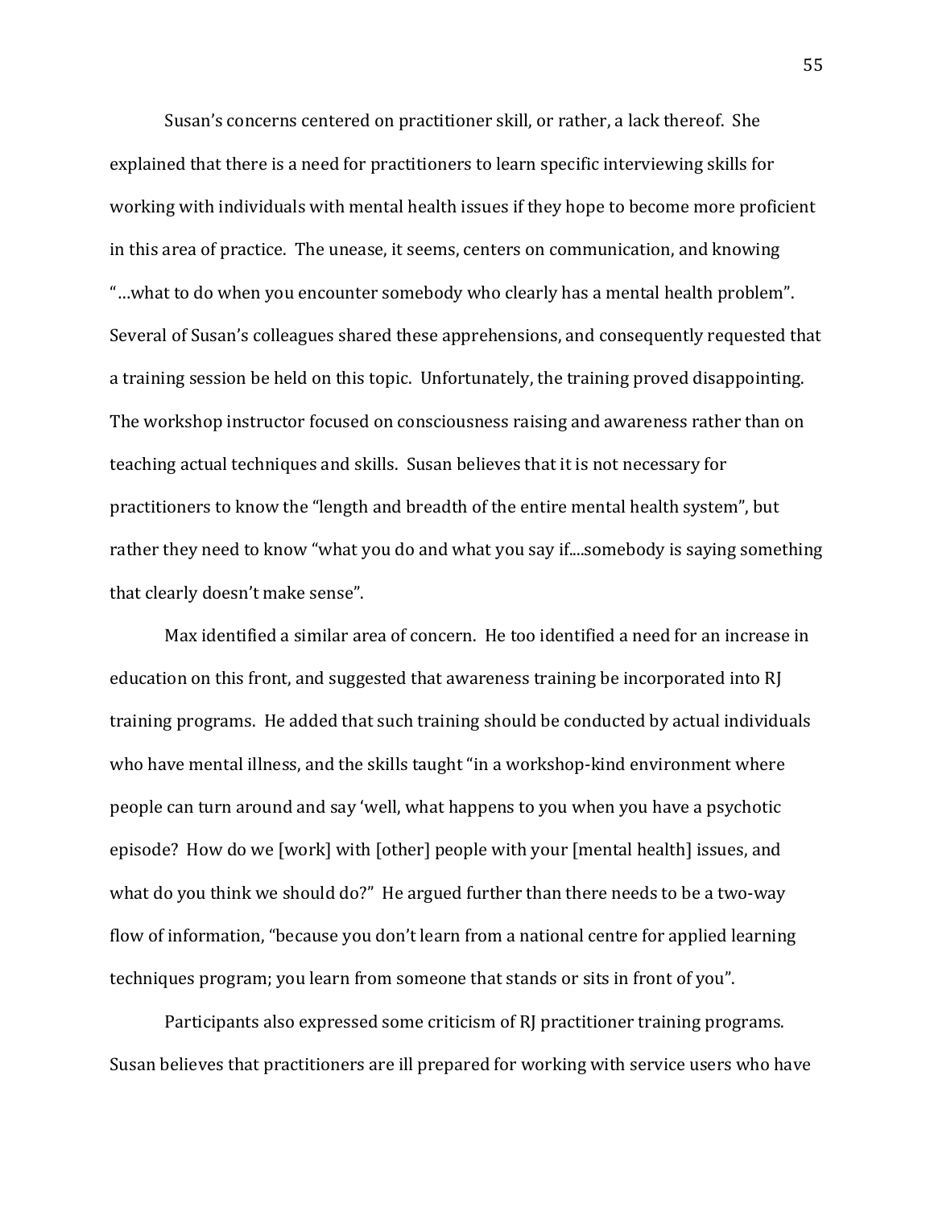Susan's concerns centered on practitioner skill, or rather, a lack thereof. She explained that there is a need for practitioners to learn specific interviewing skills for working with individuals with mental health issues if they hope to become more proficient in this area of practice. The unease, it seems, centers on communication, and knowing "…what to do when you encounter somebody who clearly has a mental health problem". Several of Susan's colleagues shared these apprehensions, and consequently requested that a training session be held on this topic. Unfortunately, the training proved disappointing. The workshop instructor focused on consciousness raising and awareness rather than on teaching actual techniques and skills. Susan believes that it is not necessary for practitioners to know the "length and breadth of the entire mental health system", but rather they need to know "what you do and what you say if....somebody is saying something that clearly doesn't make sense".

Max identified a similar area of concern. He too identified a need for an increase in education on this front, and suggested that awareness training be incorporated into RJ training programs. He added that such training should be conducted by actual individuals who have mental illness, and the skills taught "in a workshop-kind environment where people can turn around and say 'well, what happens to you when you have a psychotic episode? How do we [work] with [other] people with your [mental health] issues, and what do you think we should do?" He argued further than there needs to be a two-way flow of information, "because you don't learn from a national centre for applied learning techniques program; you learn from someone that stands or sits in front of you".

Participants also expressed some criticism of RJ practitioner training programs. Susan believes that practitioners are ill prepared for working with service users who have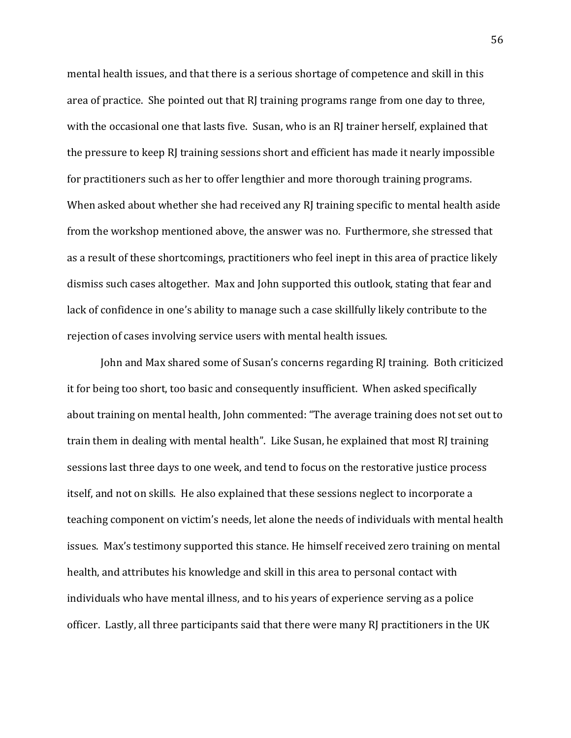mental health issues, and that there is a serious shortage of competence and skill in this area of practice. She pointed out that RJ training programs range from one day to three, with the occasional one that lasts five. Susan, who is an RJ trainer herself, explained that the pressure to keep RJ training sessions short and efficient has made it nearly impossible for practitioners such as her to offer lengthier and more thorough training programs. When asked about whether she had received any RJ training specific to mental health aside from the workshop mentioned above, the answer was no. Furthermore, she stressed that as a result of these shortcomings, practitioners who feel inept in this area of practice likely dismiss such cases altogether. Max and John supported this outlook, stating that fear and lack of confidence in one's ability to manage such a case skillfully likely contribute to the rejection of cases involving service users with mental health issues.

John and Max shared some of Susan's concerns regarding RJ training. Both criticized it for being too short, too basic and consequently insufficient. When asked specifically about training on mental health, John commented: "The average training does not set out to train them in dealing with mental health". Like Susan, he explained that most RJ training sessions last three days to one week, and tend to focus on the restorative justice process itself, and not on skills. He also explained that these sessions neglect to incorporate a teaching component on victim's needs, let alone the needs of individuals with mental health issues. Max's testimony supported this stance. He himself received zero training on mental health, and attributes his knowledge and skill in this area to personal contact with individuals who have mental illness, and to his years of experience serving as a police officer. Lastly, all three participants said that there were many RJ practitioners in the UK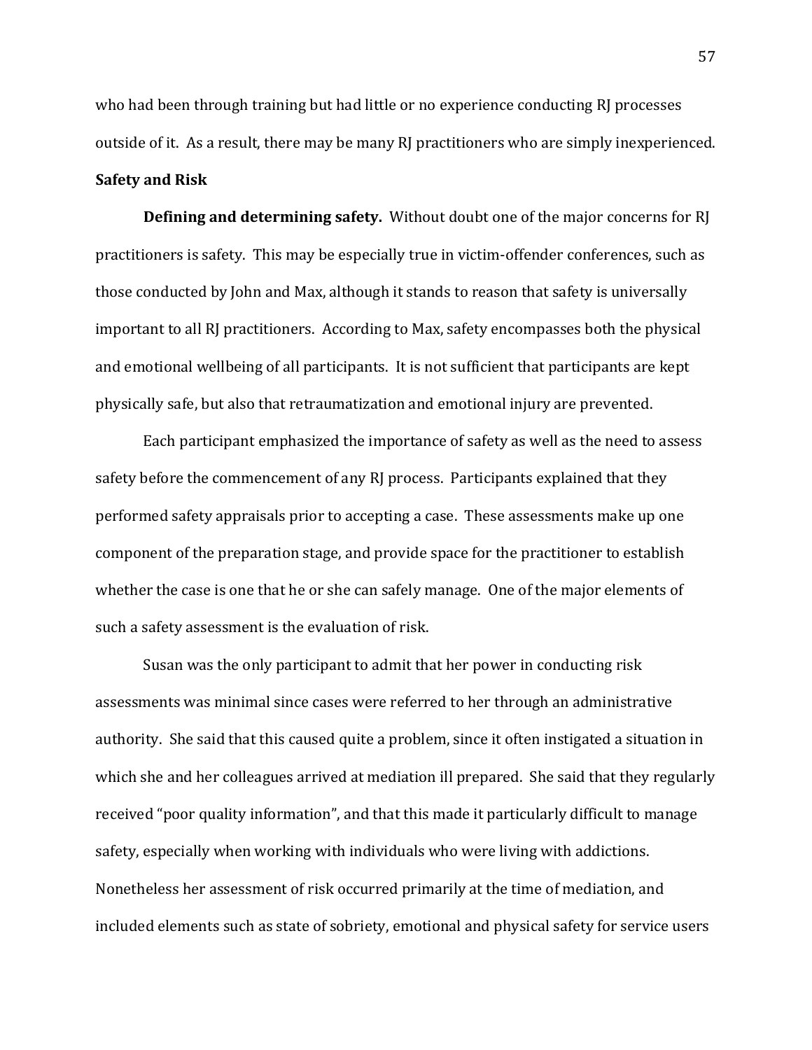who had been through training but had little or no experience conducting RJ processes outside of it. As a result, there may be many RJ practitioners who are simply inexperienced.

## Safety and Risk

**Defining and determining safety.** Without doubt one of the major concerns for RJ practitioners is safety. This may be especially true in victim-offender conferences, such as those conducted by John and Max, although it stands to reason that safety is universally important to all RJ practitioners. According to Max, safety encompasses both the physical and emotional wellbeing of all participants. It is not sufficient that participants are kept physically safe, but also that retraumatization and emotional injury are prevented.

Each participant emphasized the importance of safety as well as the need to assess safety before the commencement of any RJ process. Participants explained that they performed safety appraisals prior to accepting a case. These assessments make up one component of the preparation stage, and provide space for the practitioner to establish whether the case is one that he or she can safely manage. One of the major elements of such a safety assessment is the evaluation of risk.

Susan was the only participant to admit that her power in conducting risk assessments was minimal since cases were referred to her through an administrative authority. She said that this caused quite a problem, since it often instigated a situation in which she and her colleagues arrived at mediation ill prepared. She said that they regularly received "poor quality information", and that this made it particularly difficult to manage safety, especially when working with individuals who were living with addictions. Nonetheless her assessment of risk occurred primarily at the time of mediation, and included elements such as state of sobriety, emotional and physical safety for service users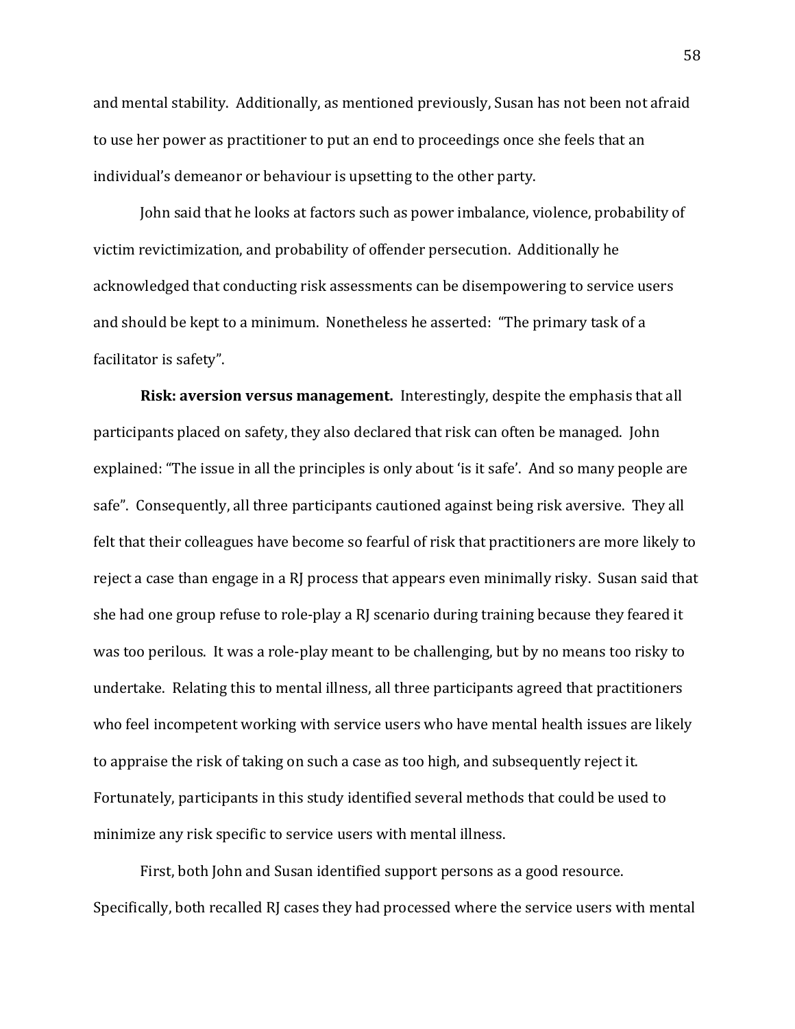and mental stability. Additionally, as mentioned previously, Susan has not been not afraid to use her power as practitioner to put an end to proceedings once she feels that an individual's demeanor or behaviour is upsetting to the other party.

John said that he looks at factors such as power imbalance, violence, probability of victim revictimization, and probability of offender persecution. Additionally he acknowledged that conducting risk assessments can be disempowering to service users and should be kept to a minimum. Nonetheless he asserted: "The primary task of a facilitator is safety".

**Risk: aversion versus management.** Interestingly, despite the emphasis that all participants placed on safety, they also declared that risk can often be managed. John explained: "The issue in all the principles is only about 'is it safe'. And so many people are safe". Consequently, all three participants cautioned against being risk aversive. They all felt that their colleagues have become so fearful of risk that practitioners are more likely to reject a case than engage in a RJ process that appears even minimally risky. Susan said that she had one group refuse to role-play a RJ scenario during training because they feared it was too perilous. It was a role-play meant to be challenging, but by no means too risky to undertake. Relating this to mental illness, all three participants agreed that practitioners who feel incompetent working with service users who have mental health issues are likely to appraise the risk of taking on such a case as too high, and subsequently reject it. Fortunately, participants in this study identified several methods that could be used to minimize any risk specific to service users with mental illness.

First, both John and Susan identified support persons as a good resource. Specifically, both recalled RJ cases they had processed where the service users with mental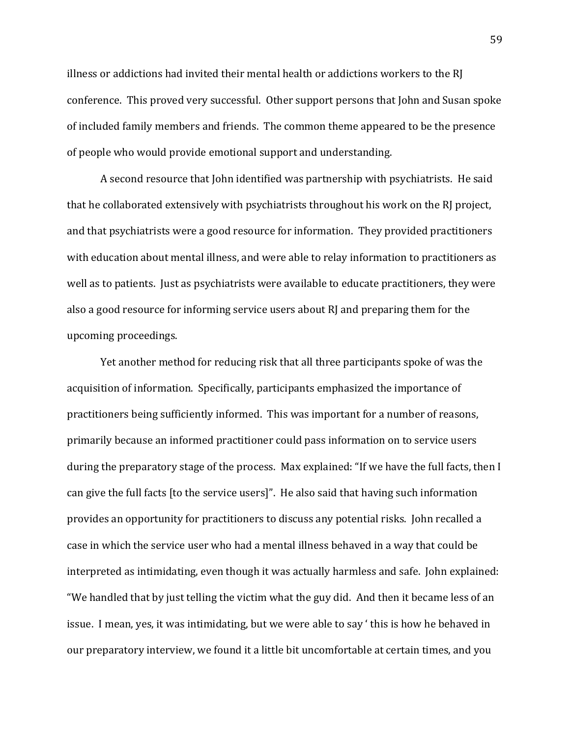illness or addictions had invited their mental health or addictions workers to the RJ conference. This proved very successful. Other support persons that John and Susan spoke of included family members and friends. The common theme appeared to be the presence of people who would provide emotional support and understanding.

A second resource that John identified was partnership with psychiatrists. He said that he collaborated extensively with psychiatrists throughout his work on the RJ project, and that psychiatrists were a good resource for information. They provided practitioners with education about mental illness, and were able to relay information to practitioners as well as to patients. Just as psychiatrists were available to educate practitioners, they were also a good resource for informing service users about RJ and preparing them for the upcoming proceedings.

Yet another method for reducing risk that all three participants spoke of was the acquisition of information. Specifically, participants emphasized the importance of practitioners being sufficiently informed. This was important for a number of reasons, primarily because an informed practitioner could pass information on to service users during the preparatory stage of the process. Max explained: "If we have the full facts, then I can give the full facts [to the service users]". He also said that having such information provides an opportunity for practitioners to discuss any potential risks. John recalled a case in which the service user who had a mental illness behaved in a way that could be interpreted as intimidating, even though it was actually harmless and safe. John explained: "We handled that by just telling the victim what the guy did. And then it became less of an issue. I mean, yes, it was intimidating, but we were able to say ' this is how he behaved in our preparatory interview, we found it a little bit uncomfortable at certain times, and you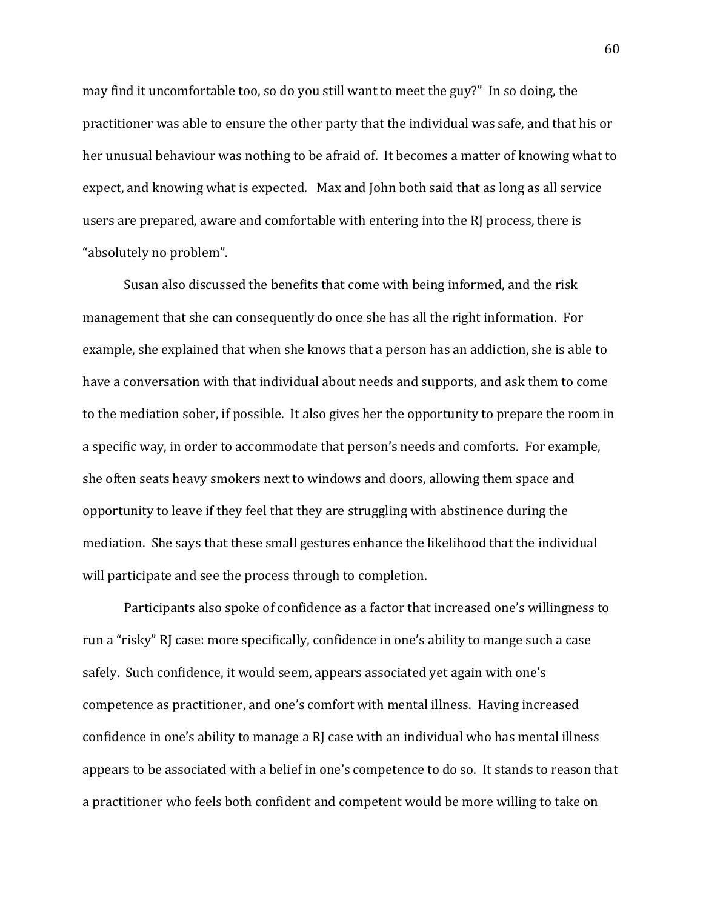may find it uncomfortable too, so do you still want to meet the guy?" In so doing, the practitioner was able to ensure the other party that the individual was safe, and that his or her unusual behaviour was nothing to be afraid of. It becomes a matter of knowing what to expect, and knowing what is expected. Max and John both said that as long as all service users are prepared, aware and comfortable with entering into the RJ process, there is "absolutely no problem".

Susan also discussed the benefits that come with being informed, and the risk management that she can consequently do once she has all the right information. For example, she explained that when she knows that a person has an addiction, she is able to have a conversation with that individual about needs and supports, and ask them to come to the mediation sober, if possible. It also gives her the opportunity to prepare the room in a specific way, in order to accommodate that person's needs and comforts. For example, she often seats heavy smokers next to windows and doors, allowing them space and opportunity to leave if they feel that they are struggling with abstinence during the mediation. She says that these small gestures enhance the likelihood that the individual will participate and see the process through to completion.

Participants also spoke of confidence as a factor that increased one's willingness to run a "risky" RJ case: more specifically, confidence in one's ability to mange such a case safely. Such confidence, it would seem, appears associated yet again with one's competence as practitioner, and one's comfort with mental illness. Having increased confidence in one's ability to manage a RJ case with an individual who has mental illness appears to be associated with a belief in one's competence to do so. It stands to reason that a practitioner who feels both confident and competent would be more willing to take on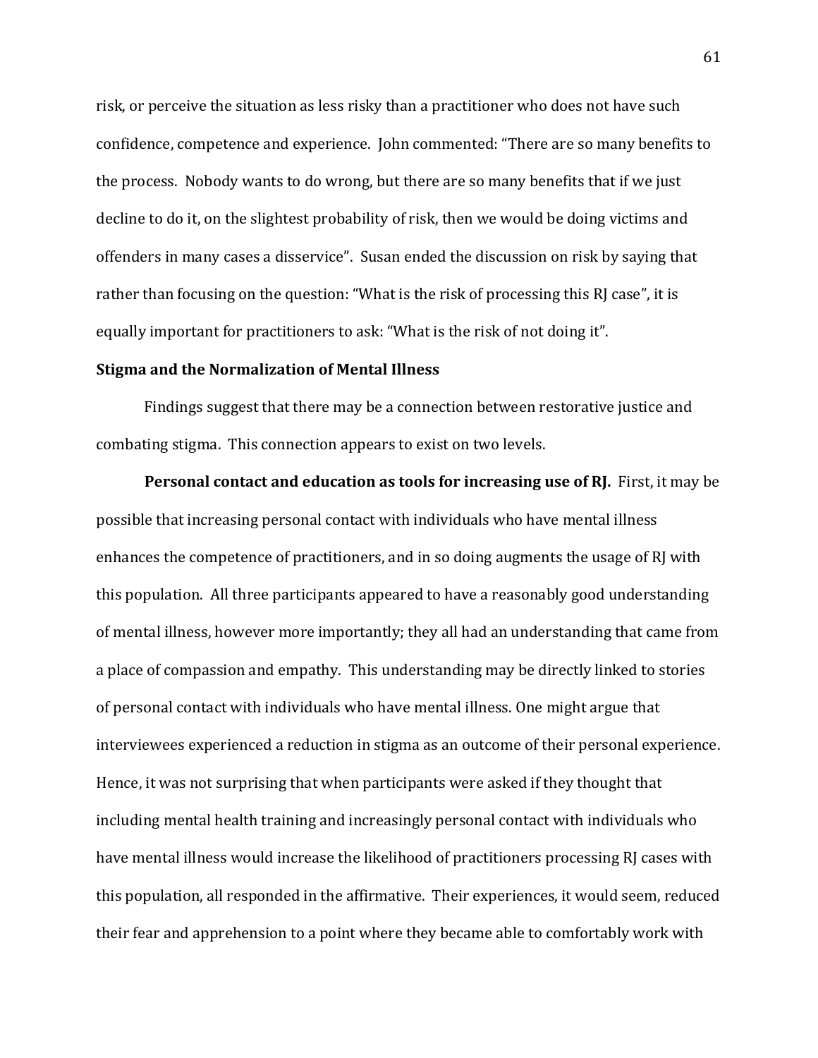risk, or perceive the situation as less risky than a practitioner who does not have such confidence, competence and experience. John commented: "There are so many benefits to the process. Nobody wants to do wrong, but there are so many benefits that if we just decline to do it, on the slightest probability of risk, then we would be doing victims and offenders in many cases a disservice". Susan ended the discussion on risk by saying that rather than focusing on the question: "What is the risk of processing this RJ case", it is equally important for practitioners to ask: "What is the risk of not doing it".

**Stigma and the Normalization of Mental Illness**

Findings suggest that there may be a connection between restorative justice and combating stigma. This connection appears to exist on two levels.

**Personal contact and education as tools for increasing use of RJ.** First, it may be possible that increasing personal contact with individuals who have mental illness enhances the competence of practitioners, and in so doing augments the usage of RJ with this population. All three participants appeared to have a reasonably good understanding of mental illness, however more importantly; they all had an understanding that came from a place of compassion and empathy. This understanding may be directly linked to stories of personal contact with individuals who have mental illness. One might argue that interviewees experienced a reduction in stigma as an outcome of their personal experience. Hence, it was not surprising that when participants were asked if they thought that including mental health training and increasingly personal contact with individuals who have mental illness would increase the likelihood of practitioners processing RJ cases with this population, all responded in the affirmative. Their experiences, it would seem, reduced their fear and apprehension to a point where they became able to comfortably work with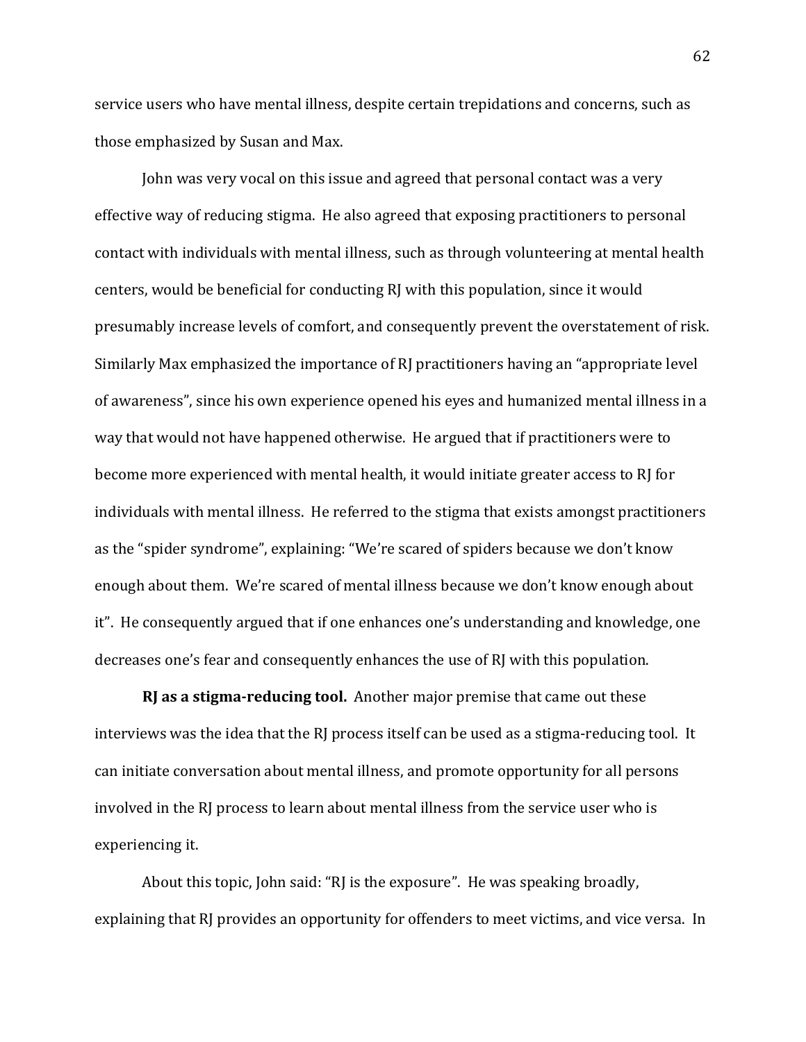service users who have mental illness, despite certain trepidations and concerns, such as those emphasized by Susan and Max.

John was very vocal on this issue and agreed that personal contact was a very effective way of reducing stigma. He also agreed that exposing practitioners to personal contact with individuals with mental illness, such as through volunteering at mental health centers, would be beneficial for conducting RJ with this population, since it would presumably increase levels of comfort, and consequently prevent the overstatement of risk. Similarly Max emphasized the importance of RJ practitioners having an "appropriate level of awareness", since his own experience opened his eyes and humanized mental illness in a way that would not have happened otherwise. He argued that if practitioners were to become more experienced with mental health, it would initiate greater access to RJ for individuals with mental illness. He referred to the stigma that exists amongst practitioners as the "spider syndrome", explaining: "We're scared of spiders because we don't know enough about them. We're scared of mental illness because we don't know enough about it". He consequently argued that if one enhances one's understanding and knowledge, one decreases one's fear and consequently enhances the use of RJ with this population.

**RJ as a stigma-reducing tool.** Another major premise that came out these interviews was the idea that the RJ process itself can be used as a stigma-reducing tool. It can initiate conversation about mental illness, and promote opportunity for all persons involved in the RJ process to learn about mental illness from the service user who is experiencing it.

About this topic, John said: "RJ is the exposure". He was speaking broadly, explaining that RJ provides an opportunity for offenders to meet victims, and vice versa. In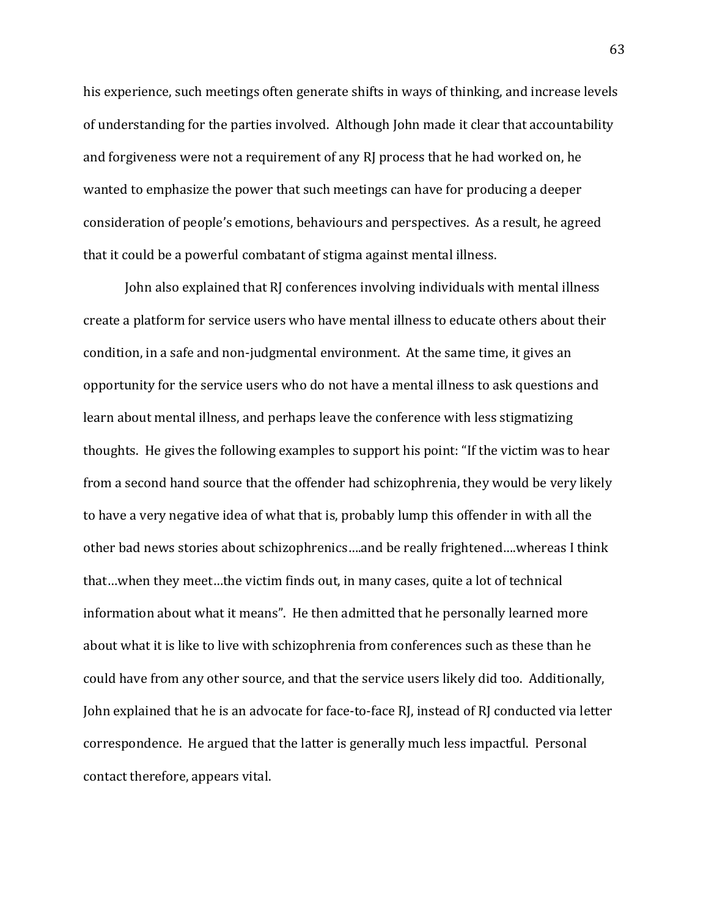his experience, such meetings often generate shifts in ways of thinking, and increase levels of understanding for the parties involved. Although John made it clear that accountability and forgiveness were not a requirement of any RJ process that he had worked on, he wanted to emphasize the power that such meetings can have for producing a deeper consideration of people's emotions, behaviours and perspectives. As a result, he agreed that it could be a powerful combatant of stigma against mental illness.

John also explained that RJ conferences involving individuals with mental illness create a platform for service users who have mental illness to educate others about their condition, in a safe and non-judgmental environment. At the same time, it gives an opportunity for the service users who do not have a mental illness to ask questions and learn about mental illness, and perhaps leave the conference with less stigmatizing thoughts. He gives the following examples to support his point: "If the victim was to hear from a second hand source that the offender had schizophrenia, they would be very likely to have a very negative idea of what that is, probably lump this offender in with all the other bad news stories about schizophrenics….and be really frightened….whereas I think that…when they meet…the victim finds out, in many cases, quite a lot of technical information about what it means". He then admitted that he personally learned more about what it is like to live with schizophrenia from conferences such as these than he could have from any other source, and that the service users likely did too. Additionally, John explained that he is an advocate for face-to-face RJ, instead of RJ conducted via letter correspondence. He argued that the latter is generally much less impactful. Personal contact therefore, appears vital.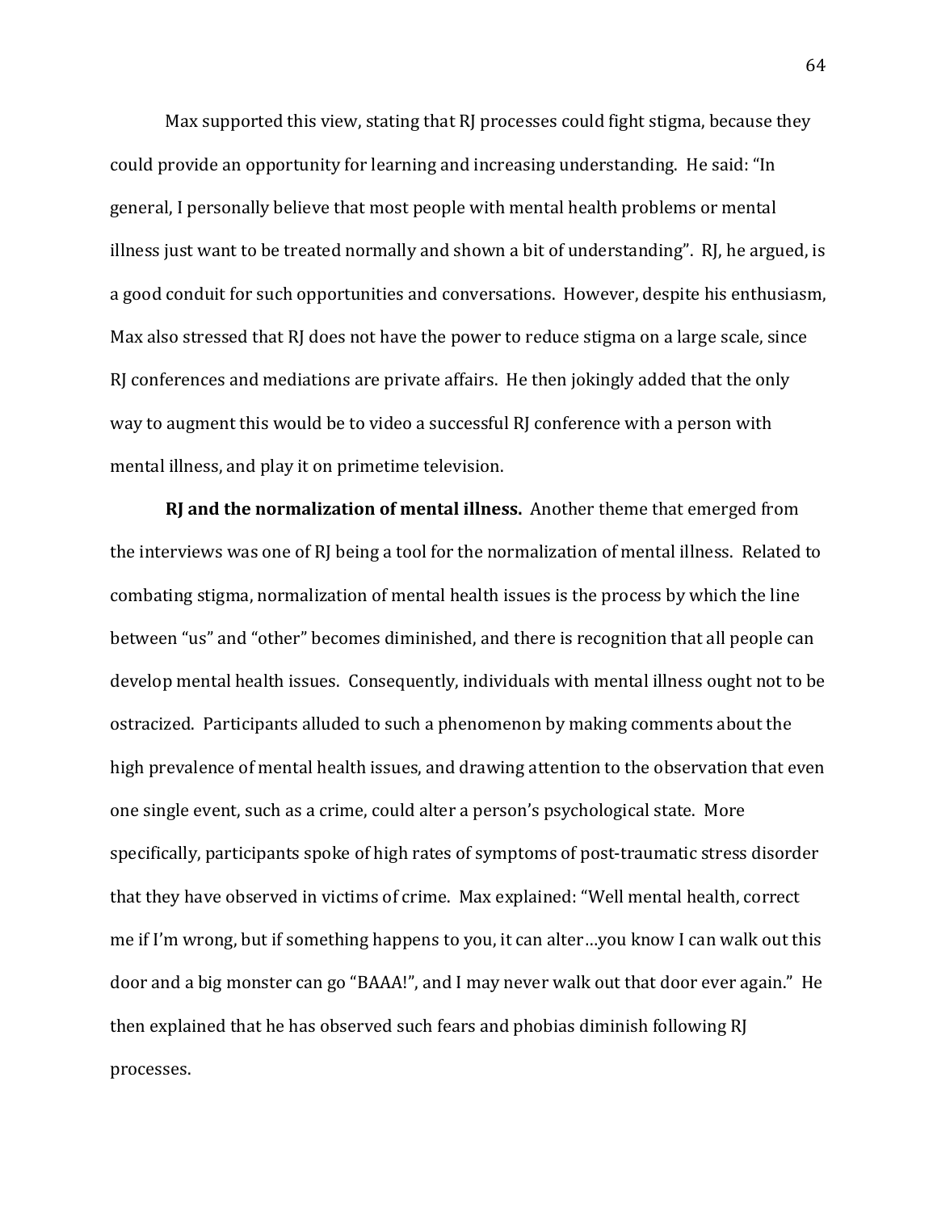Max supported this view, stating that RJ processes could fight stigma, because they could provide an opportunity for learning and increasing understanding. He said: "In general, I personally believe that most people with mental health problems or mental illness just want to be treated normally and shown a bit of understanding". RJ, he argued, is a good conduit for such opportunities and conversations. However, despite his enthusiasm, Max also stressed that RJ does not have the power to reduce stigma on a large scale, since RJ conferences and mediations are private affairs. He then jokingly added that the only way to augment this would be to video a successful RJ conference with a person with mental illness, and play it on primetime television.

**RJ and the normalization of mental illness.** Another theme that emerged from the interviews was one of RJ being a tool for the normalization of mental illness. Related to combating stigma, normalization of mental health issues is the process by which the line between "us" and "other" becomes diminished, and there is recognition that all people can develop mental health issues. Consequently, individuals with mental illness ought not to be ostracized. Participants alluded to such a phenomenon by making comments about the high prevalence of mental health issues, and drawing attention to the observation that even one single event, such as a crime, could alter a person's psychological state. More specifically, participants spoke of high rates of symptoms of post-traumatic stress disorder that they have observed in victims of crime. Max explained: "Well mental health, correct me if I'm wrong, but if something happens to you, it can alter…you know I can walk out this door and a big monster can go "BAAA!", and I may never walk out that door ever again." He then explained that he has observed such fears and phobias diminish following RJ processes.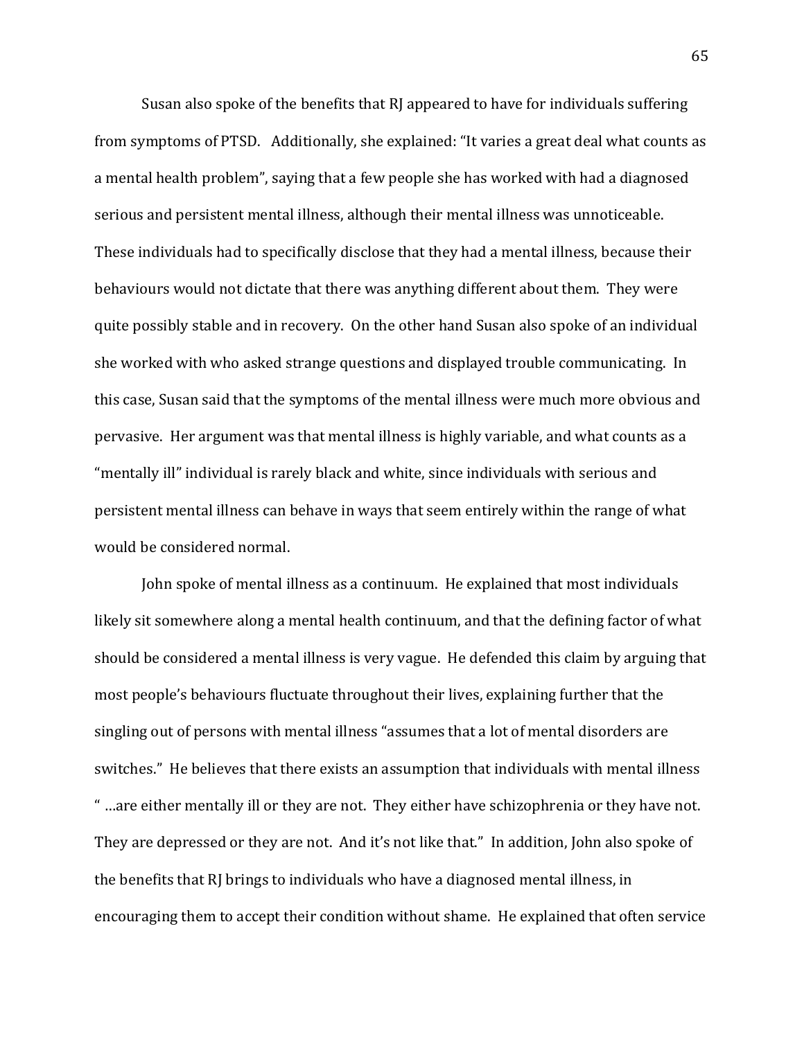Susan also spoke of the benefits that RJ appeared to have for individuals suffering from symptoms of PTSD. Additionally, she explained: "It varies a great deal what counts as a mental health problem", saying that a few people she has worked with had a diagnosed serious and persistent mental illness, although their mental illness was unnoticeable. These individuals had to specifically disclose that they had a mental illness, because their behaviours would not dictate that there was anything different about them. They were quite possibly stable and in recovery. On the other hand Susan also spoke of an individual she worked with who asked strange questions and displayed trouble communicating. In this case, Susan said that the symptoms of the mental illness were much more obvious and pervasive. Her argument was that mental illness is highly variable, and what counts as a "mentally ill" individual is rarely black and white, since individuals with serious and persistent mental illness can behave in ways that seem entirely within the range of what would be considered normal.

John spoke of mental illness as a continuum. He explained that most individuals likely sit somewhere along a mental health continuum, and that the defining factor of what should be considered a mental illness is very vague. He defended this claim by arguing that most people's behaviours fluctuate throughout their lives, explaining further that the singling out of persons with mental illness "assumes that a lot of mental disorders are switches." He believes that there exists an assumption that individuals with mental illness " …are either mentally ill or they are not. They either have schizophrenia or they have not. They are depressed or they are not. And it's not like that." In addition, John also spoke of the benefits that RJ brings to individuals who have a diagnosed mental illness, in encouraging them to accept their condition without shame. He explained that often service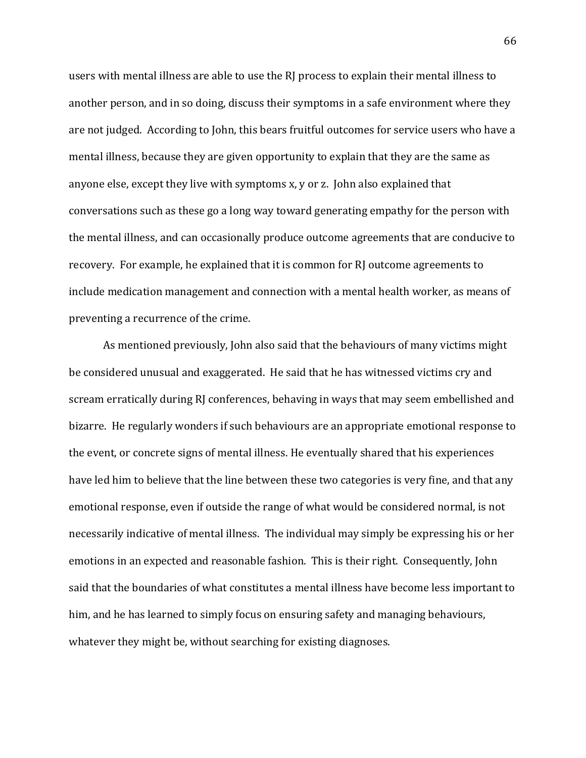users with mental illness are able to use the RJ process to explain their mental illness to another person, and in so doing, discuss their symptoms in a safe environment where they are not judged. According to John, this bears fruitful outcomes for service users who have a mental illness, because they are given opportunity to explain that they are the same as anyone else, except they live with symptoms x, y or z. John also explained that conversations such as these go a long way toward generating empathy for the person with the mental illness, and can occasionally produce outcome agreements that are conducive to recovery. For example, he explained that it is common for RJ outcome agreements to include medication management and connection with a mental health worker, as means of preventing a recurrence of the crime.

As mentioned previously, John also said that the behaviours of many victims might be considered unusual and exaggerated. He said that he has witnessed victims cry and scream erratically during RJ conferences, behaving in ways that may seem embellished and bizarre. He regularly wonders if such behaviours are an appropriate emotional response to the event, or concrete signs of mental illness. He eventually shared that his experiences have led him to believe that the line between these two categories is very fine, and that any emotional response, even if outside the range of what would be considered normal, is not necessarily indicative of mental illness. The individual may simply be expressing his or her emotions in an expected and reasonable fashion. This is their right. Consequently, John said that the boundaries of what constitutes a mental illness have become less important to him, and he has learned to simply focus on ensuring safety and managing behaviours, whatever they might be, without searching for existing diagnoses.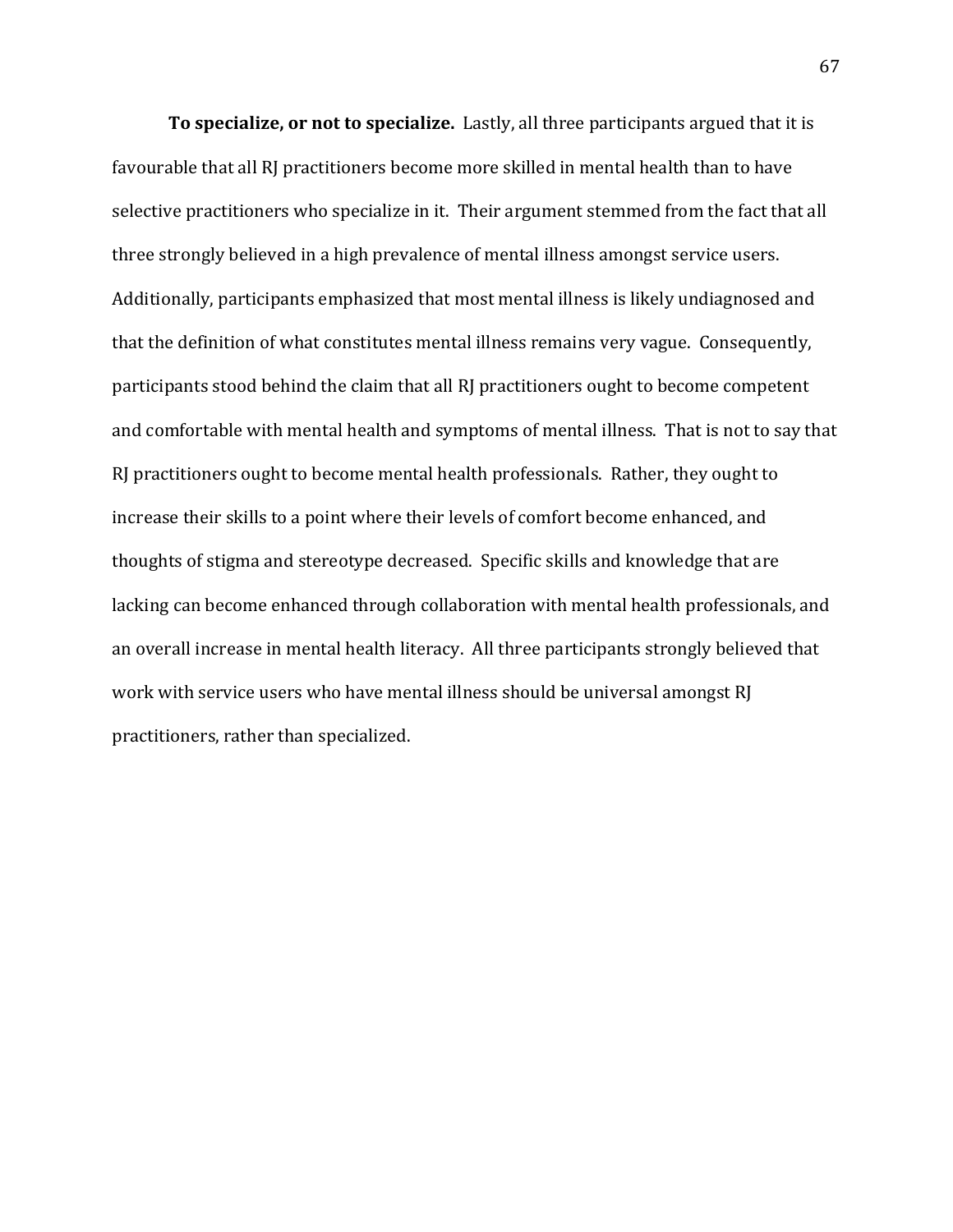**To specialize, or not to specialize.** Lastly, all three participants argued that it is favourable that all RJ practitioners become more skilled in mental health than to have selective practitioners who specialize in it. Their argument stemmed from the fact that all three strongly believed in a high prevalence of mental illness amongst service users. Additionally, participants emphasized that most mental illness is likely undiagnosed and that the definition of what constitutes mental illness remains very vague. Consequently, participants stood behind the claim that all RJ practitioners ought to become competent and comfortable with mental health and symptoms of mental illness. That is not to say that RJ practitioners ought to become mental health professionals. Rather, they ought to increase their skills to a point where their levels of comfort become enhanced, and thoughts of stigma and stereotype decreased. Specific skills and knowledge that are lacking can become enhanced through collaboration with mental health professionals, and an overall increase in mental health literacy. All three participants strongly believed that work with service users who have mental illness should be universal amongst RJ practitioners, rather than specialized.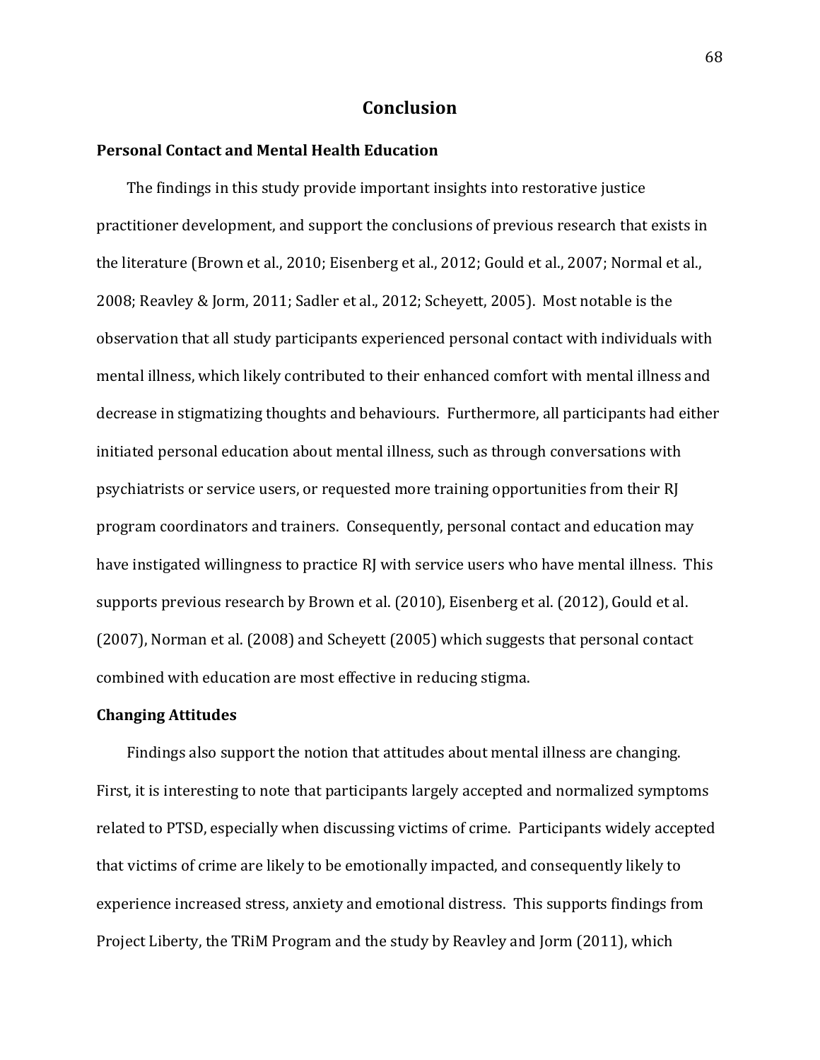# Conclusion

## Personal Contact and Mental Health Education

The findings in this study provide important insights into restorative justice practitioner development, and support the conclusions of previous research that exists in the literature (Brown et al., 2010; Eisenberg et al., 2012; Gould et al., 2007; Normal et al., 2008; Reavley & Jorm, 2011; Sadler et al., 2012; Scheyett, 2005). Most notable is the observation that all study participants experienced personal contact with individuals with mental illness, which likely contributed to their enhanced comfort with mental illness and decrease in stigmatizing thoughts and behaviours. Furthermore, all participants had either initiated personal education about mental illness, such as through conversations with psychiatrists or service users, or requested more training opportunities from their RJ program coordinators and trainers. Consequently, personal contact and education may have instigated willingness to practice RJ with service users who have mental illness. This supports previous research by Brown et al. (2010), Eisenberg et al. (2012), Gould et al. (2007), Norman et al. (2008) and Scheyett (2005) which suggests that personal contact combined with education are most effective in reducing stigma.

## Changing Attitudes

Findings also support the notion that attitudes about mental illness are changing. First, it is interesting to note that participants largely accepted and normalized symptoms related to PTSD, especially when discussing victims of crime. Participants widely accepted that victims of crime are likely to be emotionally impacted, and consequently likely to experience increased stress, anxiety and emotional distress. This supports findings from Project Liberty, the TRiM Program and the study by Reavley and Jorm (2011), which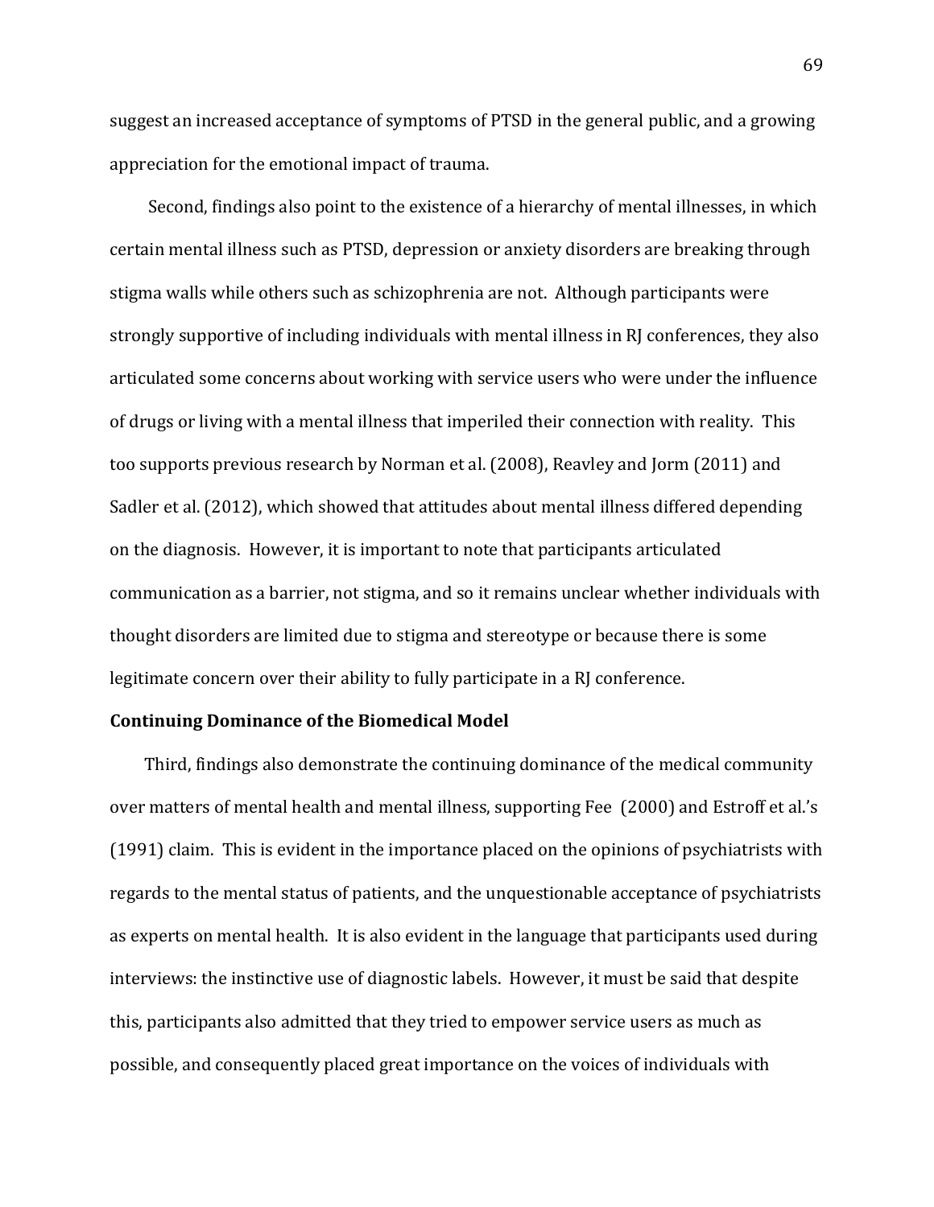suggest an increased acceptance of symptoms of PTSD in the general public, and a growing appreciation for the emotional impact of trauma.

Second, findings also point to the existence of a hierarchy of mental illnesses, in which certain mental illness such as PTSD, depression or anxiety disorders are breaking through stigma walls while others such as schizophrenia are not. Although participants were strongly supportive of including individuals with mental illness in RJ conferences, they also articulated some concerns about working with service users who were under the influence of drugs or living with a mental illness that imperiled their connection with reality. This too supports previous research by Norman et al. (2008), Reavley and Jorm (2011) and Sadler et al. (2012), which showed that attitudes about mental illness differed depending on the diagnosis. However, it is important to note that participants articulated communication as a barrier, not stigma, and so it remains unclear whether individuals with thought disorders are limited due to stigma and stereotype or because there is some legitimate concern over their ability to fully participate in a RJ conference.

**Continuing Dominance of the Biomedical Model**

Third, findings also demonstrate the continuing dominance of the medical community over matters of mental health and mental illness, supporting Fee (2000) and Estroff et al.'s (1991) claim. This is evident in the importance placed on the opinions of psychiatrists with regards to the mental status of patients, and the unquestionable acceptance of psychiatrists as experts on mental health. It is also evident in the language that participants used during interviews: the instinctive use of diagnostic labels. However, it must be said that despite this, participants also admitted that they tried to empower service users as much as possible, and consequently placed great importance on the voices of individuals with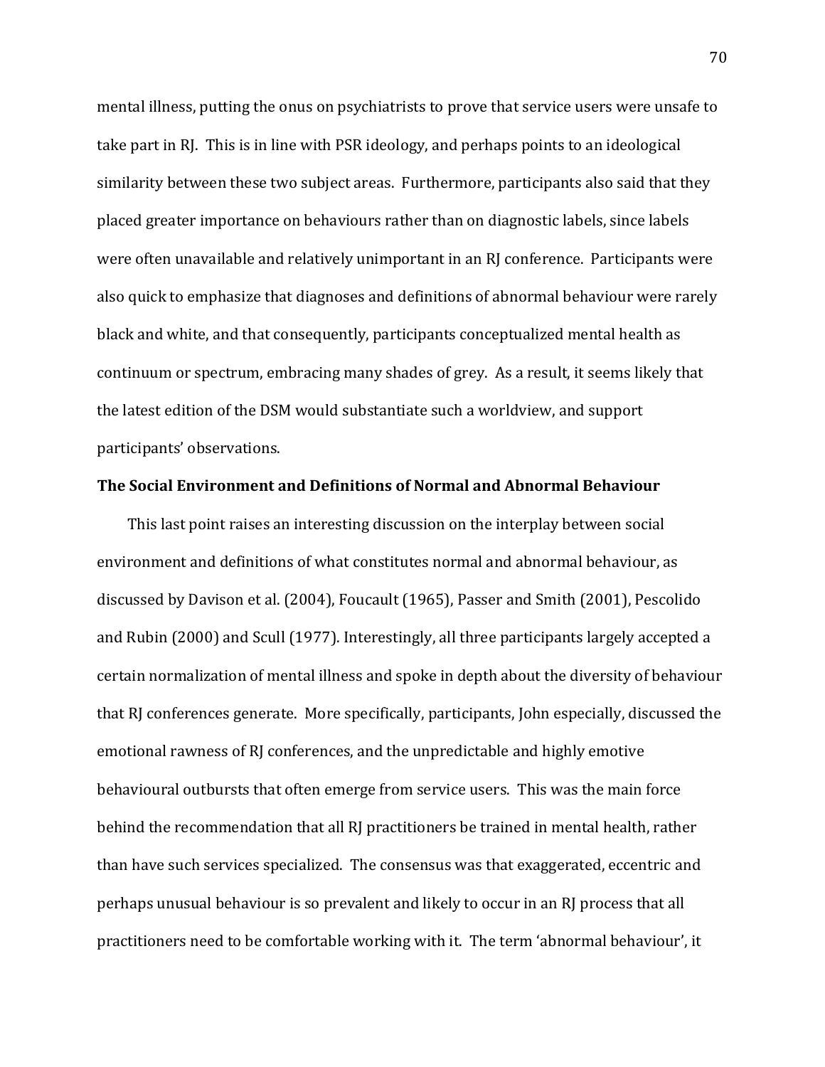mental illness, putting the onus on psychiatrists to prove that service users were unsafe to take part in RJ. This is in line with PSR ideology, and perhaps points to an ideological similarity between these two subject areas. Furthermore, participants also said that they placed greater importance on behaviours rather than on diagnostic labels, since labels were often unavailable and relatively unimportant in an RJ conference. Participants were also quick to emphasize that diagnoses and definitions of abnormal behaviour were rarely black and white, and that consequently, participants conceptualized mental health as continuum or spectrum, embracing many shades of grey. As a result, it seems likely that the latest edition of the DSM would substantiate such a worldview, and support participants' observations.

**The Social Environment and Definitions of Normal and Abnormal Behaviour**

This last point raises an interesting discussion on the interplay between social environment and definitions of what constitutes normal and abnormal behaviour, as discussed by Davison et al. (2004), Foucault (1965), Passer and Smith (2001), Pescolido and Rubin (2000) and Scull (1977). Interestingly, all three participants largely accepted a certain normalization of mental illness and spoke in depth about the diversity of behaviour that RJ conferences generate. More specifically, participants, John especially, discussed the emotional rawness of RJ conferences, and the unpredictable and highly emotive behavioural outbursts that often emerge from service users. This was the main force behind the recommendation that all RJ practitioners be trained in mental health, rather than have such services specialized. The consensus was that exaggerated, eccentric and perhaps unusual behaviour is so prevalent and likely to occur in an RJ process that all practitioners need to be comfortable working with it. The term 'abnormal behaviour', it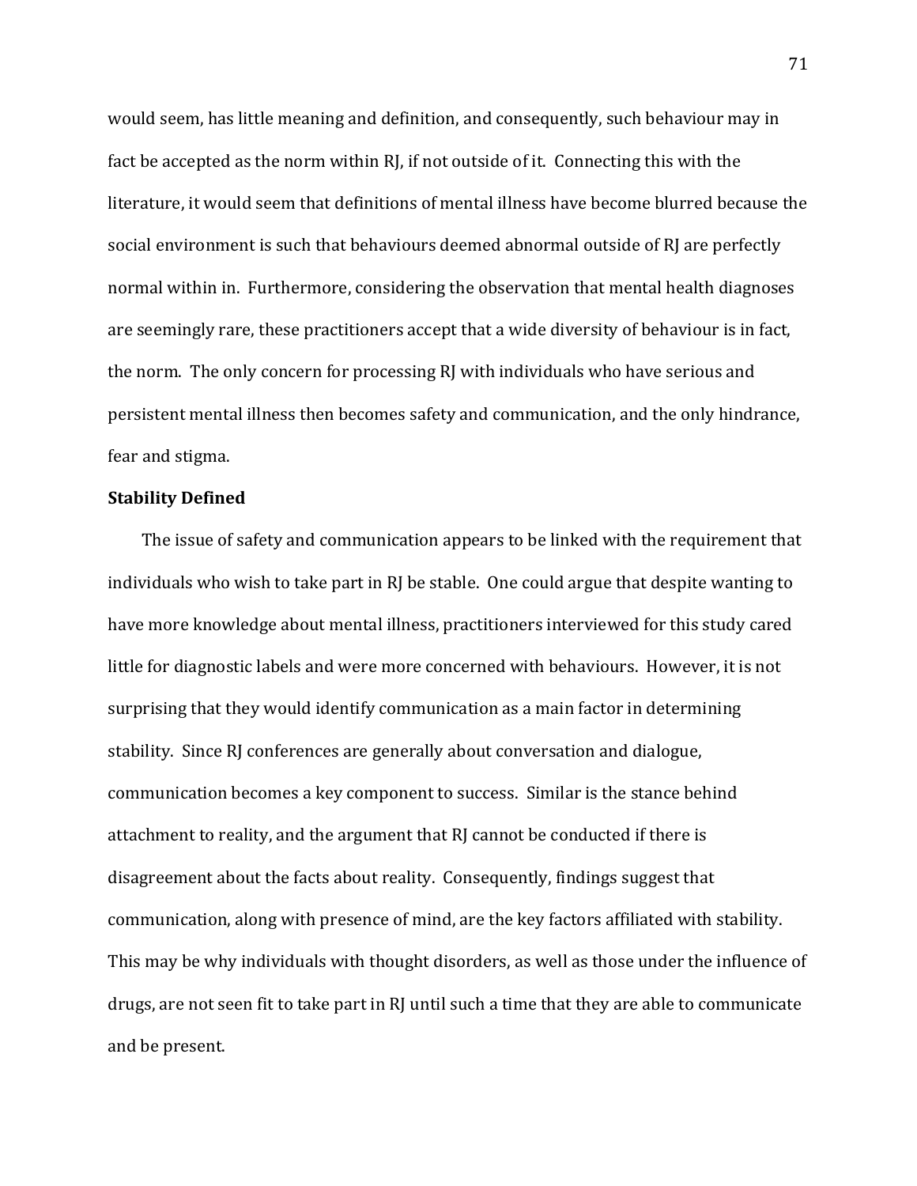would seem, has little meaning and definition, and consequently, such behaviour may in fact be accepted as the norm within RJ, if not outside of it. Connecting this with the literature, it would seem that definitions of mental illness have become blurred because the social environment is such that behaviours deemed abnormal outside of RJ are perfectly normal within in. Furthermore, considering the observation that mental health diagnoses are seemingly rare, these practitioners accept that a wide diversity of behaviour is in fact, the norm. The only concern for processing RJ with individuals who have serious and persistent mental illness then becomes safety and communication, and the only hindrance, fear and stigma.

**Stability Defined**

The issue of safety and communication appears to be linked with the requirement that individuals who wish to take part in RJ be stable. One could argue that despite wanting to have more knowledge about mental illness, practitioners interviewed for this study cared little for diagnostic labels and were more concerned with behaviours. However, it is not surprising that they would identify communication as a main factor in determining stability. Since RJ conferences are generally about conversation and dialogue, communication becomes a key component to success. Similar is the stance behind attachment to reality, and the argument that RJ cannot be conducted if there is disagreement about the facts about reality. Consequently, findings suggest that communication, along with presence of mind, are the key factors affiliated with stability. This may be why individuals with thought disorders, as well as those under the influence of drugs, are not seen fit to take part in RJ until such a time that they are able to communicate and be present.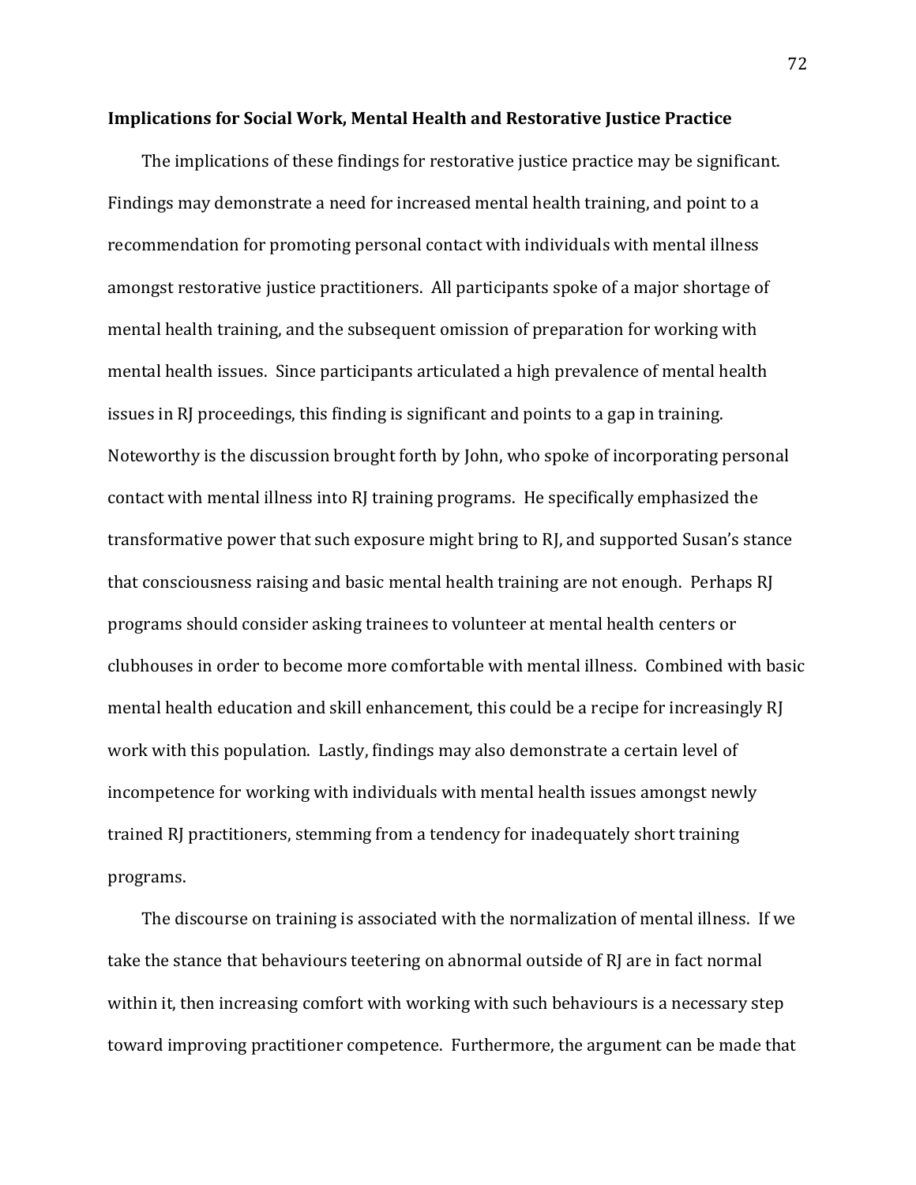**Implications for Social Work, Mental Health and Restorative Justice Practice**

The implications of these findings for restorative justice practice may be significant. Findings may demonstrate a need for increased mental health training, and point to a recommendation for promoting personal contact with individuals with mental illness amongst restorative justice practitioners. All participants spoke of a major shortage of mental health training, and the subsequent omission of preparation for working with mental health issues. Since participants articulated a high prevalence of mental health issues in RJ proceedings, this finding is significant and points to a gap in training. Noteworthy is the discussion brought forth by John, who spoke of incorporating personal contact with mental illness into RJ training programs. He specifically emphasized the transformative power that such exposure might bring to RJ, and supported Susan's stance that consciousness raising and basic mental health training are not enough. Perhaps RJ programs should consider asking trainees to volunteer at mental health centers or clubhouses in order to become more comfortable with mental illness. Combined with basic mental health education and skill enhancement, this could be a recipe for increasingly RJ work with this population. Lastly, findings may also demonstrate a certain level of incompetence for working with individuals with mental health issues amongst newly trained RJ practitioners, stemming from a tendency for inadequately short training programs.

The discourse on training is associated with the normalization of mental illness. If we take the stance that behaviours teetering on abnormal outside of RJ are in fact normal within it, then increasing comfort with working with such behaviours is a necessary step toward improving practitioner competence. Furthermore, the argument can be made that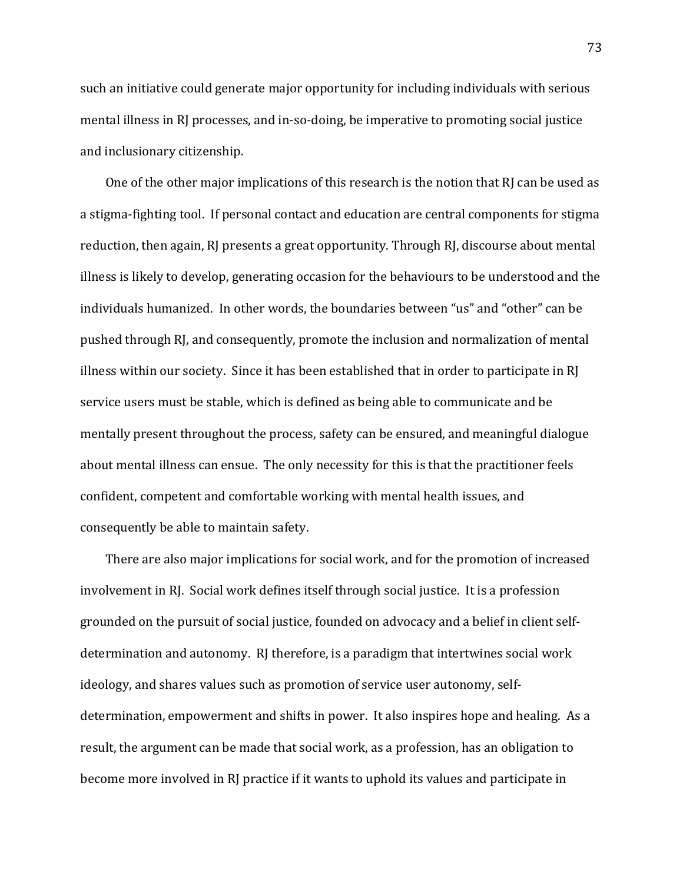such an initiative could generate major opportunity for including individuals with serious mental illness in RJ processes, and in-so-doing, be imperative to promoting social justice and inclusionary citizenship.

One of the other major implications of this research is the notion that RJ can be used as a stigma-fighting tool. If personal contact and education are central components for stigma reduction, then again, RJ presents a great opportunity. Through RJ, discourse about mental illness is likely to develop, generating occasion for the behaviours to be understood and the individuals humanized. In other words, the boundaries between "us" and "other" can be pushed through RJ, and consequently, promote the inclusion and normalization of mental illness within our society. Since it has been established that in order to participate in RJ service users must be stable, which is defined as being able to communicate and be mentally present throughout the process, safety can be ensured, and meaningful dialogue about mental illness can ensue. The only necessity for this is that the practitioner feels confident, competent and comfortable working with mental health issues, and consequently be able to maintain safety.

There are also major implications for social work, and for the promotion of increased involvement in RJ. Social work defines itself through social justice. It is a profession grounded on the pursuit of social justice, founded on advocacy and a belief in client self-determination and autonomy. RJ therefore, is a paradigm that intertwines social work ideology, and shares values such as promotion of service user autonomy, self-determination, empowerment and shifts in power. It also inspires hope and healing. As a result, the argument can be made that social work, as a profession, has an obligation to become more involved in RJ practice if it wants to uphold its values and participate in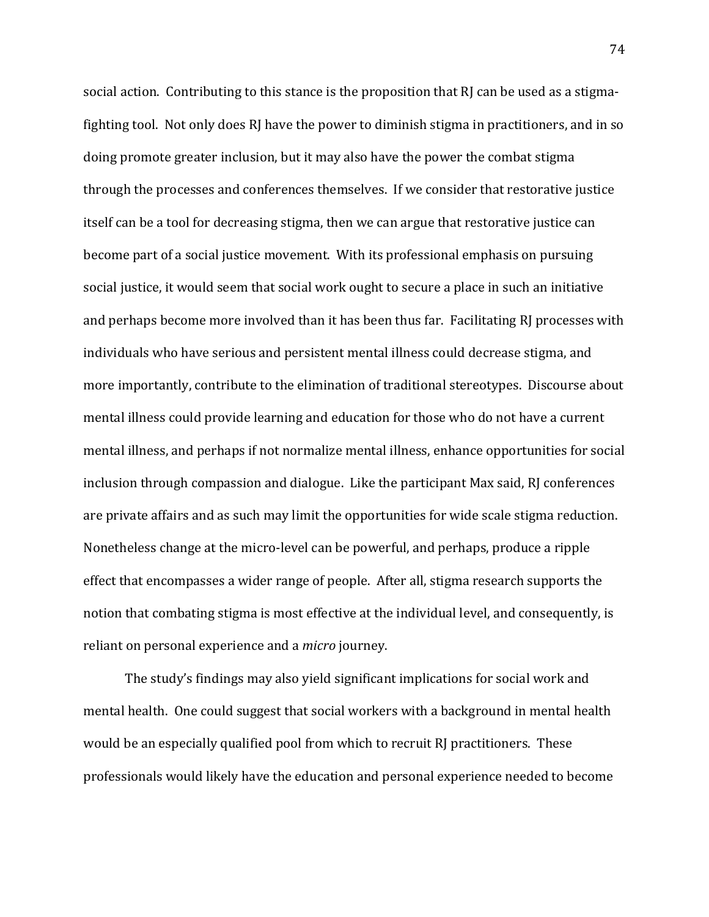social action. Contributing to this stance is the proposition that RJ can be used as a stigma-fighting tool. Not only does RJ have the power to diminish stigma in practitioners, and in so doing promote greater inclusion, but it may also have the power the combat stigma through the processes and conferences themselves. If we consider that restorative justice itself can be a tool for decreasing stigma, then we can argue that restorative justice can become part of a social justice movement. With its professional emphasis on pursuing social justice, it would seem that social work ought to secure a place in such an initiative and perhaps become more involved than it has been thus far. Facilitating RJ processes with individuals who have serious and persistent mental illness could decrease stigma, and more importantly, contribute to the elimination of traditional stereotypes. Discourse about mental illness could provide learning and education for those who do not have a current mental illness, and perhaps if not normalize mental illness, enhance opportunities for social inclusion through compassion and dialogue. Like the participant Max said, RJ conferences are private affairs and as such may limit the opportunities for wide scale stigma reduction. Nonetheless change at the micro-level can be powerful, and perhaps, produce a ripple effect that encompasses a wider range of people. After all, stigma research supports the notion that combating stigma is most effective at the individual level, and consequently, is reliant on personal experience and a *micro* journey.

The study's findings may also yield significant implications for social work and mental health. One could suggest that social workers with a background in mental health would be an especially qualified pool from which to recruit RJ practitioners. These professionals would likely have the education and personal experience needed to become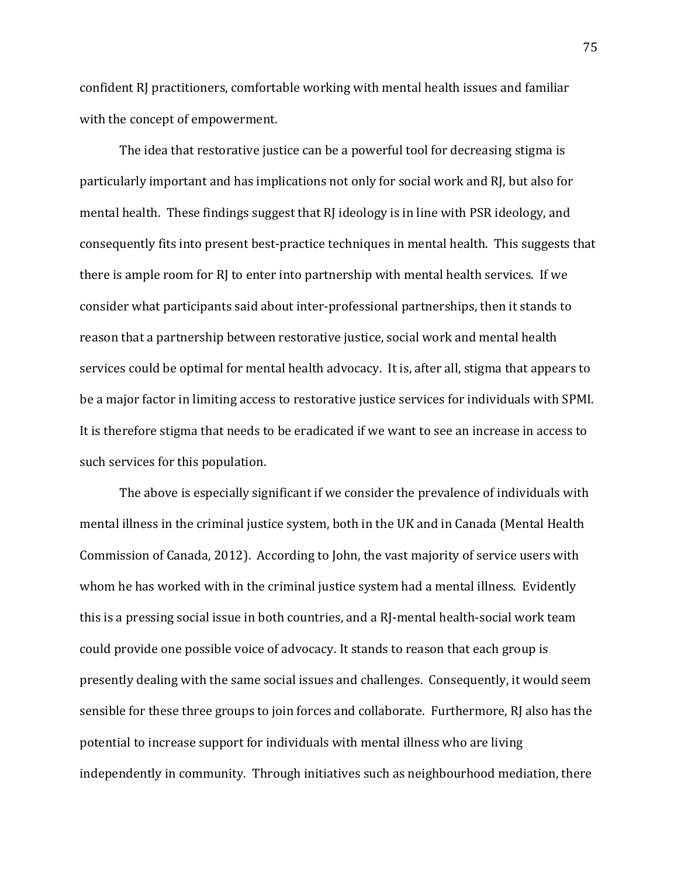confident RJ practitioners, comfortable working with mental health issues and familiar with the concept of empowerment.

The idea that restorative justice can be a powerful tool for decreasing stigma is particularly important and has implications not only for social work and RJ, but also for mental health. These findings suggest that RJ ideology is in line with PSR ideology, and consequently fits into present best-practice techniques in mental health. This suggests that there is ample room for RJ to enter into partnership with mental health services. If we consider what participants said about inter-professional partnerships, then it stands to reason that a partnership between restorative justice, social work and mental health services could be optimal for mental health advocacy. It is, after all, stigma that appears to be a major factor in limiting access to restorative justice services for individuals with SPMI. It is therefore stigma that needs to be eradicated if we want to see an increase in access to such services for this population.

The above is especially significant if we consider the prevalence of individuals with mental illness in the criminal justice system, both in the UK and in Canada (Mental Health Commission of Canada, 2012). According to John, the vast majority of service users with whom he has worked with in the criminal justice system had a mental illness. Evidently this is a pressing social issue in both countries, and a RJ-mental health-social work team could provide one possible voice of advocacy. It stands to reason that each group is presently dealing with the same social issues and challenges. Consequently, it would seem sensible for these three groups to join forces and collaborate. Furthermore, RJ also has the potential to increase support for individuals with mental illness who are living independently in community. Through initiatives such as neighbourhood mediation, there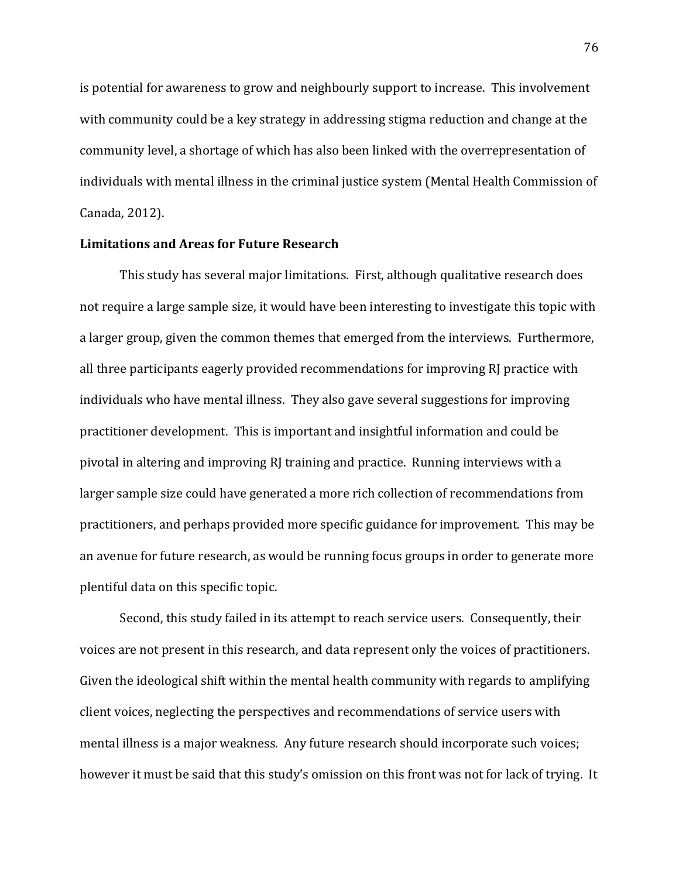is potential for awareness to grow and neighbourly support to increase. This involvement with community could be a key strategy in addressing stigma reduction and change at the community level, a shortage of which has also been linked with the overrepresentation of individuals with mental illness in the criminal justice system (Mental Health Commission of Canada, 2012).

**Limitations and Areas for Future Research**

This study has several major limitations. First, although qualitative research does not require a large sample size, it would have been interesting to investigate this topic with a larger group, given the common themes that emerged from the interviews. Furthermore, all three participants eagerly provided recommendations for improving RJ practice with individuals who have mental illness. They also gave several suggestions for improving practitioner development. This is important and insightful information and could be pivotal in altering and improving RJ training and practice. Running interviews with a larger sample size could have generated a more rich collection of recommendations from practitioners, and perhaps provided more specific guidance for improvement. This may be an avenue for future research, as would be running focus groups in order to generate more plentiful data on this specific topic.

Second, this study failed in its attempt to reach service users. Consequently, their voices are not present in this research, and data represent only the voices of practitioners. Given the ideological shift within the mental health community with regards to amplifying client voices, neglecting the perspectives and recommendations of service users with mental illness is a major weakness. Any future research should incorporate such voices; however it must be said that this study's omission on this front was not for lack of trying. It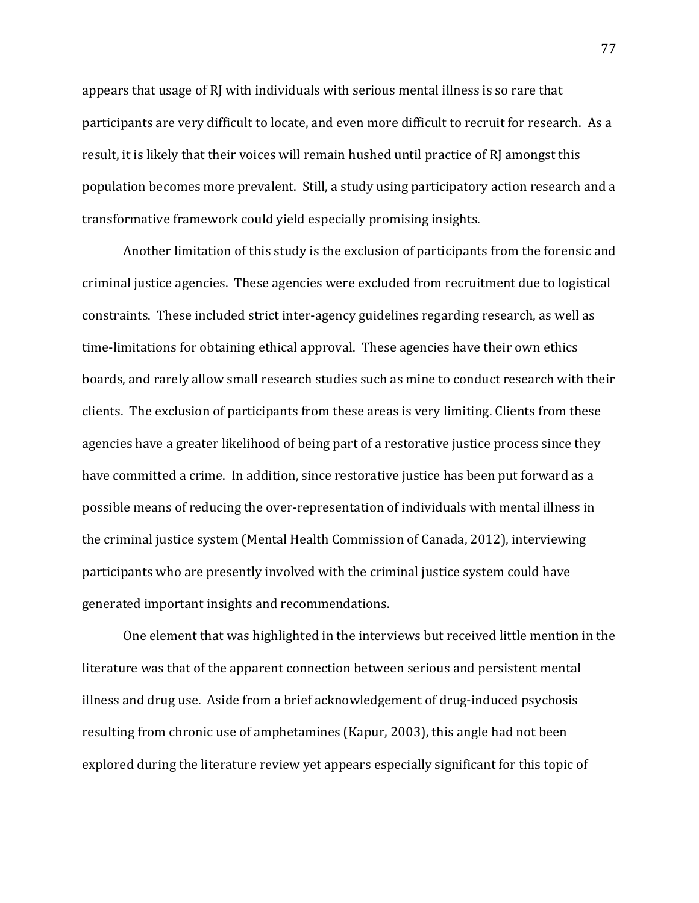appears that usage of RJ with individuals with serious mental illness is so rare that participants are very difficult to locate, and even more difficult to recruit for research. As a result, it is likely that their voices will remain hushed until practice of RJ amongst this population becomes more prevalent. Still, a study using participatory action research and a transformative framework could yield especially promising insights.

Another limitation of this study is the exclusion of participants from the forensic and criminal justice agencies. These agencies were excluded from recruitment due to logistical constraints. These included strict inter-agency guidelines regarding research, as well as time-limitations for obtaining ethical approval. These agencies have their own ethics boards, and rarely allow small research studies such as mine to conduct research with their clients. The exclusion of participants from these areas is very limiting. Clients from these agencies have a greater likelihood of being part of a restorative justice process since they have committed a crime. In addition, since restorative justice has been put forward as a possible means of reducing the over-representation of individuals with mental illness in the criminal justice system (Mental Health Commission of Canada, 2012), interviewing participants who are presently involved with the criminal justice system could have generated important insights and recommendations.

One element that was highlighted in the interviews but received little mention in the literature was that of the apparent connection between serious and persistent mental illness and drug use. Aside from a brief acknowledgement of drug-induced psychosis resulting from chronic use of amphetamines (Kapur, 2003), this angle had not been explored during the literature review yet appears especially significant for this topic of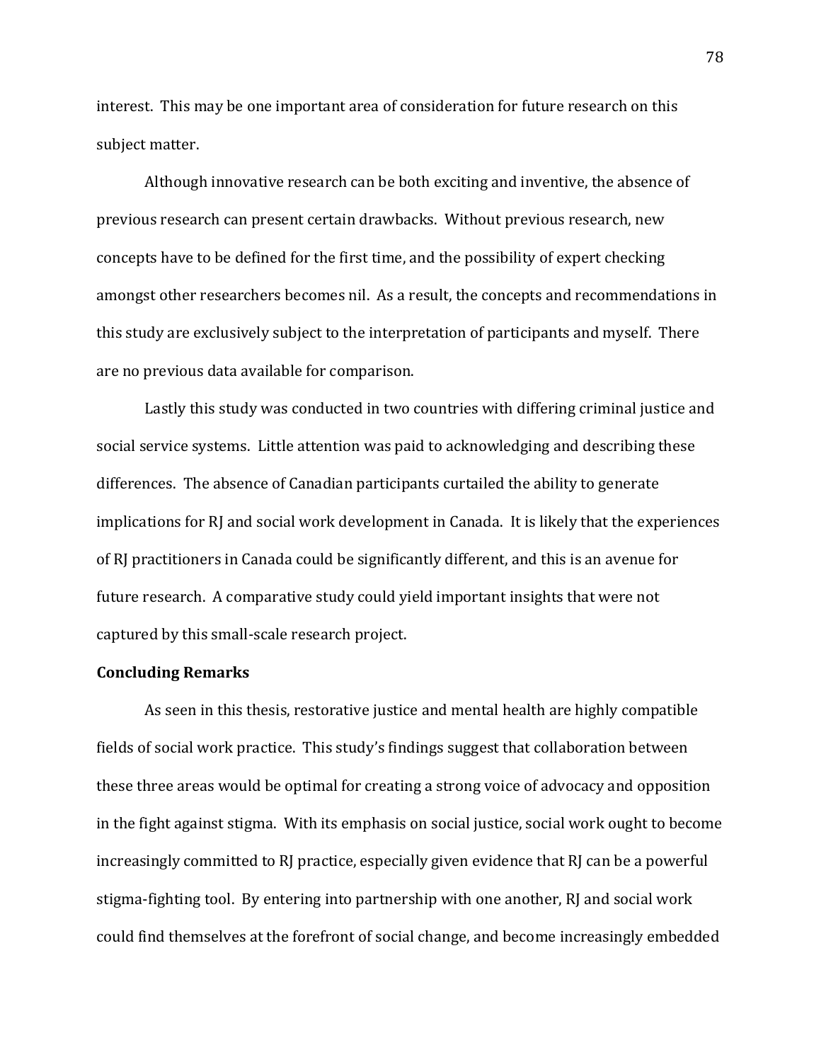interest. This may be one important area of consideration for future research on this subject matter.

Although innovative research can be both exciting and inventive, the absence of previous research can present certain drawbacks. Without previous research, new concepts have to be defined for the first time, and the possibility of expert checking amongst other researchers becomes nil. As a result, the concepts and recommendations in this study are exclusively subject to the interpretation of participants and myself. There are no previous data available for comparison.

Lastly this study was conducted in two countries with differing criminal justice and social service systems. Little attention was paid to acknowledging and describing these differences. The absence of Canadian participants curtailed the ability to generate implications for RJ and social work development in Canada. It is likely that the experiences of RJ practitioners in Canada could be significantly different, and this is an avenue for future research. A comparative study could yield important insights that were not captured by this small-scale research project.

**Concluding Remarks**

As seen in this thesis, restorative justice and mental health are highly compatible fields of social work practice. This study's findings suggest that collaboration between these three areas would be optimal for creating a strong voice of advocacy and opposition in the fight against stigma. With its emphasis on social justice, social work ought to become increasingly committed to RJ practice, especially given evidence that RJ can be a powerful stigma-fighting tool. By entering into partnership with one another, RJ and social work could find themselves at the forefront of social change, and become increasingly embedded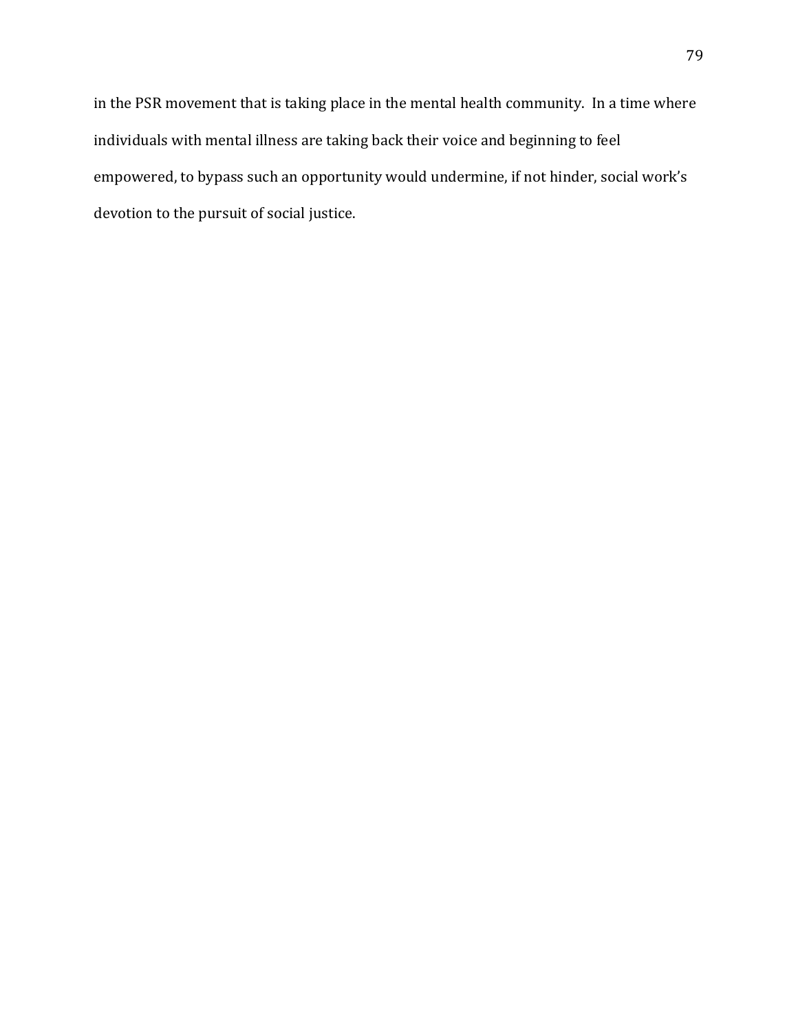in the PSR movement that is taking place in the mental health community. In a time where individuals with mental illness are taking back their voice and beginning to feel empowered, to bypass such an opportunity would undermine, if not hinder, social work's devotion to the pursuit of social justice.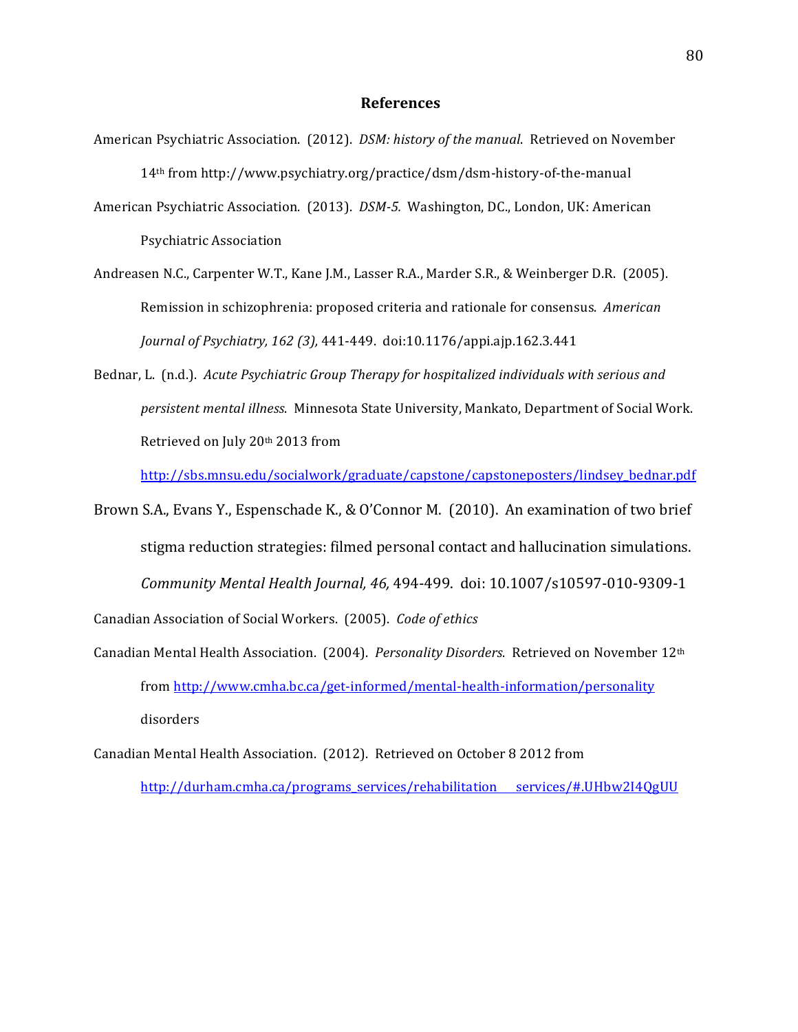# References

American Psychiatric Association. (2012). *DSM: history of the manual*. Retrieved on November 14th from http://www.psychiatry.org/practice/dsm/dsm-history-of-the-manual

American Psychiatric Association. (2013). *DSM-5.* Washington, DC., London, UK: American Psychiatric Association

Andreasen N.C., Carpenter W.T., Kane J.M., Lasser R.A., Marder S.R., & Weinberger D.R. (2005). Remission in schizophrenia: proposed criteria and rationale for consensus. *American Journal of Psychiatry, 162 (3),* 441-449. doi:10.1176/appi.ajp.162.3.441

Bednar, L. (n.d.). *Acute Psychiatric Group Therapy for hospitalized individuals with serious and persistent mental illness*. Minnesota State University, Mankato, Department of Social Work. Retrieved on July 20th 2013 from http://sbs.mnsu.edu/socialwork/graduate/capstone/capstoneposters/lindsey_bednar.pdf

Brown S.A., Evans Y., Espenschade K., & O'Connor M. (2010). An examination of two brief stigma reduction strategies: filmed personal contact and hallucination simulations. *Community Mental Health Journal, 46,* 494-499. doi: 10.1007/s10597-010-9309-1

Canadian Association of Social Workers. (2005). *Code of ethics*

Canadian Mental Health Association. (2004). *Personality Disorders*. Retrieved on November 12th from http://www.cmha.bc.ca/get-informed/mental-health-information/personality disorders

Canadian Mental Health Association. (2012). Retrieved on October 8 2012 from http://durham.cmha.ca/programs_services/rehabilitation_services/#.UHbw2I4QgUU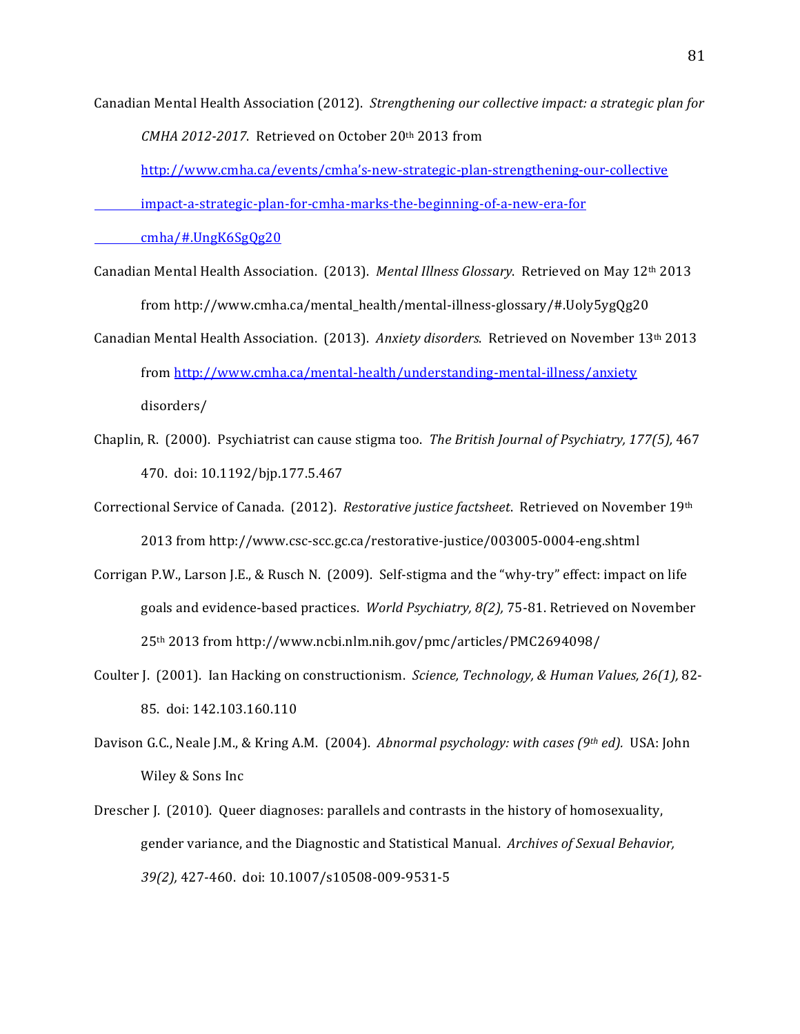Canadian Mental Health Association (2012). *Strengthening our collective impact: a strategic plan for CMHA 2012-2017*. Retrieved on October 20th 2013 from http://www.cmha.ca/events/cmha's-new-strategic-plan-strengthening-our-collective impact-a-strategic-plan-for-cmha-marks-the-beginning-of-a-new-era-for cmha/#.UngK6SgQg20

Canadian Mental Health Association. (2013). *Mental Illness Glossary*. Retrieved on May 12th 2013 from http://www.cmha.ca/mental_health/mental-illness-glossary/#.Uoly5ygQg20

Canadian Mental Health Association. (2013). *Anxiety disorders*. Retrieved on November 13th 2013 from http://www.cmha.ca/mental-health/understanding-mental-illness/anxiety disorders/

Chaplin, R. (2000). Psychiatrist can cause stigma too. *The British Journal of Psychiatry, 177(5),* 467 470. doi: 10.1192/bjp.177.5.467

Correctional Service of Canada. (2012). *Restorative justice factsheet*. Retrieved on November 19th 2013 from http://www.csc-scc.gc.ca/restorative-justice/003005-0004-eng.shtml

Corrigan P.W., Larson J.E., & Rusch N. (2009). Self-stigma and the "why-try" effect: impact on life goals and evidence-based practices. *World Psychiatry, 8(2),* 75-81. Retrieved on November 25th 2013 from http://www.ncbi.nlm.nih.gov/pmc/articles/PMC2694098/

Coulter J. (2001). Ian Hacking on constructionism. *Science, Technology, & Human Values, 26(1),* 82-85. doi: 142.103.160.110

Davison G.C., Neale J.M., & Kring A.M. (2004). *Abnormal psychology: with cases (9th ed).* USA: John Wiley & Sons Inc

Drescher J. (2010). Queer diagnoses: parallels and contrasts in the history of homosexuality, gender variance, and the Diagnostic and Statistical Manual. *Archives of Sexual Behavior, 39(2),* 427-460. doi: 10.1007/s10508-009-9531-5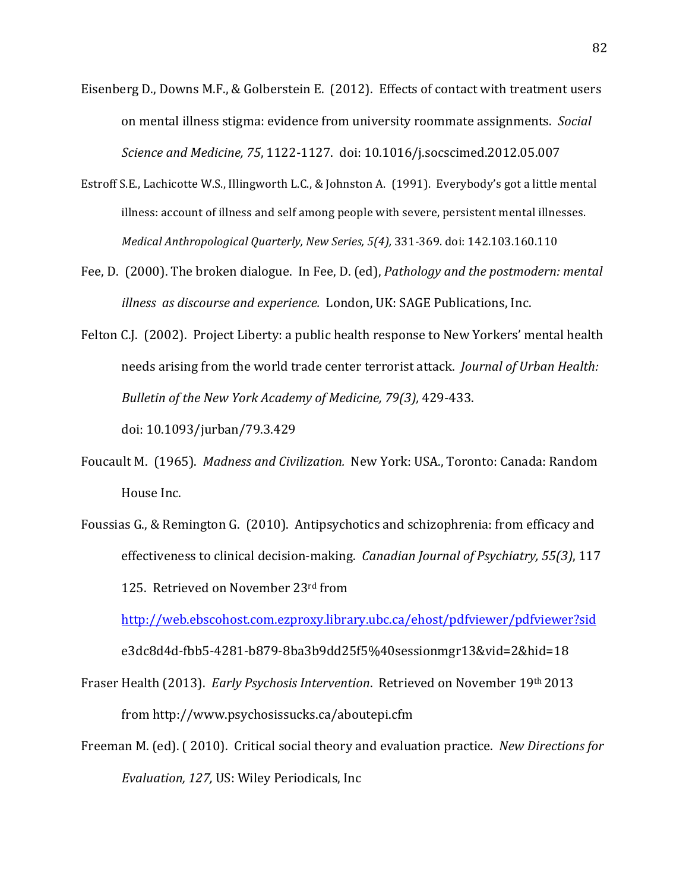Eisenberg D., Downs M.F., & Golberstein E. (2012). Effects of contact with treatment users on mental illness stigma: evidence from university roommate assignments. *Social Science and Medicine, 75*, 1122-1127. doi: 10.1016/j.socscimed.2012.05.007

Estroff S.E., Lachicotte W.S., Illingworth L.C., & Johnston A. (1991). Everybody's got a little mental illness: account of illness and self among people with severe, persistent mental illnesses. *Medical Anthropological Quarterly, New Series, 5(4),* 331-369. doi: 142.103.160.110

Fee, D. (2000). The broken dialogue. In Fee, D. (ed), *Pathology and the postmodern: mental illness as discourse and experience.* London, UK: SAGE Publications, Inc.

Felton C.J. (2002). Project Liberty: a public health response to New Yorkers' mental health needs arising from the world trade center terrorist attack. *Journal of Urban Health: Bulletin of the New York Academy of Medicine, 79(3),* 429-433. doi: 10.1093/jurban/79.3.429

Foucault M. (1965). *Madness and Civilization.* New York: USA., Toronto: Canada: Random House Inc.

Foussias G., & Remington G. (2010). Antipsychotics and schizophrenia: from efficacy and effectiveness to clinical decision-making. *Canadian Journal of Psychiatry, 55(3)*, 117 125. Retrieved on November 23rd from [http://web.ebscohost.com.ezproxy.library.ubc.ca/ehost/pdfviewer/pdfviewer?sid](http://web.ebscohost.com.ezproxy.library.ubc.ca/ehost/pdfviewer/pdfviewer?sid) e3dc8d4d-fbb5-4281-b879-8ba3b9dd25f5%40sessionmgr13&vid=2&hid=18

Fraser Health (2013). *Early Psychosis Intervention*. Retrieved on November 19th 2013 from http://www.psychosissucks.ca/aboutepi.cfm

Freeman M. (ed). ( 2010). Critical social theory and evaluation practice. *New Directions for Evaluation, 127,* US: Wiley Periodicals, Inc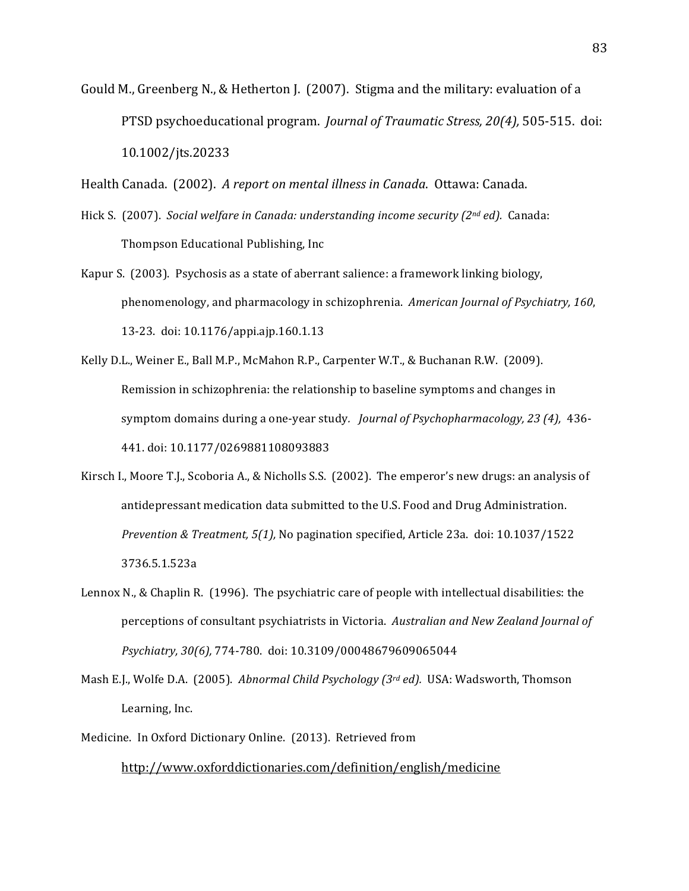Gould M., Greenberg N., & Hetherton J. (2007). Stigma and the military: evaluation of a PTSD psychoeducational program. *Journal of Traumatic Stress, 20(4),* 505-515. doi: 10.1002/jts.20233

Health Canada. (2002). *A report on mental illness in Canada*. Ottawa: Canada.

Hick S. (2007). *Social welfare in Canada: understanding income security (2nd ed).* Canada: Thompson Educational Publishing, Inc

Kapur S. (2003). Psychosis as a state of aberrant salience: a framework linking biology, phenomenology, and pharmacology in schizophrenia. *American Journal of Psychiatry, 160*, 13-23. doi: 10.1176/appi.ajp.160.1.13

Kelly D.L., Weiner E., Ball M.P., McMahon R.P., Carpenter W.T., & Buchanan R.W. (2009). Remission in schizophrenia: the relationship to baseline symptoms and changes in symptom domains during a one-year study. *Journal of Psychopharmacology, 23 (4),* 436-441. doi: 10.1177/0269881108093883

Kirsch I., Moore T.J., Scoboria A., & Nicholls S.S. (2002). The emperor's new drugs: an analysis of antidepressant medication data submitted to the U.S. Food and Drug Administration. *Prevention & Treatment, 5(1),* No pagination specified, Article 23a. doi: 10.1037/1522 3736.5.1.523a

Lennox N., & Chaplin R. (1996). The psychiatric care of people with intellectual disabilities: the perceptions of consultant psychiatrists in Victoria. *Australian and New Zealand Journal of Psychiatry, 30(6),* 774-780. doi: 10.3109/00048679609065044

Mash E.J., Wolfe D.A. (2005). *Abnormal Child Psychology (3rd ed).* USA: Wadsworth, Thomson Learning, Inc.

Medicine. In Oxford Dictionary Online. (2013). Retrieved from http://www.oxforddictionaries.com/definition/english/medicine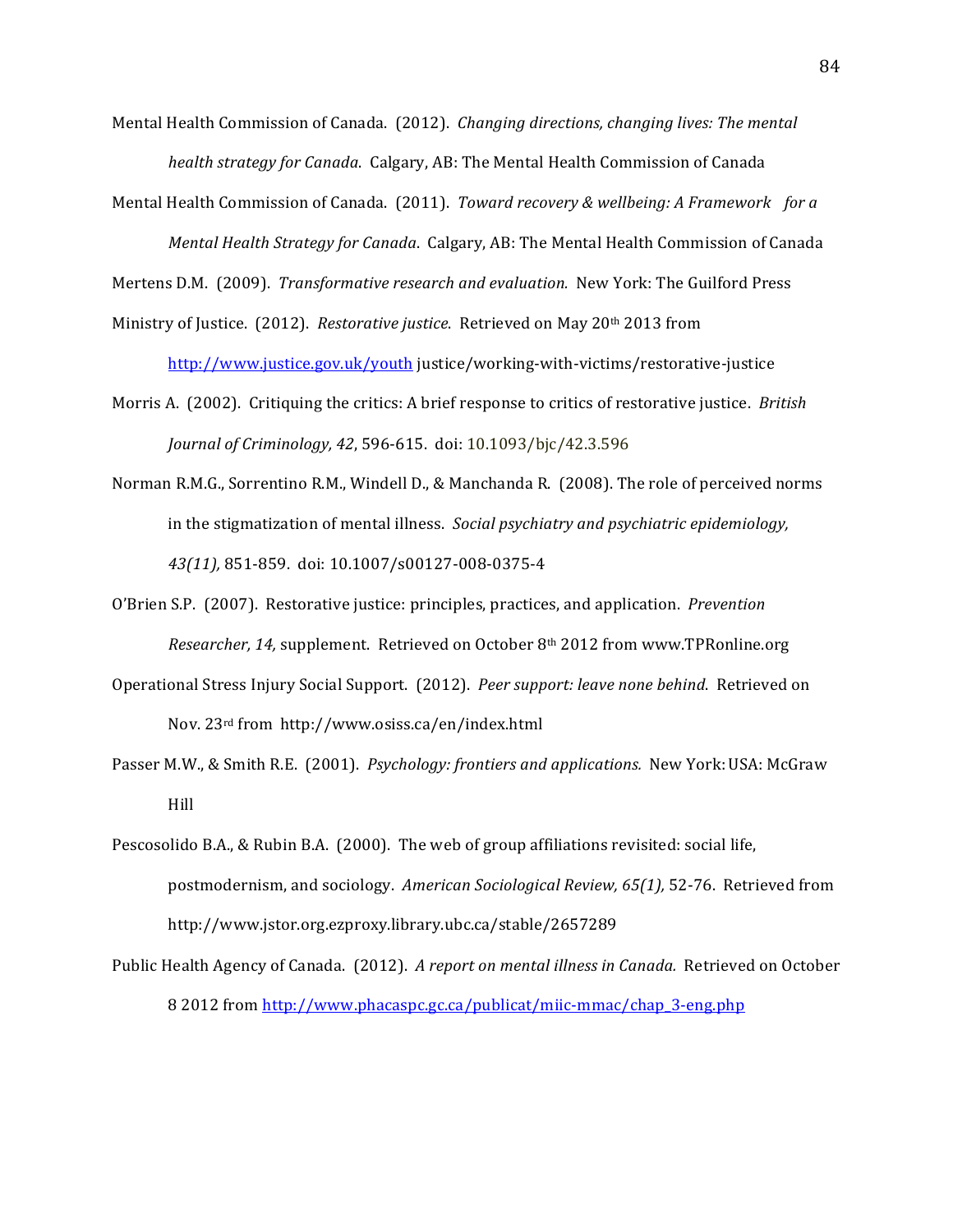Mental Health Commission of Canada. (2012). *Changing directions, changing lives: The mental health strategy for Canada*. Calgary, AB: The Mental Health Commission of Canada

Mental Health Commission of Canada. (2011). *Toward recovery & wellbeing: A Framework for a Mental Health Strategy for Canada*. Calgary, AB: The Mental Health Commission of Canada

Mertens D.M. (2009). *Transformative research and evaluation.* New York: The Guilford Press

Ministry of Justice. (2012). *Restorative justice*. Retrieved on May 20th 2013 from http://www.justice.gov.uk/youth justice/working-with-victims/restorative-justice

Morris A. (2002). Critiquing the critics: A brief response to critics of restorative justice. *British Journal of Criminology, 42*, 596-615. doi: 10.1093/bjc/42.3.596

Norman R.M.G., Sorrentino R.M., Windell D., & Manchanda R. (2008). The role of perceived norms in the stigmatization of mental illness. *Social psychiatry and psychiatric epidemiology, 43(11),* 851-859. doi: 10.1007/s00127-008-0375-4

O'Brien S.P. (2007). Restorative justice: principles, practices, and application. *Prevention Researcher, 14,* supplement. Retrieved on October 8th 2012 from www.TPRonline.org

Operational Stress Injury Social Support. (2012). *Peer support: leave none behind*. Retrieved on Nov. 23rd from http://www.osiss.ca/en/index.html

Passer M.W., & Smith R.E. (2001). *Psychology: frontiers and applications.* New York: USA: McGraw Hill

Pescosolido B.A., & Rubin B.A. (2000). The web of group affiliations revisited: social life, postmodernism, and sociology. *American Sociological Review, 65(1),* 52-76. Retrieved from http://www.jstor.org.ezproxy.library.ubc.ca/stable/2657289

Public Health Agency of Canada. (2012). *A report on mental illness in Canada.* Retrieved on October 8 2012 from http://www.phacaspc.gc.ca/publicat/miic-mmac/chap_3-eng.php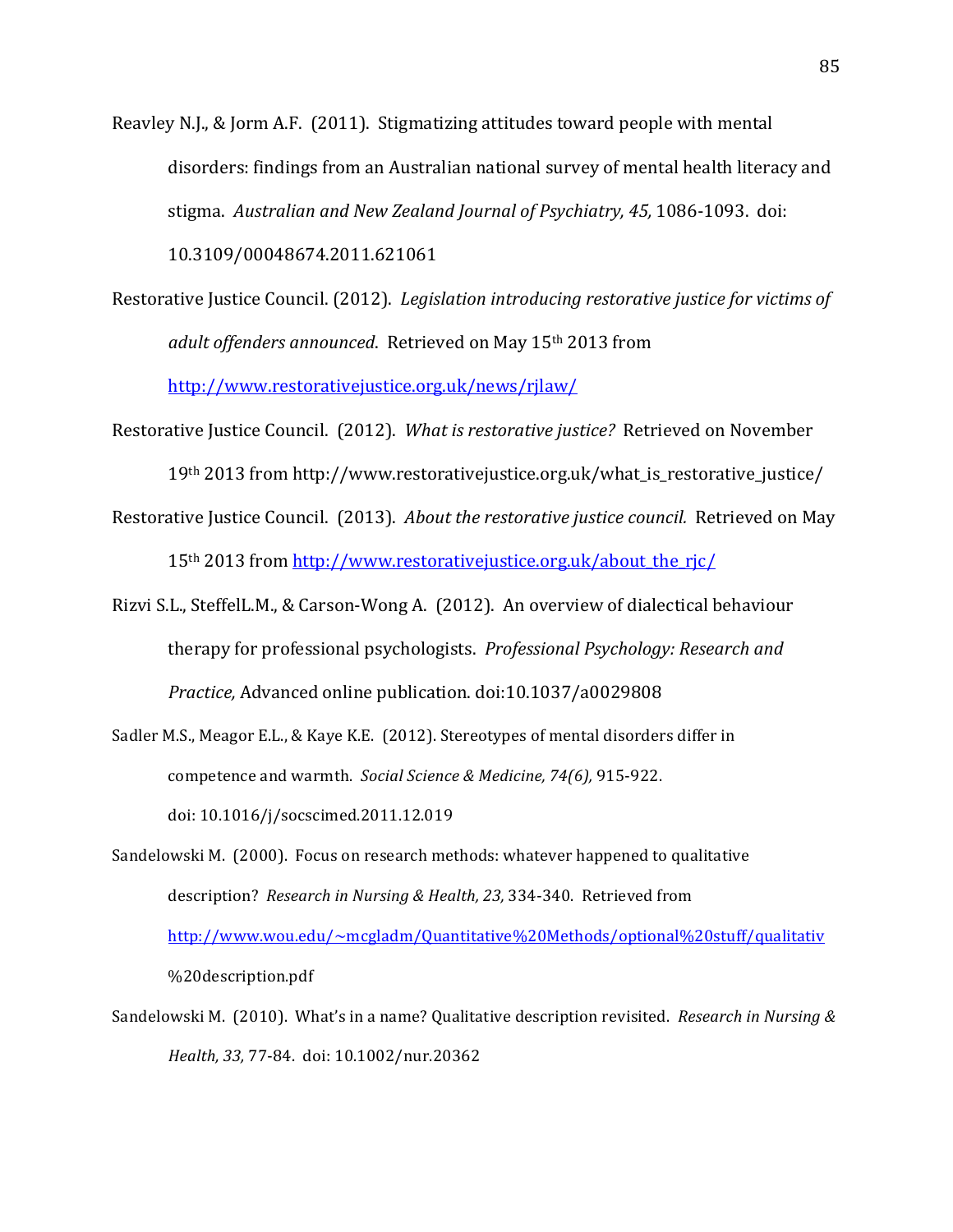Reavley N.J., & Jorm A.F. (2011). Stigmatizing attitudes toward people with mental disorders: findings from an Australian national survey of mental health literacy and stigma. *Australian and New Zealand Journal of Psychiatry, 45,* 1086-1093. doi: 10.3109/00048674.2011.621061

Restorative Justice Council. (2012). *Legislation introducing restorative justice for victims of adult offenders announced*. Retrieved on May 15th 2013 from http://www.restorativejustice.org.uk/news/rjlaw/

Restorative Justice Council. (2012). *What is restorative justice?* Retrieved on November 19th 2013 from http://www.restorativejustice.org.uk/what_is_restorative_justice/

Restorative Justice Council. (2013). *About the restorative justice council.* Retrieved on May 15th 2013 from http://www.restorativejustice.org.uk/about_the_rjc/

Rizvi S.L., SteffelL.M., & Carson-Wong A. (2012). An overview of dialectical behaviour therapy for professional psychologists. *Professional Psychology: Research and Practice,* Advanced online publication. doi:10.1037/a0029808

Sadler M.S., Meagor E.L., & Kaye K.E. (2012). Stereotypes of mental disorders differ in competence and warmth. *Social Science & Medicine, 74(6),* 915-922. doi: 10.1016/j/socscimed.2011.12.019

Sandelowski M. (2000). Focus on research methods: whatever happened to qualitative description? *Research in Nursing & Health, 23,* 334-340. Retrieved from http://www.wou.edu/~mcgladm/Quantitative%20Methods/optional%20stuff/qualitativ%20description.pdf

Sandelowski M. (2010). What's in a name? Qualitative description revisited. *Research in Nursing & Health, 33,* 77-84. doi: 10.1002/nur.20362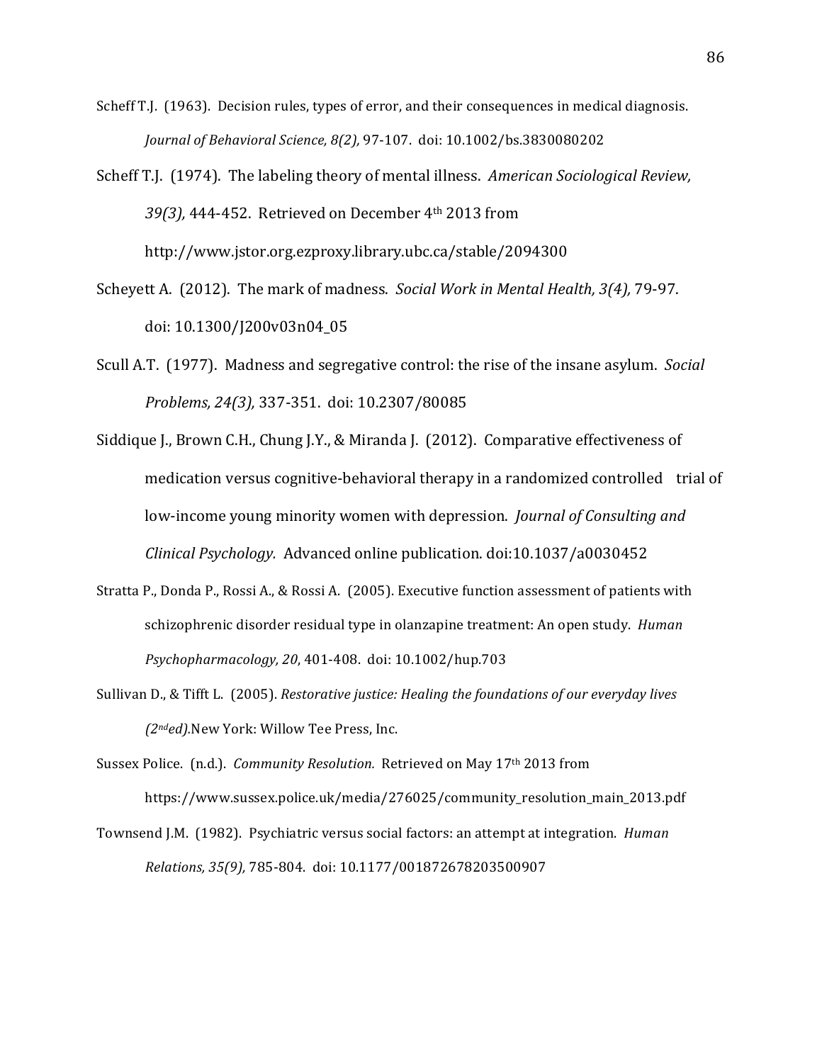Scheff T.J. (1963). Decision rules, types of error, and their consequences in medical diagnosis. *Journal of Behavioral Science, 8(2),* 97-107. doi: 10.1002/bs.3830080202

Scheff T.J. (1974). The labeling theory of mental illness. *American Sociological Review, 39(3),* 444-452. Retrieved on December 4th 2013 from http://www.jstor.org.ezproxy.library.ubc.ca/stable/2094300

Scheyett A. (2012). The mark of madness. *Social Work in Mental Health, 3(4),* 79-97. doi: 10.1300/J200v03n04_05

Scull A.T. (1977). Madness and segregative control: the rise of the insane asylum. *Social Problems, 24(3),* 337-351. doi: 10.2307/80085

Siddique J., Brown C.H., Chung J.Y., & Miranda J. (2012). Comparative effectiveness of medication versus cognitive-behavioral therapy in a randomized controlled trial of low-income young minority women with depression. *Journal of Consulting and Clinical Psychology.* Advanced online publication. doi:10.1037/a0030452

Stratta P., Donda P., Rossi A., & Rossi A. (2005). Executive function assessment of patients with schizophrenic disorder residual type in olanzapine treatment: An open study. *Human Psychopharmacology, 20*, 401-408. doi: 10.1002/hup.703

Sullivan D., & Tifft L. (2005). *Restorative justice: Healing the foundations of our everyday lives (2nd ed).* New York: Willow Tee Press, Inc.

Sussex Police. (n.d.). *Community Resolution.* Retrieved on May 17th 2013 from https://www.sussex.police.uk/media/276025/community_resolution_main_2013.pdf

Townsend J.M. (1982). Psychiatric versus social factors: an attempt at integration. *Human Relations, 35(9),* 785-804. doi: 10.1177/001872678203500907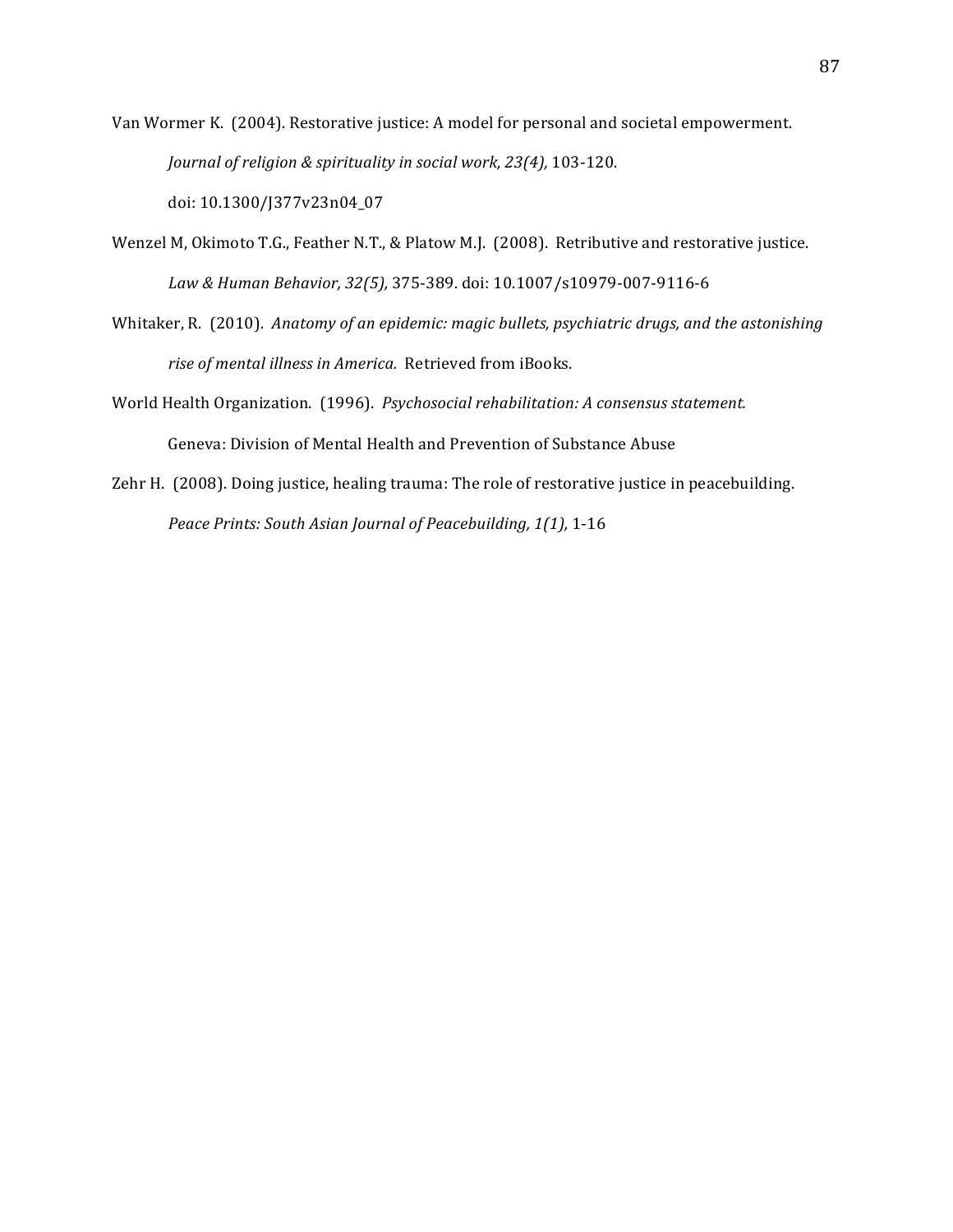Van Wormer K. (2004). Restorative justice: A model for personal and societal empowerment. *Journal of religion & spirituality in social work, 23(4),* 103-120. doi: 10.1300/J377v23n04_07

Wenzel M, Okimoto T.G., Feather N.T., & Platow M.J. (2008). Retributive and restorative justice. *Law & Human Behavior, 32(5),* 375-389. doi: 10.1007/s10979-007-9116-6

Whitaker, R. (2010). *Anatomy of an epidemic: magic bullets, psychiatric drugs, and the astonishing rise of mental illness in America.* Retrieved from iBooks.

World Health Organization. (1996). *Psychosocial rehabilitation: A consensus statement.* Geneva: Division of Mental Health and Prevention of Substance Abuse

Zehr H. (2008). Doing justice, healing trauma: The role of restorative justice in peacebuilding. *Peace Prints: South Asian Journal of Peacebuilding, 1(1),* 1-16